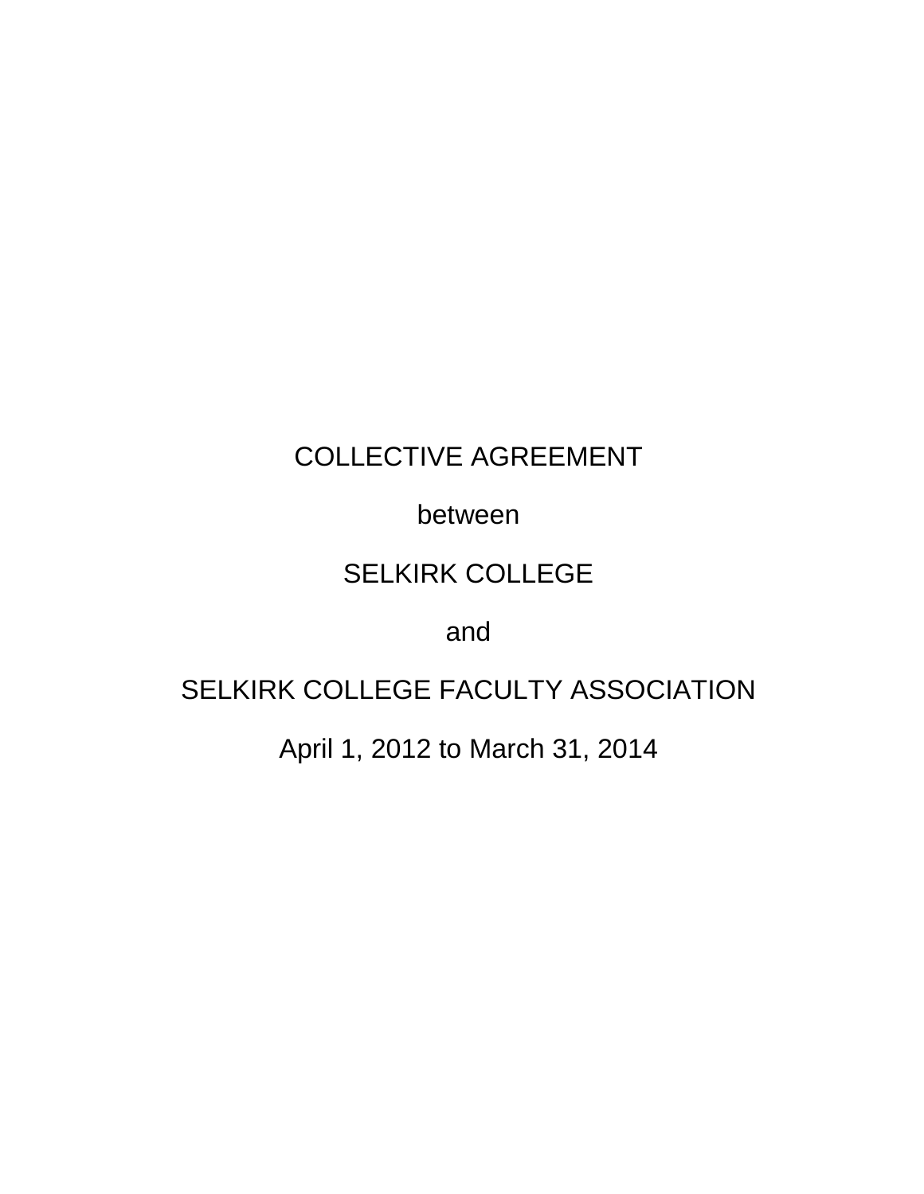# COLLECTIVE AGREEMENT

between

SELKIRK COLLEGE

and

SELKIRK COLLEGE FACULTY ASSOCIATION

April 1, 2012 to March 31, 2014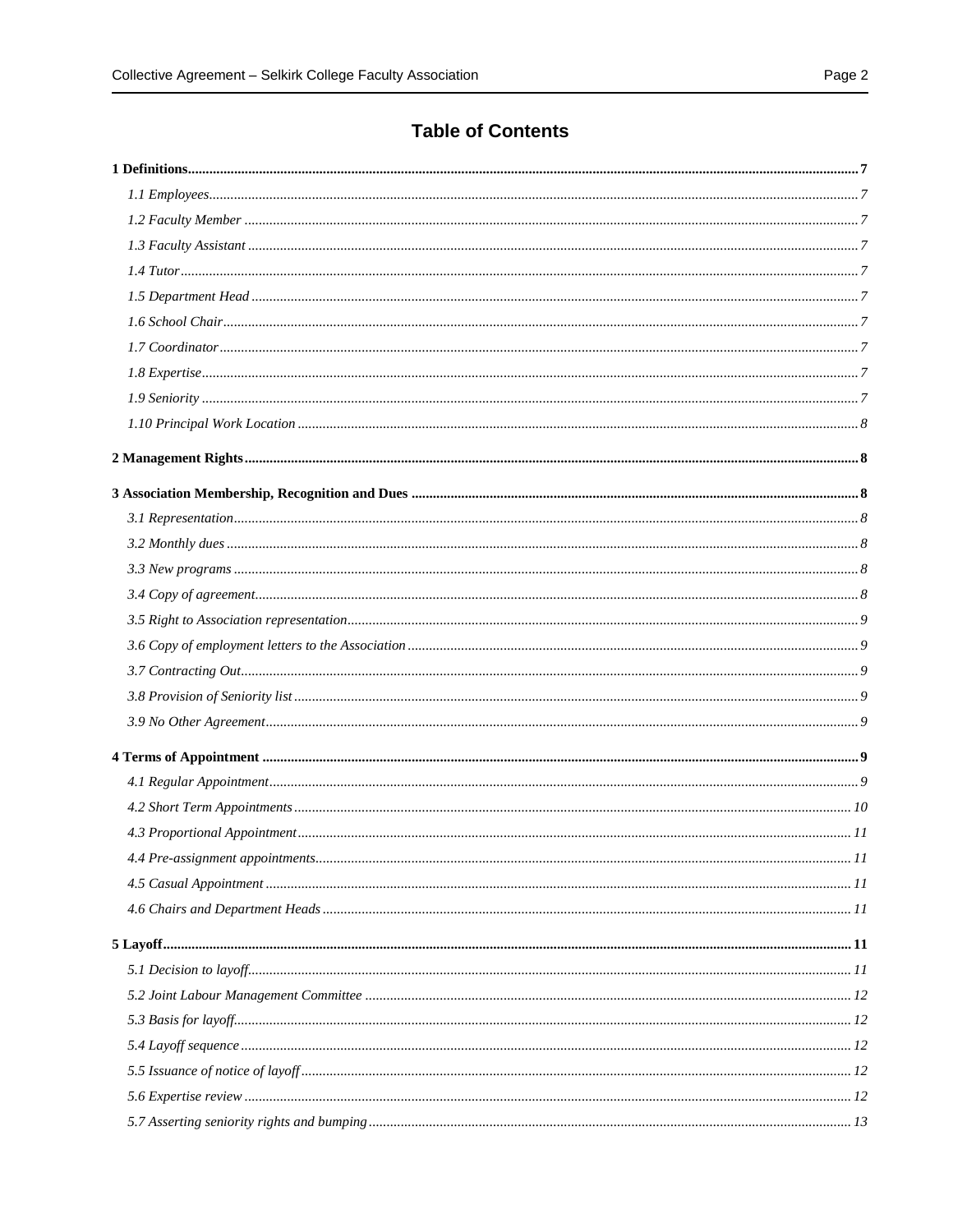# Table of Contents

**1 Definitions** .......... **7**

*1.1 Employees* .......... *7*

*1.2 Faculty Member* .......... *7*

*1.3 Faculty Assistant* .......... *7*

*1.4 Tutor* .......... *7*

*1.5 Department Head* .......... *7*

*1.6 School Chair* .......... *7*

*1.7 Coordinator* .......... *7*

*1.8 Expertise* .......... *7*

*1.9 Seniority* .......... *7*

*1.10 Principal Work Location* .......... *8*

**2 Management Rights** .......... **8**

**3 Association Membership, Recognition and Dues** .......... **8**

*3.1 Representation* .......... *8*

*3.2 Monthly dues* .......... *8*

*3.3 New programs* .......... *8*

*3.4 Copy of agreement* .......... *8*

*3.5 Right to Association representation* .......... *9*

*3.6 Copy of employment letters to the Association* .......... *9*

*3.7 Contracting Out* .......... *9*

*3.8 Provision of Seniority list* .......... *9*

*3.9 No Other Agreement* .......... *9*

**4 Terms of Appointment** .......... **9**

*4.1 Regular Appointment* .......... *9*

*4.2 Short Term Appointments* .......... *10*

*4.3 Proportional Appointment* .......... *11*

*4.4 Pre-assignment appointments* .......... *11*

*4.5 Casual Appointment* .......... *11*

*4.6 Chairs and Department Heads* .......... *11*

**5 Layoff** .......... **11**

*5.1 Decision to layoff* .......... *11*

*5.2 Joint Labour Management Committee* .......... *12*

*5.3 Basis for layoff* .......... *12*

*5.4 Layoff sequence* .......... *12*

*5.5 Issuance of notice of layoff* .......... *12*

*5.6 Expertise review* .......... *12*

*5.7 Asserting seniority rights and bumping* .......... *13*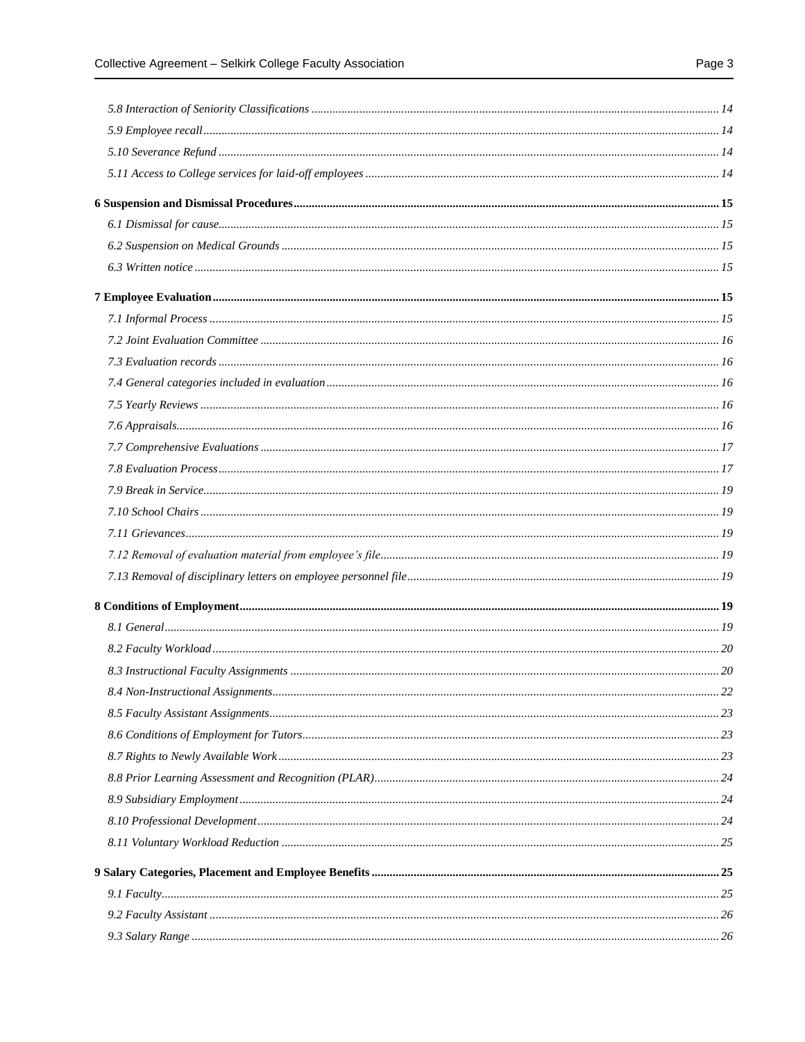*5.8 Interaction of Seniority Classifications* ...... *14*
*5.9 Employee recall* ...... *14*
*5.10 Severance Refund* ...... *14*
*5.11 Access to College services for laid-off employees* ...... *14*

**6 Suspension and Dismissal Procedures ...... 15**

*6.1 Dismissal for cause* ...... *15*
*6.2 Suspension on Medical Grounds* ...... *15*
*6.3 Written notice* ...... *15*

**7 Employee Evaluation ...... 15**

*7.1 Informal Process* ...... *15*
*7.2 Joint Evaluation Committee* ...... *16*
*7.3 Evaluation records* ...... *16*
*7.4 General categories included in evaluation* ...... *16*
*7.5 Yearly Reviews* ...... *16*
*7.6 Appraisals* ...... *16*
*7.7 Comprehensive Evaluations* ...... *17*
*7.8 Evaluation Process* ...... *17*
*7.9 Break in Service* ...... *19*
*7.10 School Chairs* ...... *19*
*7.11 Grievances* ...... *19*
*7.12 Removal of evaluation material from employee's file* ...... *19*
*7.13 Removal of disciplinary letters on employee personnel file* ...... *19*

**8 Conditions of Employment ...... 19**

*8.1 General* ...... *19*
*8.2 Faculty Workload* ...... *20*
*8.3 Instructional Faculty Assignments* ...... *20*
*8.4 Non-Instructional Assignments* ...... *22*
*8.5 Faculty Assistant Assignments* ...... *23*
*8.6 Conditions of Employment for Tutors* ...... *23*
*8.7 Rights to Newly Available Work* ...... *23*
*8.8 Prior Learning Assessment and Recognition (PLAR)* ...... *24*
*8.9 Subsidiary Employment* ...... *24*
*8.10 Professional Development* ...... *24*
*8.11 Voluntary Workload Reduction* ...... *25*

**9 Salary Categories, Placement and Employee Benefits ...... 25**

*9.1 Faculty* ...... *25*
*9.2 Faculty Assistant* ...... *26*
*9.3 Salary Range* ...... *26*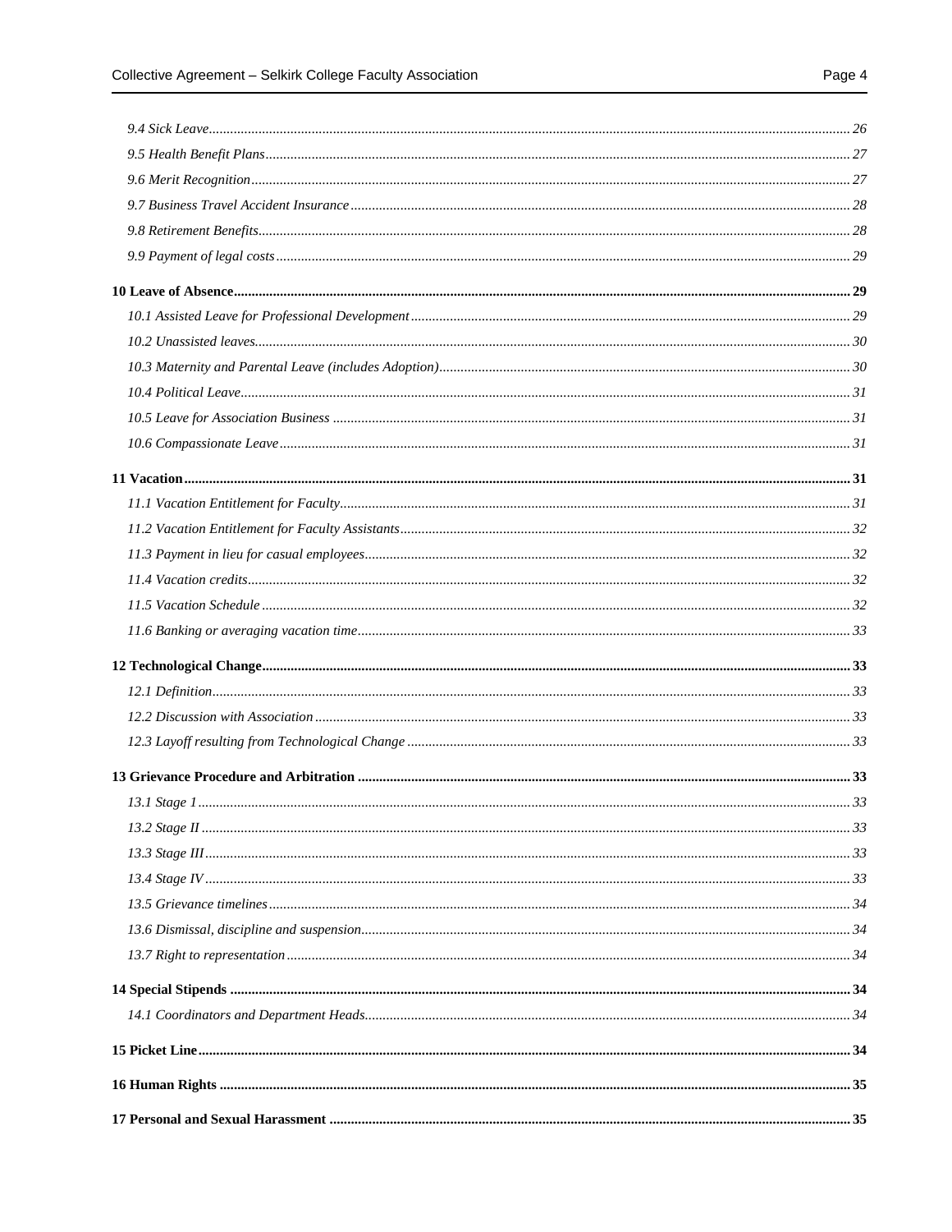*9.4 Sick Leave* .......... 26

*9.5 Health Benefit Plans* .......... 27

*9.6 Merit Recognition* .......... 27

*9.7 Business Travel Accident Insurance* .......... 28

*9.8 Retirement Benefits* .......... 28

*9.9 Payment of legal costs* .......... 29

**10 Leave of Absence** .......... **29**

*10.1 Assisted Leave for Professional Development* .......... 29

*10.2 Unassisted leaves* .......... 30

*10.3 Maternity and Parental Leave (includes Adoption)* .......... 30

*10.4 Political Leave* .......... 31

*10.5 Leave for Association Business* .......... 31

*10.6 Compassionate Leave* .......... 31

**11 Vacation** .......... **31**

*11.1 Vacation Entitlement for Faculty* .......... 31

*11.2 Vacation Entitlement for Faculty Assistants* .......... 32

*11.3 Payment in lieu for casual employees* .......... 32

*11.4 Vacation credits* .......... 32

*11.5 Vacation Schedule* .......... 32

*11.6 Banking or averaging vacation time* .......... 33

**12 Technological Change** .......... **33**

*12.1 Definition* .......... 33

*12.2 Discussion with Association* .......... 33

*12.3 Layoff resulting from Technological Change* .......... 33

**13 Grievance Procedure and Arbitration** .......... **33**

*13.1 Stage 1* .......... 33

*13.2 Stage II* .......... 33

*13.3 Stage III* .......... 33

*13.4 Stage IV* .......... 33

*13.5 Grievance timelines* .......... 34

*13.6 Dismissal, discipline and suspension* .......... 34

*13.7 Right to representation* .......... 34

**14 Special Stipends** .......... **34**

*14.1 Coordinators and Department Heads* .......... 34

**15 Picket Line** .......... **34**

**16 Human Rights** .......... **35**

**17 Personal and Sexual Harassment** .......... **35**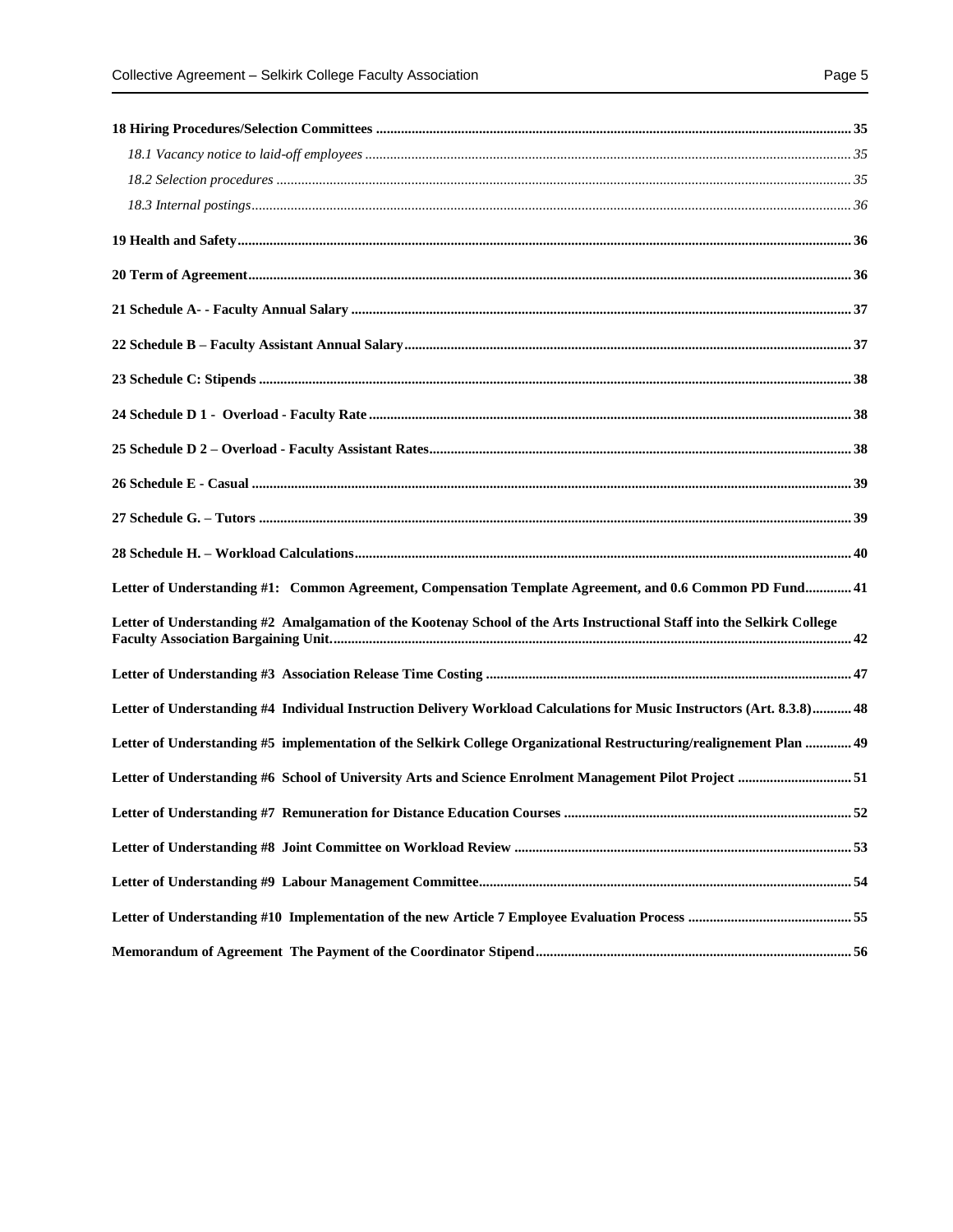**18 Hiring Procedures/Selection Committees ..... 35**

*18.1 Vacancy notice to laid-off employees ..... 35*

*18.2 Selection procedures ..... 35*

*18.3 Internal postings ..... 36*

**19 Health and Safety ..... 36**

**20 Term of Agreement ..... 36**

**21 Schedule A- - Faculty Annual Salary ..... 37**

**22 Schedule B – Faculty Assistant Annual Salary ..... 37**

**23 Schedule C: Stipends ..... 38**

**24 Schedule D 1 - Overload - Faculty Rate ..... 38**

**25 Schedule D 2 – Overload - Faculty Assistant Rates ..... 38**

**26 Schedule E - Casual ..... 39**

**27 Schedule G. – Tutors ..... 39**

**28 Schedule H. – Workload Calculations ..... 40**

**Letter of Understanding #1: Common Agreement, Compensation Template Agreement, and 0.6 Common PD Fund ..... 41**

**Letter of Understanding #2 Amalgamation of the Kootenay School of the Arts Instructional Staff into the Selkirk College Faculty Association Bargaining Unit. ..... 42**

**Letter of Understanding #3 Association Release Time Costing ..... 47**

**Letter of Understanding #4 Individual Instruction Delivery Workload Calculations for Music Instructors (Art. 8.3.8) ..... 48**

**Letter of Understanding #5 implementation of the Selkirk College Organizational Restructuring/realignement Plan ..... 49**

**Letter of Understanding #6 School of University Arts and Science Enrolment Management Pilot Project ..... 51**

**Letter of Understanding #7 Remuneration for Distance Education Courses ..... 52**

**Letter of Understanding #8 Joint Committee on Workload Review ..... 53**

**Letter of Understanding #9 Labour Management Committee ..... 54**

**Letter of Understanding #10 Implementation of the new Article 7 Employee Evaluation Process ..... 55**

**Memorandum of Agreement The Payment of the Coordinator Stipend ..... 56**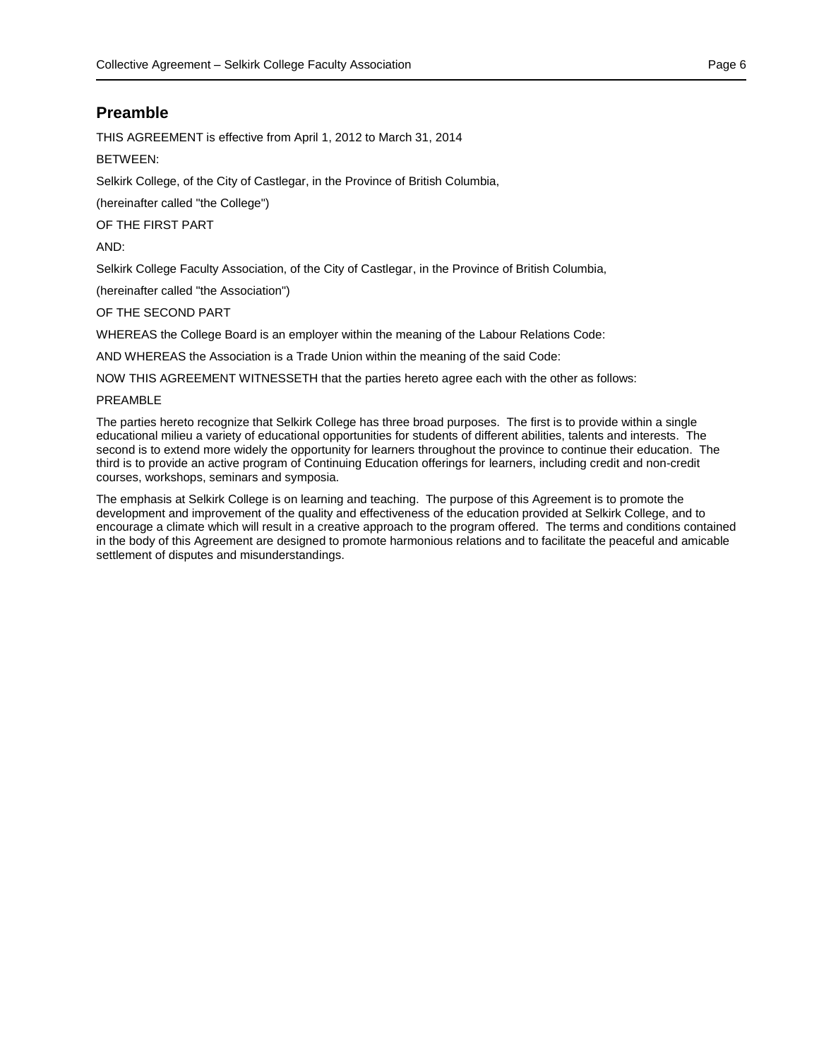## Preamble

THIS AGREEMENT is effective from April 1, 2012 to March 31, 2014

BETWEEN:

Selkirk College, of the City of Castlegar, in the Province of British Columbia,

(hereinafter called "the College")

OF THE FIRST PART

AND:

Selkirk College Faculty Association, of the City of Castlegar, in the Province of British Columbia,

(hereinafter called "the Association")

OF THE SECOND PART

WHEREAS the College Board is an employer within the meaning of the Labour Relations Code:

AND WHEREAS the Association is a Trade Union within the meaning of the said Code:

NOW THIS AGREEMENT WITNESSETH that the parties hereto agree each with the other as follows:

PREAMBLE

The parties hereto recognize that Selkirk College has three broad purposes. The first is to provide within a single educational milieu a variety of educational opportunities for students of different abilities, talents and interests. The second is to extend more widely the opportunity for learners throughout the province to continue their education. The third is to provide an active program of Continuing Education offerings for learners, including credit and non-credit courses, workshops, seminars and symposia.

The emphasis at Selkirk College is on learning and teaching. The purpose of this Agreement is to promote the development and improvement of the quality and effectiveness of the education provided at Selkirk College, and to encourage a climate which will result in a creative approach to the program offered. The terms and conditions contained in the body of this Agreement are designed to promote harmonious relations and to facilitate the peaceful and amicable settlement of disputes and misunderstandings.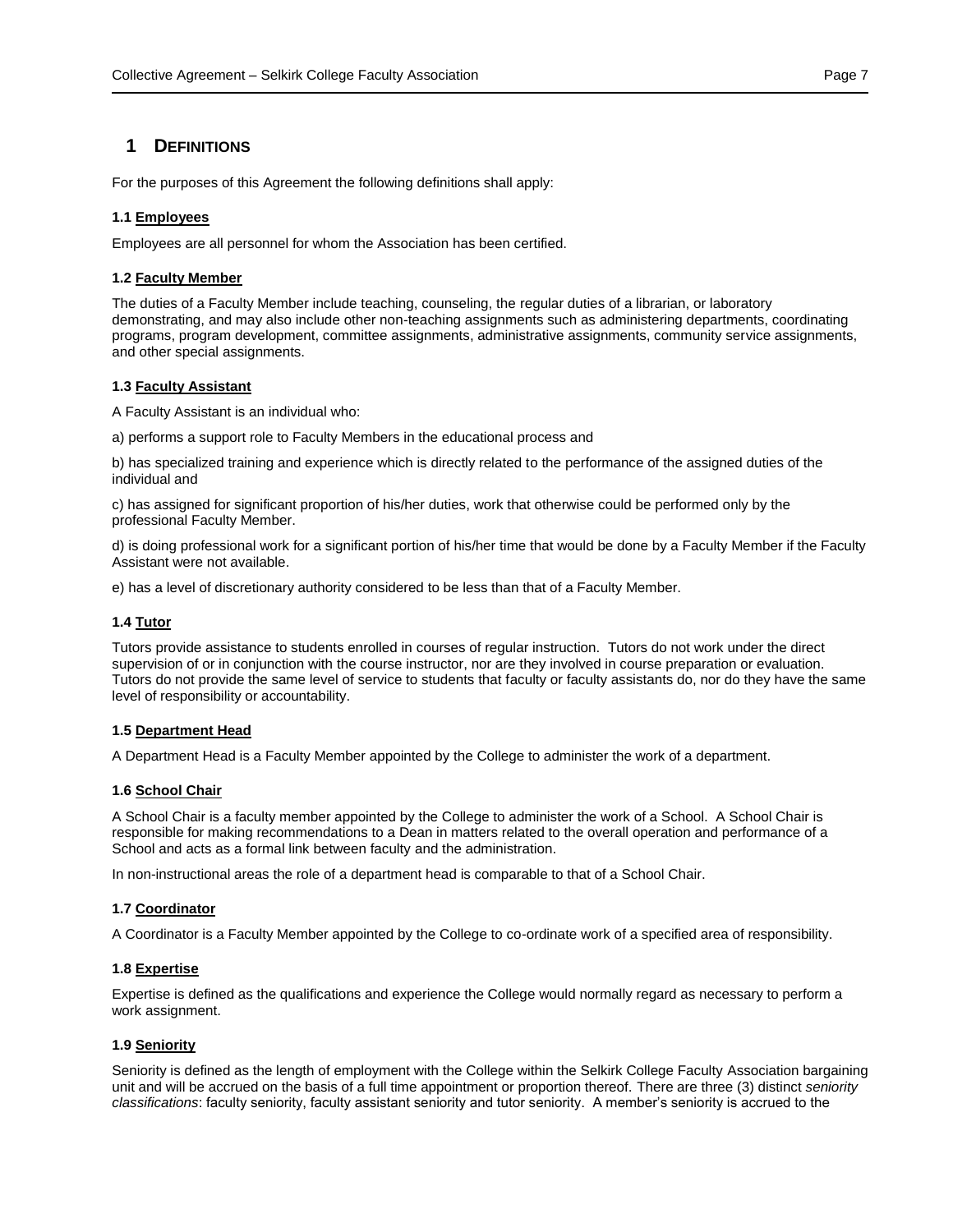# 1 DEFINITIONS

For the purposes of this Agreement the following definitions shall apply:

### 1.1 Employees

Employees are all personnel for whom the Association has been certified.

### 1.2 Faculty Member

The duties of a Faculty Member include teaching, counseling, the regular duties of a librarian, or laboratory demonstrating, and may also include other non-teaching assignments such as administering departments, coordinating programs, program development, committee assignments, administrative assignments, community service assignments, and other special assignments.

### 1.3 Faculty Assistant

A Faculty Assistant is an individual who:

a) performs a support role to Faculty Members in the educational process and

b) has specialized training and experience which is directly related to the performance of the assigned duties of the individual and

c) has assigned for significant proportion of his/her duties, work that otherwise could be performed only by the professional Faculty Member.

d) is doing professional work for a significant portion of his/her time that would be done by a Faculty Member if the Faculty Assistant were not available.

e) has a level of discretionary authority considered to be less than that of a Faculty Member.

### 1.4 Tutor

Tutors provide assistance to students enrolled in courses of regular instruction. Tutors do not work under the direct supervision of or in conjunction with the course instructor, nor are they involved in course preparation or evaluation. Tutors do not provide the same level of service to students that faculty or faculty assistants do, nor do they have the same level of responsibility or accountability.

### 1.5 Department Head

A Department Head is a Faculty Member appointed by the College to administer the work of a department.

### 1.6 School Chair

A School Chair is a faculty member appointed by the College to administer the work of a School. A School Chair is responsible for making recommendations to a Dean in matters related to the overall operation and performance of a School and acts as a formal link between faculty and the administration.

In non-instructional areas the role of a department head is comparable to that of a School Chair.

### 1.7 Coordinator

A Coordinator is a Faculty Member appointed by the College to co-ordinate work of a specified area of responsibility.

### 1.8 Expertise

Expertise is defined as the qualifications and experience the College would normally regard as necessary to perform a work assignment.

### 1.9 Seniority

Seniority is defined as the length of employment with the College within the Selkirk College Faculty Association bargaining unit and will be accrued on the basis of a full time appointment or proportion thereof. There are three (3) distinct *seniority classifications*: faculty seniority, faculty assistant seniority and tutor seniority. A member's seniority is accrued to the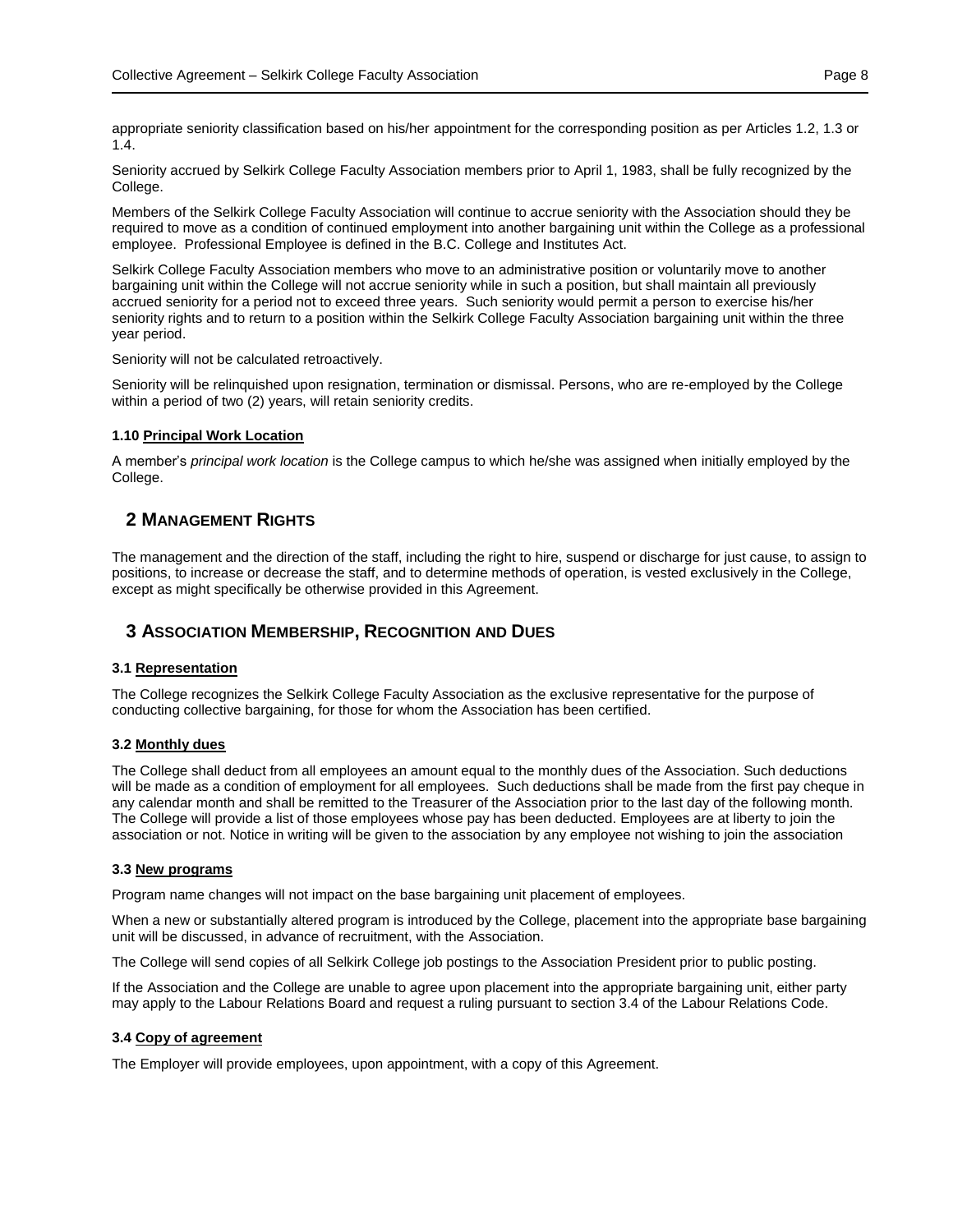appropriate seniority classification based on his/her appointment for the corresponding position as per Articles 1.2, 1.3 or 1.4.

Seniority accrued by Selkirk College Faculty Association members prior to April 1, 1983, shall be fully recognized by the College.

Members of the Selkirk College Faculty Association will continue to accrue seniority with the Association should they be required to move as a condition of continued employment into another bargaining unit within the College as a professional employee. Professional Employee is defined in the B.C. College and Institutes Act.

Selkirk College Faculty Association members who move to an administrative position or voluntarily move to another bargaining unit within the College will not accrue seniority while in such a position, but shall maintain all previously accrued seniority for a period not to exceed three years. Such seniority would permit a person to exercise his/her seniority rights and to return to a position within the Selkirk College Faculty Association bargaining unit within the three year period.

Seniority will not be calculated retroactively.

Seniority will be relinquished upon resignation, termination or dismissal. Persons, who are re-employed by the College within a period of two (2) years, will retain seniority credits.

#### 1.10 Principal Work Location

A member's *principal work location* is the College campus to which he/she was assigned when initially employed by the College.

## 2 Management Rights

The management and the direction of the staff, including the right to hire, suspend or discharge for just cause, to assign to positions, to increase or decrease the staff, and to determine methods of operation, is vested exclusively in the College, except as might specifically be otherwise provided in this Agreement.

## 3 Association Membership, Recognition and Dues

#### 3.1 Representation

The College recognizes the Selkirk College Faculty Association as the exclusive representative for the purpose of conducting collective bargaining, for those for whom the Association has been certified.

#### 3.2 Monthly dues

The College shall deduct from all employees an amount equal to the monthly dues of the Association. Such deductions will be made as a condition of employment for all employees. Such deductions shall be made from the first pay cheque in any calendar month and shall be remitted to the Treasurer of the Association prior to the last day of the following month. The College will provide a list of those employees whose pay has been deducted. Employees are at liberty to join the association or not. Notice in writing will be given to the association by any employee not wishing to join the association

#### 3.3 New programs

Program name changes will not impact on the base bargaining unit placement of employees.

When a new or substantially altered program is introduced by the College, placement into the appropriate base bargaining unit will be discussed, in advance of recruitment, with the Association.

The College will send copies of all Selkirk College job postings to the Association President prior to public posting.

If the Association and the College are unable to agree upon placement into the appropriate bargaining unit, either party may apply to the Labour Relations Board and request a ruling pursuant to section 3.4 of the Labour Relations Code.

#### 3.4 Copy of agreement

The Employer will provide employees, upon appointment, with a copy of this Agreement.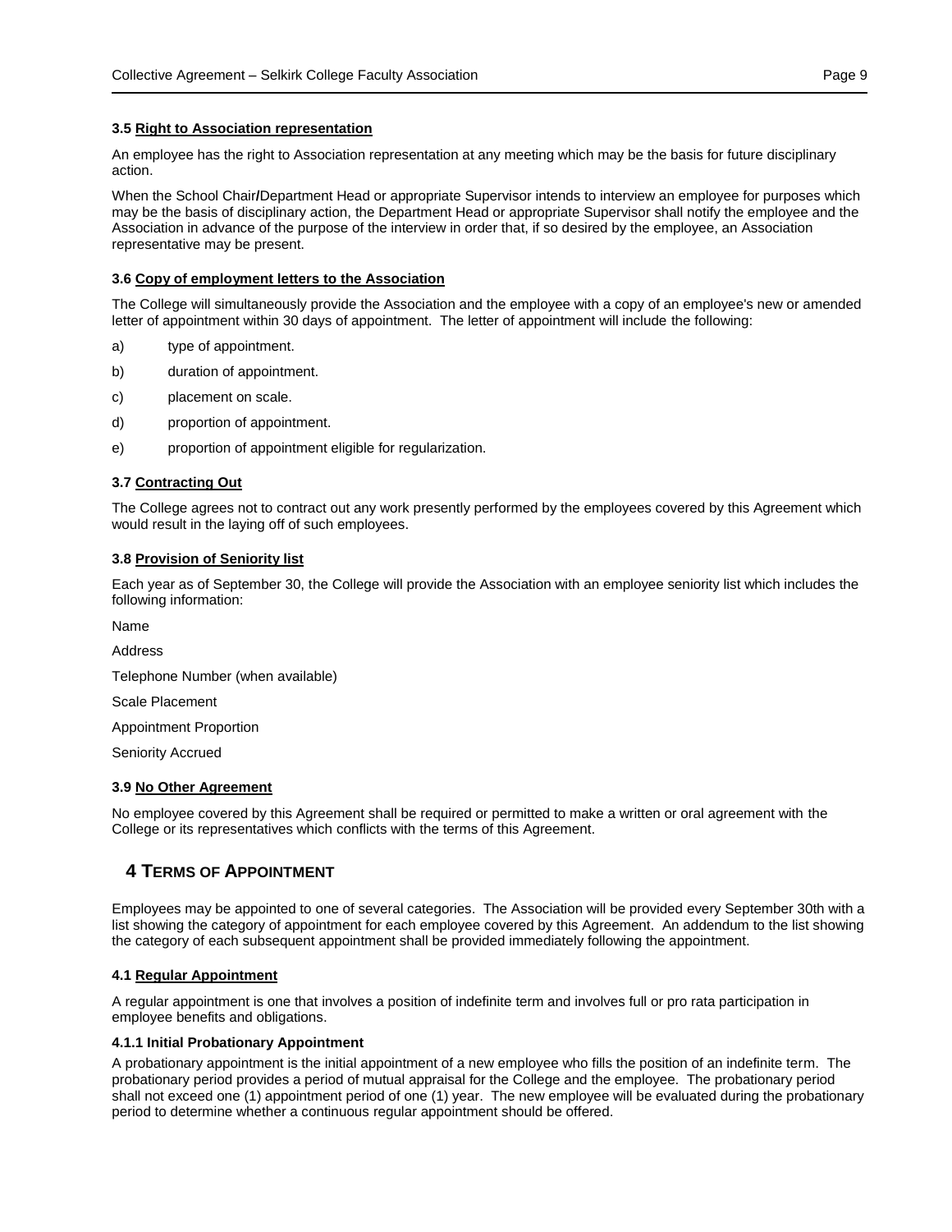### 3.5 Right to Association representation

An employee has the right to Association representation at any meeting which may be the basis for future disciplinary action.

When the School Chair/Department Head or appropriate Supervisor intends to interview an employee for purposes which may be the basis of disciplinary action, the Department Head or appropriate Supervisor shall notify the employee and the Association in advance of the purpose of the interview in order that, if so desired by the employee, an Association representative may be present.

### 3.6 Copy of employment letters to the Association

The College will simultaneously provide the Association and the employee with a copy of an employee's new or amended letter of appointment within 30 days of appointment. The letter of appointment will include the following:

a) type of appointment.

b) duration of appointment.

c) placement on scale.

d) proportion of appointment.

e) proportion of appointment eligible for regularization.

### 3.7 Contracting Out

The College agrees not to contract out any work presently performed by the employees covered by this Agreement which would result in the laying off of such employees.

### 3.8 Provision of Seniority list

Each year as of September 30, the College will provide the Association with an employee seniority list which includes the following information:

Name

Address

Telephone Number (when available)

Scale Placement

Appointment Proportion

Seniority Accrued

### 3.9 No Other Agreement

No employee covered by this Agreement shall be required or permitted to make a written or oral agreement with the College or its representatives which conflicts with the terms of this Agreement.

## 4 TERMS OF APPOINTMENT

Employees may be appointed to one of several categories. The Association will be provided every September 30th with a list showing the category of appointment for each employee covered by this Agreement. An addendum to the list showing the category of each subsequent appointment shall be provided immediately following the appointment.

### 4.1 Regular Appointment

A regular appointment is one that involves a position of indefinite term and involves full or pro rata participation in employee benefits and obligations.

#### 4.1.1 Initial Probationary Appointment

A probationary appointment is the initial appointment of a new employee who fills the position of an indefinite term. The probationary period provides a period of mutual appraisal for the College and the employee. The probationary period shall not exceed one (1) appointment period of one (1) year. The new employee will be evaluated during the probationary period to determine whether a continuous regular appointment should be offered.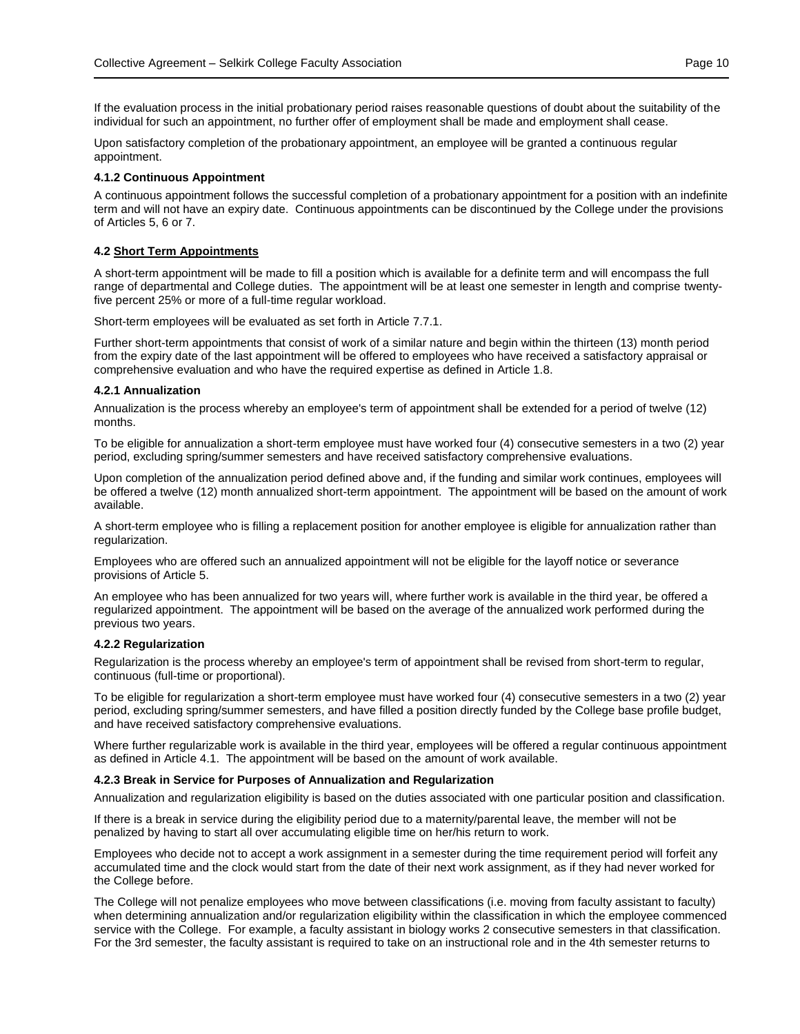If the evaluation process in the initial probationary period raises reasonable questions of doubt about the suitability of the individual for such an appointment, no further offer of employment shall be made and employment shall cease.

Upon satisfactory completion of the probationary appointment, an employee will be granted a continuous regular appointment.

#### 4.1.2 Continuous Appointment

A continuous appointment follows the successful completion of a probationary appointment for a position with an indefinite term and will not have an expiry date. Continuous appointments can be discontinued by the College under the provisions of Articles 5, 6 or 7.

### 4.2 Short Term Appointments

A short-term appointment will be made to fill a position which is available for a definite term and will encompass the full range of departmental and College duties. The appointment will be at least one semester in length and comprise twenty-five percent 25% or more of a full-time regular workload.

Short-term employees will be evaluated as set forth in Article 7.7.1.

Further short-term appointments that consist of work of a similar nature and begin within the thirteen (13) month period from the expiry date of the last appointment will be offered to employees who have received a satisfactory appraisal or comprehensive evaluation and who have the required expertise as defined in Article 1.8.

#### 4.2.1 Annualization

Annualization is the process whereby an employee's term of appointment shall be extended for a period of twelve (12) months.

To be eligible for annualization a short-term employee must have worked four (4) consecutive semesters in a two (2) year period, excluding spring/summer semesters and have received satisfactory comprehensive evaluations.

Upon completion of the annualization period defined above and, if the funding and similar work continues, employees will be offered a twelve (12) month annualized short-term appointment. The appointment will be based on the amount of work available.

A short-term employee who is filling a replacement position for another employee is eligible for annualization rather than regularization.

Employees who are offered such an annualized appointment will not be eligible for the layoff notice or severance provisions of Article 5.

An employee who has been annualized for two years will, where further work is available in the third year, be offered a regularized appointment. The appointment will be based on the average of the annualized work performed during the previous two years.

#### 4.2.2 Regularization

Regularization is the process whereby an employee's term of appointment shall be revised from short-term to regular, continuous (full-time or proportional).

To be eligible for regularization a short-term employee must have worked four (4) consecutive semesters in a two (2) year period, excluding spring/summer semesters, and have filled a position directly funded by the College base profile budget, and have received satisfactory comprehensive evaluations.

Where further regularizable work is available in the third year, employees will be offered a regular continuous appointment as defined in Article 4.1. The appointment will be based on the amount of work available.

#### 4.2.3 Break in Service for Purposes of Annualization and Regularization

Annualization and regularization eligibility is based on the duties associated with one particular position and classification.

If there is a break in service during the eligibility period due to a maternity/parental leave, the member will not be penalized by having to start all over accumulating eligible time on her/his return to work.

Employees who decide not to accept a work assignment in a semester during the time requirement period will forfeit any accumulated time and the clock would start from the date of their next work assignment, as if they had never worked for the College before.

The College will not penalize employees who move between classifications (i.e. moving from faculty assistant to faculty) when determining annualization and/or regularization eligibility within the classification in which the employee commenced service with the College. For example, a faculty assistant in biology works 2 consecutive semesters in that classification. For the 3rd semester, the faculty assistant is required to take on an instructional role and in the 4th semester returns to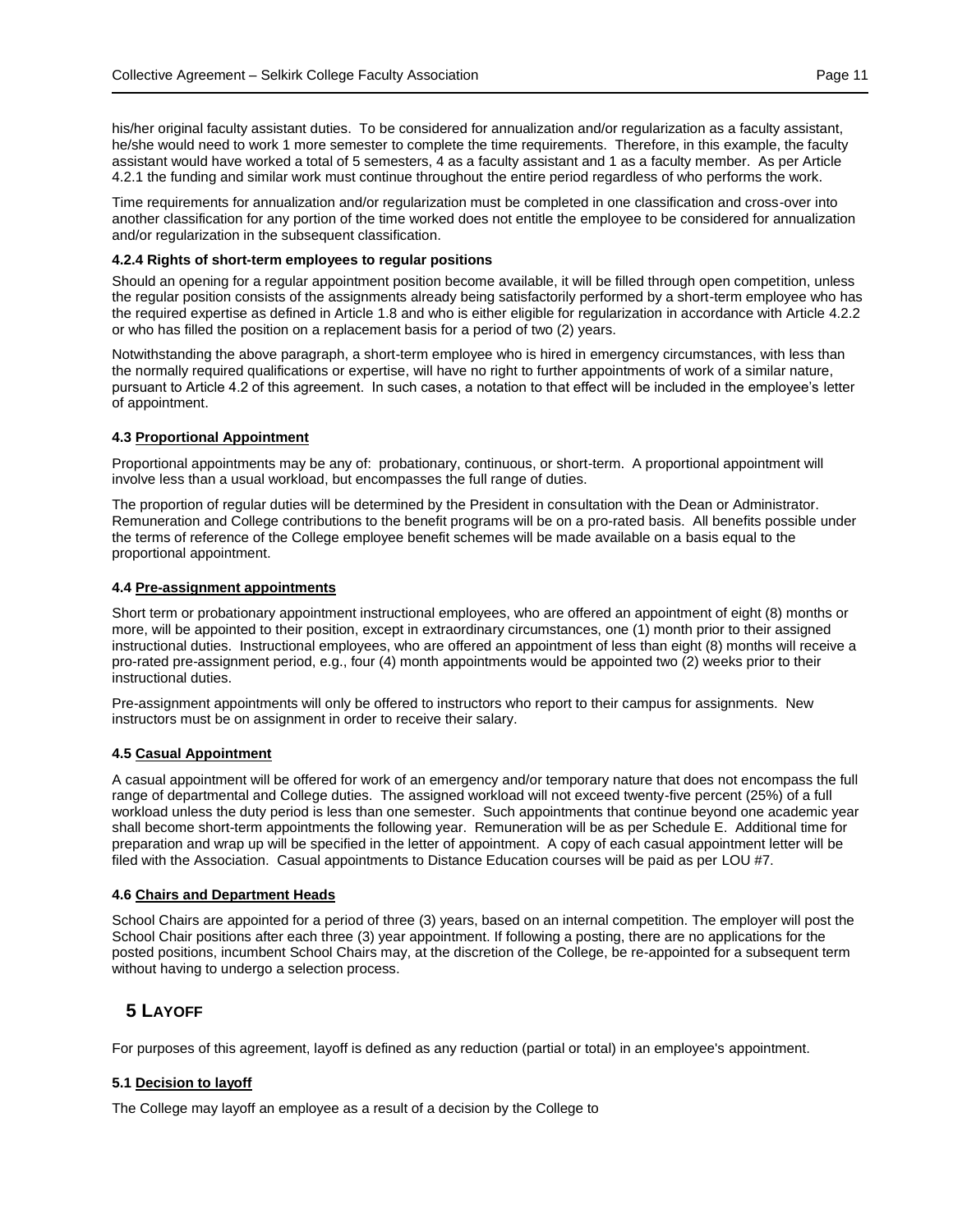his/her original faculty assistant duties. To be considered for annualization and/or regularization as a faculty assistant, he/she would need to work 1 more semester to complete the time requirements. Therefore, in this example, the faculty assistant would have worked a total of 5 semesters, 4 as a faculty assistant and 1 as a faculty member. As per Article 4.2.1 the funding and similar work must continue throughout the entire period regardless of who performs the work.

Time requirements for annualization and/or regularization must be completed in one classification and cross-over into another classification for any portion of the time worked does not entitle the employee to be considered for annualization and/or regularization in the subsequent classification.

#### 4.2.4 Rights of short-term employees to regular positions

Should an opening for a regular appointment position become available, it will be filled through open competition, unless the regular position consists of the assignments already being satisfactorily performed by a short-term employee who has the required expertise as defined in Article 1.8 and who is either eligible for regularization in accordance with Article 4.2.2 or who has filled the position on a replacement basis for a period of two (2) years.

Notwithstanding the above paragraph, a short-term employee who is hired in emergency circumstances, with less than the normally required qualifications or expertise, will have no right to further appointments of work of a similar nature, pursuant to Article 4.2 of this agreement. In such cases, a notation to that effect will be included in the employee's letter of appointment.

### 4.3 Proportional Appointment

Proportional appointments may be any of: probationary, continuous, or short-term. A proportional appointment will involve less than a usual workload, but encompasses the full range of duties.

The proportion of regular duties will be determined by the President in consultation with the Dean or Administrator. Remuneration and College contributions to the benefit programs will be on a pro-rated basis. All benefits possible under the terms of reference of the College employee benefit schemes will be made available on a basis equal to the proportional appointment.

### 4.4 Pre-assignment appointments

Short term or probationary appointment instructional employees, who are offered an appointment of eight (8) months or more, will be appointed to their position, except in extraordinary circumstances, one (1) month prior to their assigned instructional duties. Instructional employees, who are offered an appointment of less than eight (8) months will receive a pro-rated pre-assignment period, e.g., four (4) month appointments would be appointed two (2) weeks prior to their instructional duties.

Pre-assignment appointments will only be offered to instructors who report to their campus for assignments. New instructors must be on assignment in order to receive their salary.

### 4.5 Casual Appointment

A casual appointment will be offered for work of an emergency and/or temporary nature that does not encompass the full range of departmental and College duties. The assigned workload will not exceed twenty-five percent (25%) of a full workload unless the duty period is less than one semester. Such appointments that continue beyond one academic year shall become short-term appointments the following year. Remuneration will be as per Schedule E. Additional time for preparation and wrap up will be specified in the letter of appointment. A copy of each casual appointment letter will be filed with the Association. Casual appointments to Distance Education courses will be paid as per LOU #7.

### 4.6 Chairs and Department Heads

School Chairs are appointed for a period of three (3) years, based on an internal competition. The employer will post the School Chair positions after each three (3) year appointment. If following a posting, there are no applications for the posted positions, incumbent School Chairs may, at the discretion of the College, be re-appointed for a subsequent term without having to undergo a selection process.

## 5 LAYOFF

For purposes of this agreement, layoff is defined as any reduction (partial or total) in an employee's appointment.

### 5.1 Decision to layoff

The College may layoff an employee as a result of a decision by the College to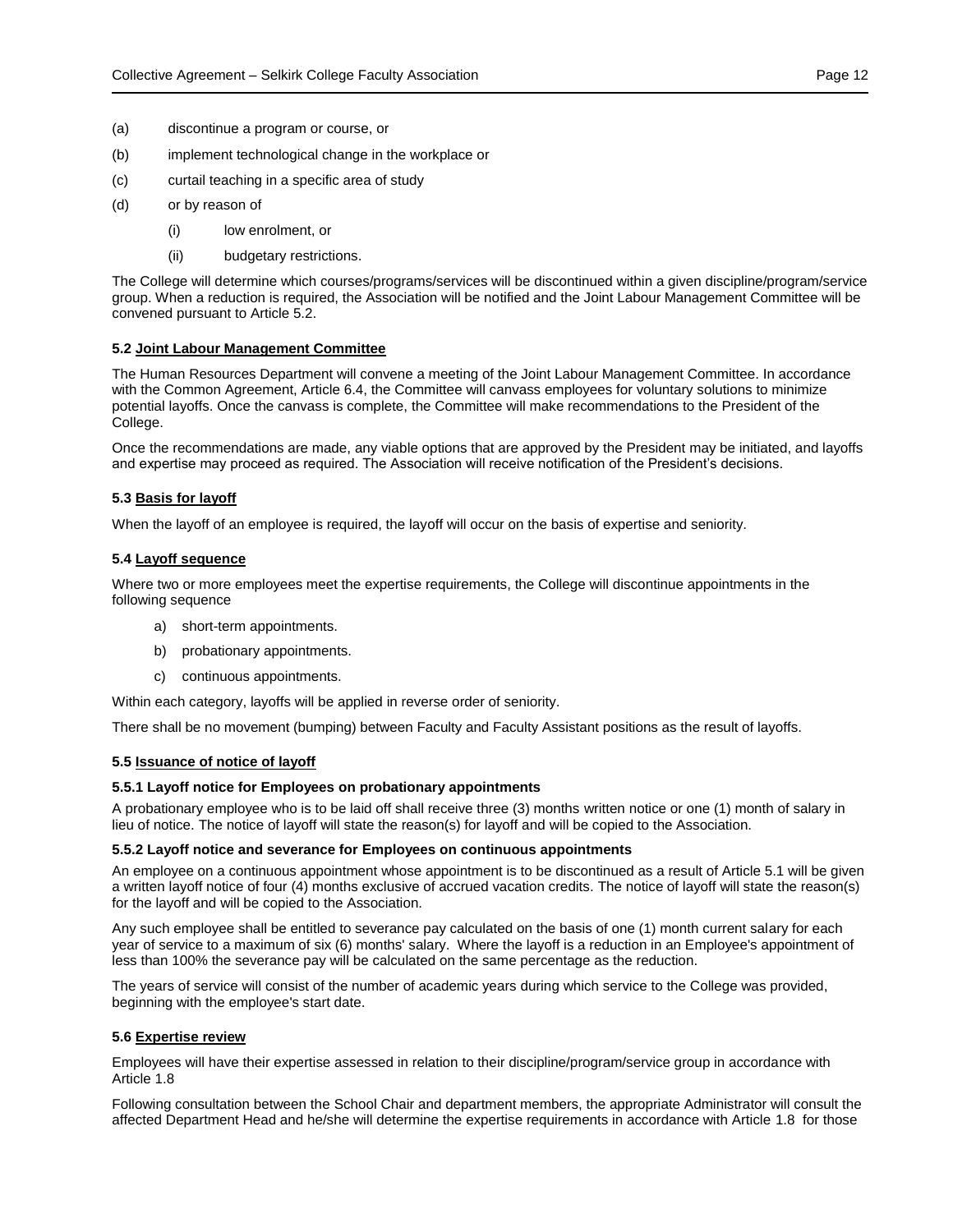(a) discontinue a program or course, or

(b) implement technological change in the workplace or

(c) curtail teaching in a specific area of study

(d) or by reason of

  (i) low enrolment, or

  (ii) budgetary restrictions.

The College will determine which courses/programs/services will be discontinued within a given discipline/program/service group. When a reduction is required, the Association will be notified and the Joint Labour Management Committee will be convened pursuant to Article 5.2.

### 5.2 <u>Joint Labour Management Committee</u>

The Human Resources Department will convene a meeting of the Joint Labour Management Committee. In accordance with the Common Agreement, Article 6.4, the Committee will canvass employees for voluntary solutions to minimize potential layoffs. Once the canvass is complete, the Committee will make recommendations to the President of the College.

Once the recommendations are made, any viable options that are approved by the President may be initiated, and layoffs and expertise may proceed as required. The Association will receive notification of the President's decisions.

### 5.3 <u>Basis for layoff</u>

When the layoff of an employee is required, the layoff will occur on the basis of expertise and seniority.

### 5.4 <u>Layoff sequence</u>

Where two or more employees meet the expertise requirements, the College will discontinue appointments in the following sequence

a) short-term appointments.

b) probationary appointments.

c) continuous appointments.

Within each category, layoffs will be applied in reverse order of seniority.

There shall be no movement (bumping) between Faculty and Faculty Assistant positions as the result of layoffs.

### 5.5 <u>Issuance of notice of layoff</u>

#### 5.5.1 Layoff notice for Employees on probationary appointments

A probationary employee who is to be laid off shall receive three (3) months written notice or one (1) month of salary in lieu of notice. The notice of layoff will state the reason(s) for layoff and will be copied to the Association.

#### 5.5.2 Layoff notice and severance for Employees on continuous appointments

An employee on a continuous appointment whose appointment is to be discontinued as a result of Article 5.1 will be given a written layoff notice of four (4) months exclusive of accrued vacation credits. The notice of layoff will state the reason(s) for the layoff and will be copied to the Association.

Any such employee shall be entitled to severance pay calculated on the basis of one (1) month current salary for each year of service to a maximum of six (6) months' salary. Where the layoff is a reduction in an Employee's appointment of less than 100% the severance pay will be calculated on the same percentage as the reduction.

The years of service will consist of the number of academic years during which service to the College was provided, beginning with the employee's start date.

### 5.6 <u>Expertise review</u>

Employees will have their expertise assessed in relation to their discipline/program/service group in accordance with Article 1.8

Following consultation between the School Chair and department members, the appropriate Administrator will consult the affected Department Head and he/she will determine the expertise requirements in accordance with Article 1.8 for those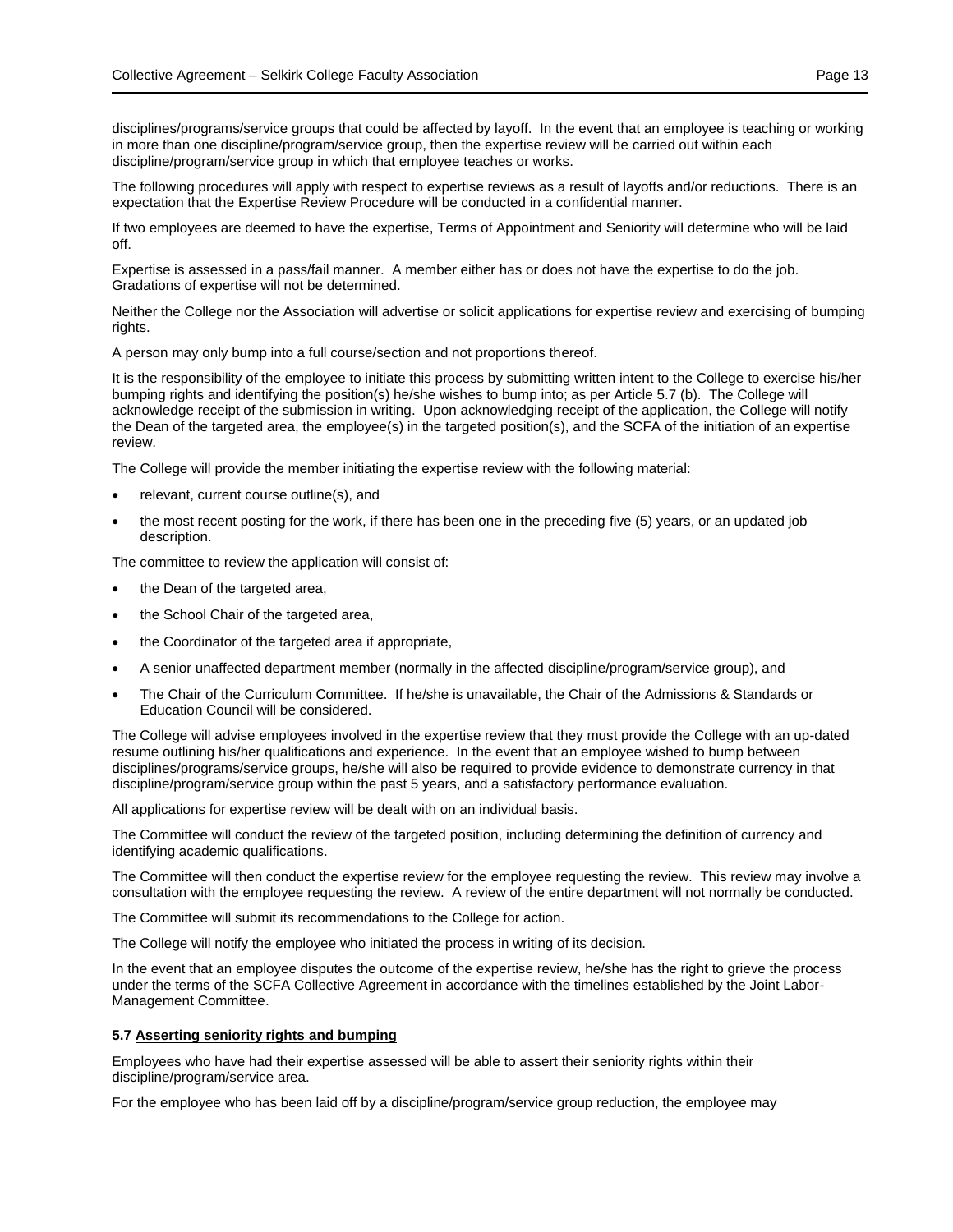disciplines/programs/service groups that could be affected by layoff. In the event that an employee is teaching or working in more than one discipline/program/service group, then the expertise review will be carried out within each discipline/program/service group in which that employee teaches or works.

The following procedures will apply with respect to expertise reviews as a result of layoffs and/or reductions. There is an expectation that the Expertise Review Procedure will be conducted in a confidential manner.

If two employees are deemed to have the expertise, Terms of Appointment and Seniority will determine who will be laid off.

Expertise is assessed in a pass/fail manner. A member either has or does not have the expertise to do the job. Gradations of expertise will not be determined.

Neither the College nor the Association will advertise or solicit applications for expertise review and exercising of bumping rights.

A person may only bump into a full course/section and not proportions thereof.

It is the responsibility of the employee to initiate this process by submitting written intent to the College to exercise his/her bumping rights and identifying the position(s) he/she wishes to bump into; as per Article 5.7 (b). The College will acknowledge receipt of the submission in writing. Upon acknowledging receipt of the application, the College will notify the Dean of the targeted area, the employee(s) in the targeted position(s), and the SCFA of the initiation of an expertise review.

The College will provide the member initiating the expertise review with the following material:

- relevant, current course outline(s), and
- the most recent posting for the work, if there has been one in the preceding five (5) years, or an updated job description.

The committee to review the application will consist of:

- the Dean of the targeted area,
- the School Chair of the targeted area,
- the Coordinator of the targeted area if appropriate,
- A senior unaffected department member (normally in the affected discipline/program/service group), and
- The Chair of the Curriculum Committee. If he/she is unavailable, the Chair of the Admissions & Standards or Education Council will be considered.

The College will advise employees involved in the expertise review that they must provide the College with an up-dated resume outlining his/her qualifications and experience. In the event that an employee wished to bump between disciplines/programs/service groups, he/she will also be required to provide evidence to demonstrate currency in that discipline/program/service group within the past 5 years, and a satisfactory performance evaluation.

All applications for expertise review will be dealt with on an individual basis.

The Committee will conduct the review of the targeted position, including determining the definition of currency and identifying academic qualifications.

The Committee will then conduct the expertise review for the employee requesting the review. This review may involve a consultation with the employee requesting the review. A review of the entire department will not normally be conducted.

The Committee will submit its recommendations to the College for action.

The College will notify the employee who initiated the process in writing of its decision.

In the event that an employee disputes the outcome of the expertise review, he/she has the right to grieve the process under the terms of the SCFA Collective Agreement in accordance with the timelines established by the Joint Labor-Management Committee.

**5.7 Asserting seniority rights and bumping**

Employees who have had their expertise assessed will be able to assert their seniority rights within their discipline/program/service area.

For the employee who has been laid off by a discipline/program/service group reduction, the employee may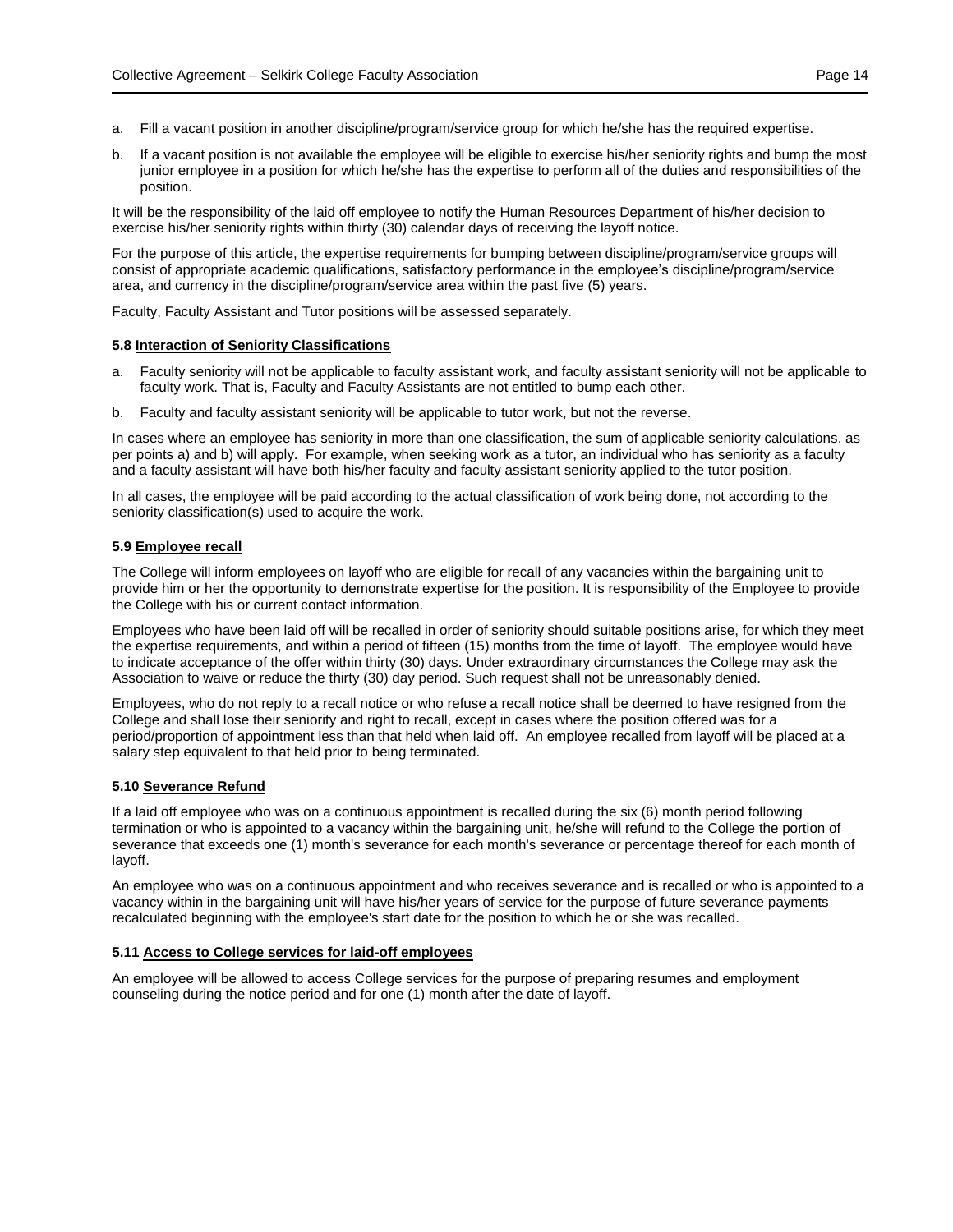a. Fill a vacant position in another discipline/program/service group for which he/she has the required expertise.

b. If a vacant position is not available the employee will be eligible to exercise his/her seniority rights and bump the most junior employee in a position for which he/she has the expertise to perform all of the duties and responsibilities of the position.

It will be the responsibility of the laid off employee to notify the Human Resources Department of his/her decision to exercise his/her seniority rights within thirty (30) calendar days of receiving the layoff notice.

For the purpose of this article, the expertise requirements for bumping between discipline/program/service groups will consist of appropriate academic qualifications, satisfactory performance in the employee's discipline/program/service area, and currency in the discipline/program/service area within the past five (5) years.

Faculty, Faculty Assistant and Tutor positions will be assessed separately.

#### 5.8 Interaction of Seniority Classifications

a. Faculty seniority will not be applicable to faculty assistant work, and faculty assistant seniority will not be applicable to faculty work. That is, Faculty and Faculty Assistants are not entitled to bump each other.

b. Faculty and faculty assistant seniority will be applicable to tutor work, but not the reverse.

In cases where an employee has seniority in more than one classification, the sum of applicable seniority calculations, as per points a) and b) will apply. For example, when seeking work as a tutor, an individual who has seniority as a faculty and a faculty assistant will have both his/her faculty and faculty assistant seniority applied to the tutor position.

In all cases, the employee will be paid according to the actual classification of work being done, not according to the seniority classification(s) used to acquire the work.

#### 5.9 Employee recall

The College will inform employees on layoff who are eligible for recall of any vacancies within the bargaining unit to provide him or her the opportunity to demonstrate expertise for the position. It is responsibility of the Employee to provide the College with his or current contact information.

Employees who have been laid off will be recalled in order of seniority should suitable positions arise, for which they meet the expertise requirements, and within a period of fifteen (15) months from the time of layoff. The employee would have to indicate acceptance of the offer within thirty (30) days. Under extraordinary circumstances the College may ask the Association to waive or reduce the thirty (30) day period. Such request shall not be unreasonably denied.

Employees, who do not reply to a recall notice or who refuse a recall notice shall be deemed to have resigned from the College and shall lose their seniority and right to recall, except in cases where the position offered was for a period/proportion of appointment less than that held when laid off. An employee recalled from layoff will be placed at a salary step equivalent to that held prior to being terminated.

#### 5.10 Severance Refund

If a laid off employee who was on a continuous appointment is recalled during the six (6) month period following termination or who is appointed to a vacancy within the bargaining unit, he/she will refund to the College the portion of severance that exceeds one (1) month's severance for each month's severance or percentage thereof for each month of layoff.

An employee who was on a continuous appointment and who receives severance and is recalled or who is appointed to a vacancy within in the bargaining unit will have his/her years of service for the purpose of future severance payments recalculated beginning with the employee's start date for the position to which he or she was recalled.

#### 5.11 Access to College services for laid-off employees

An employee will be allowed to access College services for the purpose of preparing resumes and employment counseling during the notice period and for one (1) month after the date of layoff.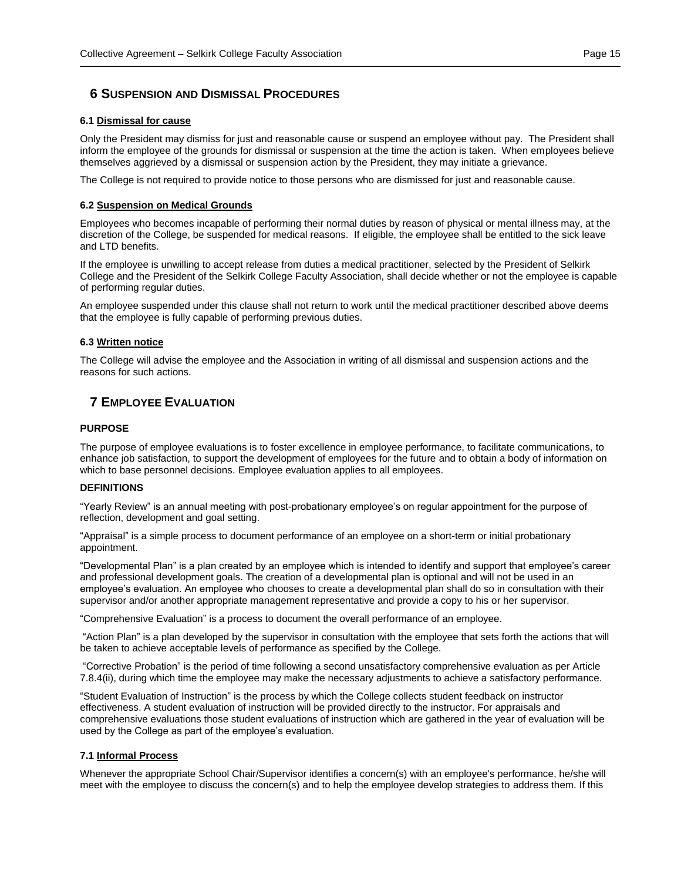## 6 SUSPENSION AND DISMISSAL PROCEDURES

### 6.1 Dismissal for cause

Only the President may dismiss for just and reasonable cause or suspend an employee without pay. The President shall inform the employee of the grounds for dismissal or suspension at the time the action is taken. When employees believe themselves aggrieved by a dismissal or suspension action by the President, they may initiate a grievance.

The College is not required to provide notice to those persons who are dismissed for just and reasonable cause.

### 6.2 Suspension on Medical Grounds

Employees who becomes incapable of performing their normal duties by reason of physical or mental illness may, at the discretion of the College, be suspended for medical reasons. If eligible, the employee shall be entitled to the sick leave and LTD benefits.

If the employee is unwilling to accept release from duties a medical practitioner, selected by the President of Selkirk College and the President of the Selkirk College Faculty Association, shall decide whether or not the employee is capable of performing regular duties.

An employee suspended under this clause shall not return to work until the medical practitioner described above deems that the employee is fully capable of performing previous duties.

### 6.3 Written notice

The College will advise the employee and the Association in writing of all dismissal and suspension actions and the reasons for such actions.

## 7 EMPLOYEE EVALUATION

**PURPOSE**

The purpose of employee evaluations is to foster excellence in employee performance, to facilitate communications, to enhance job satisfaction, to support the development of employees for the future and to obtain a body of information on which to base personnel decisions. Employee evaluation applies to all employees.

**DEFINITIONS**

"Yearly Review" is an annual meeting with post-probationary employee's on regular appointment for the purpose of reflection, development and goal setting.

"Appraisal" is a simple process to document performance of an employee on a short-term or initial probationary appointment.

"Developmental Plan" is a plan created by an employee which is intended to identify and support that employee's career and professional development goals. The creation of a developmental plan is optional and will not be used in an employee's evaluation. An employee who chooses to create a developmental plan shall do so in consultation with their supervisor and/or another appropriate management representative and provide a copy to his or her supervisor.

"Comprehensive Evaluation" is a process to document the overall performance of an employee.

"Action Plan" is a plan developed by the supervisor in consultation with the employee that sets forth the actions that will be taken to achieve acceptable levels of performance as specified by the College.

"Corrective Probation" is the period of time following a second unsatisfactory comprehensive evaluation as per Article 7.8.4(ii), during which time the employee may make the necessary adjustments to achieve a satisfactory performance.

"Student Evaluation of Instruction" is the process by which the College collects student feedback on instructor effectiveness. A student evaluation of instruction will be provided directly to the instructor. For appraisals and comprehensive evaluations those student evaluations of instruction which are gathered in the year of evaluation will be used by the College as part of the employee's evaluation.

### 7.1 Informal Process

Whenever the appropriate School Chair/Supervisor identifies a concern(s) with an employee's performance, he/she will meet with the employee to discuss the concern(s) and to help the employee develop strategies to address them. If this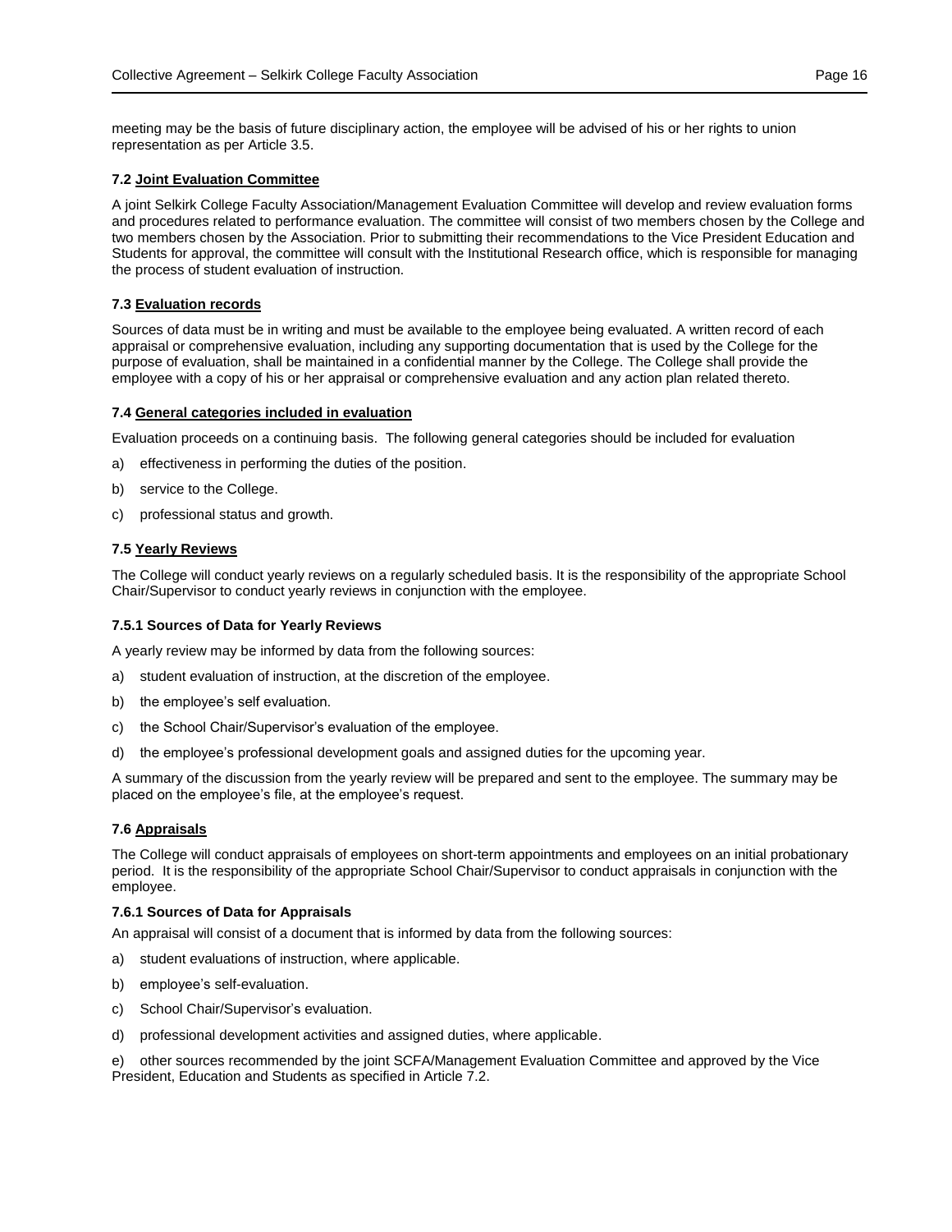meeting may be the basis of future disciplinary action, the employee will be advised of his or her rights to union representation as per Article 3.5.

### 7.2 Joint Evaluation Committee

A joint Selkirk College Faculty Association/Management Evaluation Committee will develop and review evaluation forms and procedures related to performance evaluation. The committee will consist of two members chosen by the College and two members chosen by the Association. Prior to submitting their recommendations to the Vice President Education and Students for approval, the committee will consult with the Institutional Research office, which is responsible for managing the process of student evaluation of instruction.

### 7.3 Evaluation records

Sources of data must be in writing and must be available to the employee being evaluated. A written record of each appraisal or comprehensive evaluation, including any supporting documentation that is used by the College for the purpose of evaluation, shall be maintained in a confidential manner by the College. The College shall provide the employee with a copy of his or her appraisal or comprehensive evaluation and any action plan related thereto.

### 7.4 General categories included in evaluation

Evaluation proceeds on a continuing basis. The following general categories should be included for evaluation

a) effectiveness in performing the duties of the position.

b) service to the College.

c) professional status and growth.

### 7.5 Yearly Reviews

The College will conduct yearly reviews on a regularly scheduled basis. It is the responsibility of the appropriate School Chair/Supervisor to conduct yearly reviews in conjunction with the employee.

#### 7.5.1 Sources of Data for Yearly Reviews

A yearly review may be informed by data from the following sources:

a) student evaluation of instruction, at the discretion of the employee.

b) the employee's self evaluation.

c) the School Chair/Supervisor's evaluation of the employee.

d) the employee's professional development goals and assigned duties for the upcoming year.

A summary of the discussion from the yearly review will be prepared and sent to the employee. The summary may be placed on the employee's file, at the employee's request.

### 7.6 Appraisals

The College will conduct appraisals of employees on short-term appointments and employees on an initial probationary period. It is the responsibility of the appropriate School Chair/Supervisor to conduct appraisals in conjunction with the employee.

#### 7.6.1 Sources of Data for Appraisals

An appraisal will consist of a document that is informed by data from the following sources:

a) student evaluations of instruction, where applicable.

b) employee's self-evaluation.

c) School Chair/Supervisor's evaluation.

d) professional development activities and assigned duties, where applicable.

e) other sources recommended by the joint SCFA/Management Evaluation Committee and approved by the Vice President, Education and Students as specified in Article 7.2.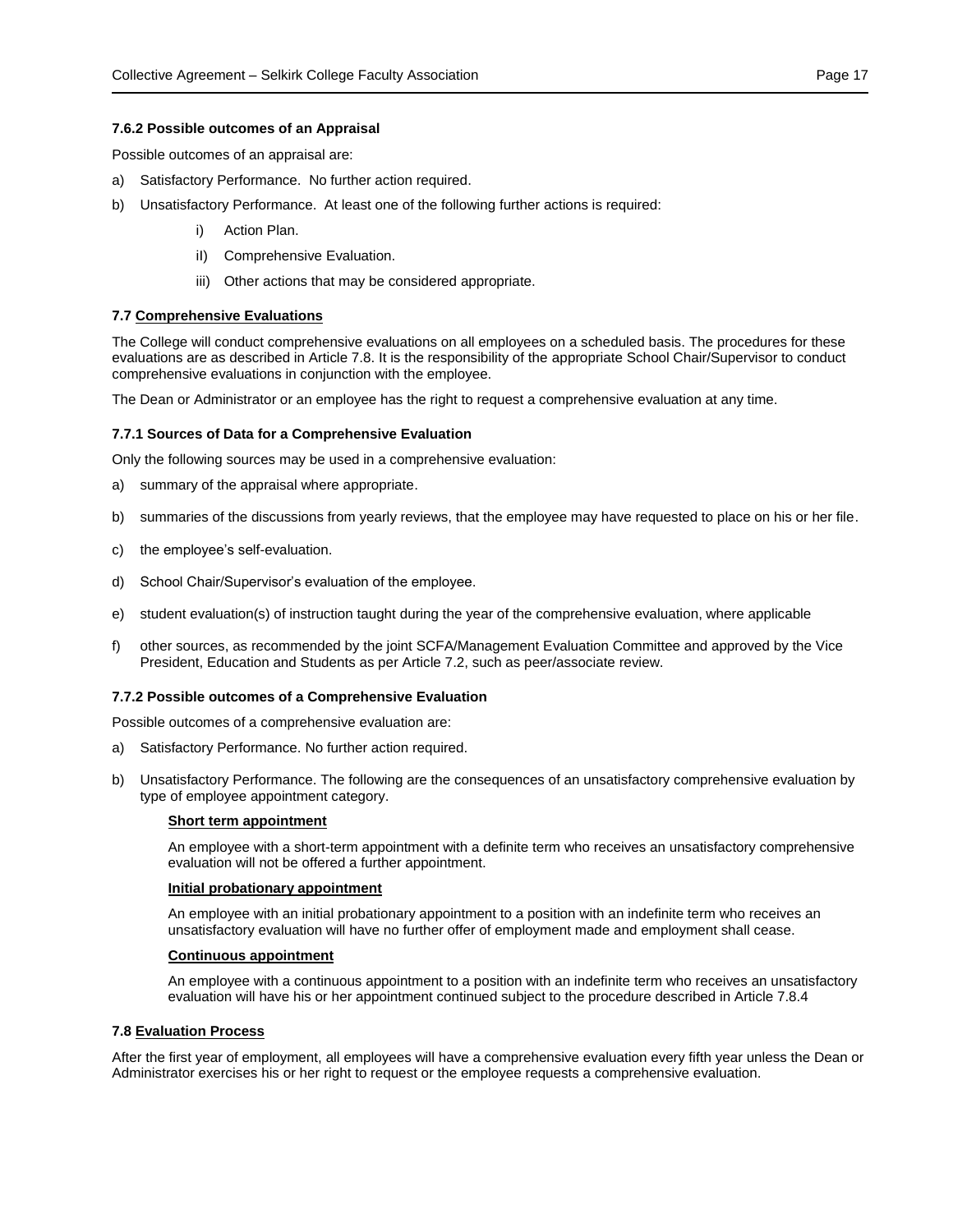#### 7.6.2 Possible outcomes of an Appraisal

Possible outcomes of an appraisal are:

a) Satisfactory Performance. No further action required.

b) Unsatisfactory Performance. At least one of the following further actions is required:

   i) Action Plan.

   iI) Comprehensive Evaluation.

   iii) Other actions that may be considered appropriate.

### 7.7 Comprehensive Evaluations

The College will conduct comprehensive evaluations on all employees on a scheduled basis. The procedures for these evaluations are as described in Article 7.8. It is the responsibility of the appropriate School Chair/Supervisor to conduct comprehensive evaluations in conjunction with the employee.

The Dean or Administrator or an employee has the right to request a comprehensive evaluation at any time.

#### 7.7.1 Sources of Data for a Comprehensive Evaluation

Only the following sources may be used in a comprehensive evaluation:

a) summary of the appraisal where appropriate.

b) summaries of the discussions from yearly reviews, that the employee may have requested to place on his or her file.

c) the employee's self-evaluation.

d) School Chair/Supervisor's evaluation of the employee.

e) student evaluation(s) of instruction taught during the year of the comprehensive evaluation, where applicable

f) other sources, as recommended by the joint SCFA/Management Evaluation Committee and approved by the Vice President, Education and Students as per Article 7.2, such as peer/associate review.

#### 7.7.2 Possible outcomes of a Comprehensive Evaluation

Possible outcomes of a comprehensive evaluation are:

a) Satisfactory Performance. No further action required.

b) Unsatisfactory Performance. The following are the consequences of an unsatisfactory comprehensive evaluation by type of employee appointment category.

   **Short term appointment**

   An employee with a short-term appointment with a definite term who receives an unsatisfactory comprehensive evaluation will not be offered a further appointment.

   **Initial probationary appointment**

   An employee with an initial probationary appointment to a position with an indefinite term who receives an unsatisfactory evaluation will have no further offer of employment made and employment shall cease.

   **Continuous appointment**

   An employee with a continuous appointment to a position with an indefinite term who receives an unsatisfactory evaluation will have his or her appointment continued subject to the procedure described in Article 7.8.4

### 7.8 Evaluation Process

After the first year of employment, all employees will have a comprehensive evaluation every fifth year unless the Dean or Administrator exercises his or her right to request or the employee requests a comprehensive evaluation.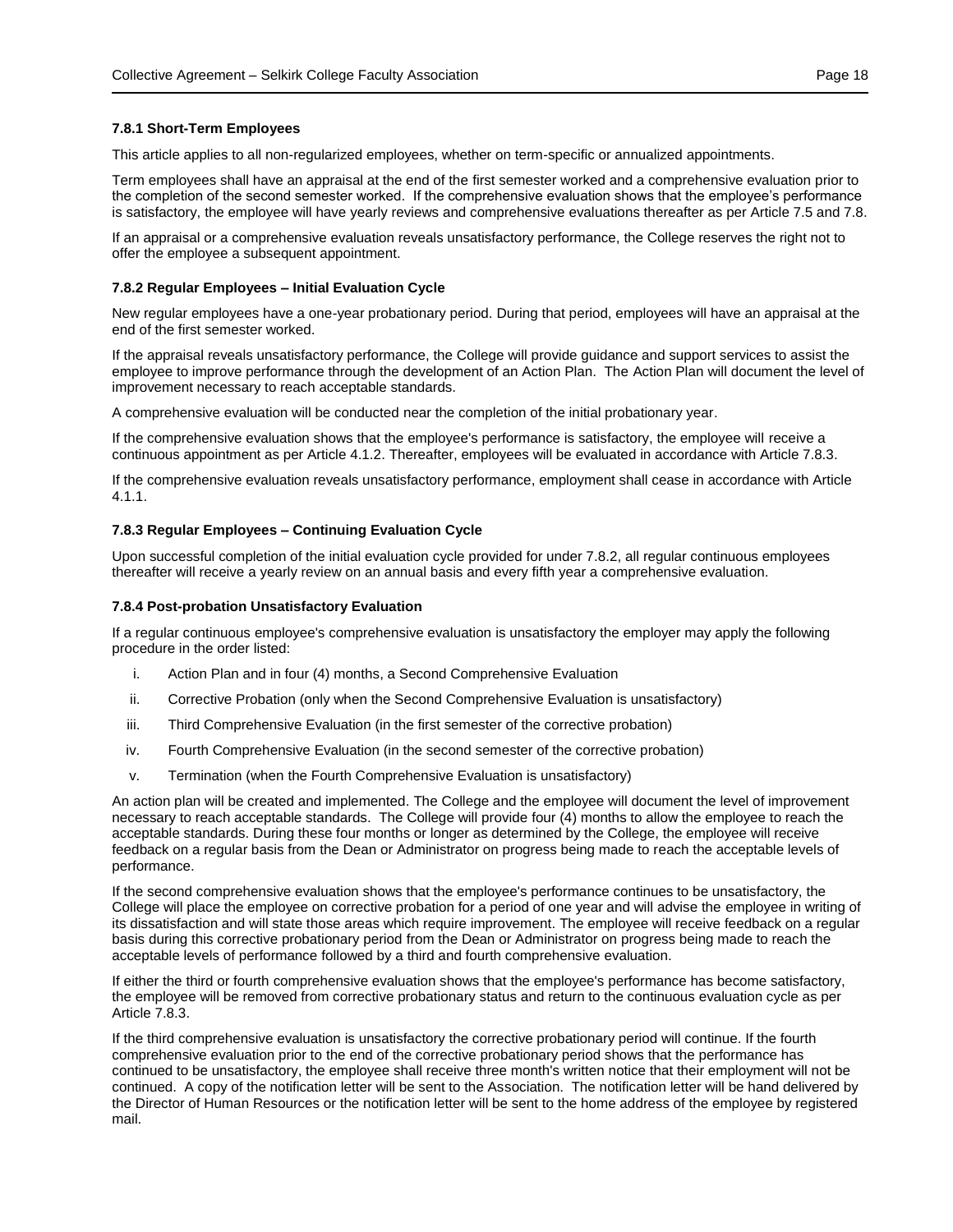#### 7.8.1 Short-Term Employees

This article applies to all non-regularized employees, whether on term-specific or annualized appointments.

Term employees shall have an appraisal at the end of the first semester worked and a comprehensive evaluation prior to the completion of the second semester worked. If the comprehensive evaluation shows that the employee's performance is satisfactory, the employee will have yearly reviews and comprehensive evaluations thereafter as per Article 7.5 and 7.8.

If an appraisal or a comprehensive evaluation reveals unsatisfactory performance, the College reserves the right not to offer the employee a subsequent appointment.

#### 7.8.2 Regular Employees – Initial Evaluation Cycle

New regular employees have a one-year probationary period. During that period, employees will have an appraisal at the end of the first semester worked.

If the appraisal reveals unsatisfactory performance, the College will provide guidance and support services to assist the employee to improve performance through the development of an Action Plan. The Action Plan will document the level of improvement necessary to reach acceptable standards.

A comprehensive evaluation will be conducted near the completion of the initial probationary year.

If the comprehensive evaluation shows that the employee's performance is satisfactory, the employee will receive a continuous appointment as per Article 4.1.2. Thereafter, employees will be evaluated in accordance with Article 7.8.3.

If the comprehensive evaluation reveals unsatisfactory performance, employment shall cease in accordance with Article 4.1.1.

#### 7.8.3 Regular Employees – Continuing Evaluation Cycle

Upon successful completion of the initial evaluation cycle provided for under 7.8.2, all regular continuous employees thereafter will receive a yearly review on an annual basis and every fifth year a comprehensive evaluation.

#### 7.8.4 Post-probation Unsatisfactory Evaluation

If a regular continuous employee's comprehensive evaluation is unsatisfactory the employer may apply the following procedure in the order listed:

i. Action Plan and in four (4) months, a Second Comprehensive Evaluation
ii. Corrective Probation (only when the Second Comprehensive Evaluation is unsatisfactory)
iii. Third Comprehensive Evaluation (in the first semester of the corrective probation)
iv. Fourth Comprehensive Evaluation (in the second semester of the corrective probation)
v. Termination (when the Fourth Comprehensive Evaluation is unsatisfactory)

An action plan will be created and implemented. The College and the employee will document the level of improvement necessary to reach acceptable standards. The College will provide four (4) months to allow the employee to reach the acceptable standards. During these four months or longer as determined by the College, the employee will receive feedback on a regular basis from the Dean or Administrator on progress being made to reach the acceptable levels of performance.

If the second comprehensive evaluation shows that the employee's performance continues to be unsatisfactory, the College will place the employee on corrective probation for a period of one year and will advise the employee in writing of its dissatisfaction and will state those areas which require improvement. The employee will receive feedback on a regular basis during this corrective probationary period from the Dean or Administrator on progress being made to reach the acceptable levels of performance followed by a third and fourth comprehensive evaluation.

If either the third or fourth comprehensive evaluation shows that the employee's performance has become satisfactory, the employee will be removed from corrective probationary status and return to the continuous evaluation cycle as per Article 7.8.3.

If the third comprehensive evaluation is unsatisfactory the corrective probationary period will continue. If the fourth comprehensive evaluation prior to the end of the corrective probationary period shows that the performance has continued to be unsatisfactory, the employee shall receive three month's written notice that their employment will not be continued. A copy of the notification letter will be sent to the Association. The notification letter will be hand delivered by the Director of Human Resources or the notification letter will be sent to the home address of the employee by registered mail.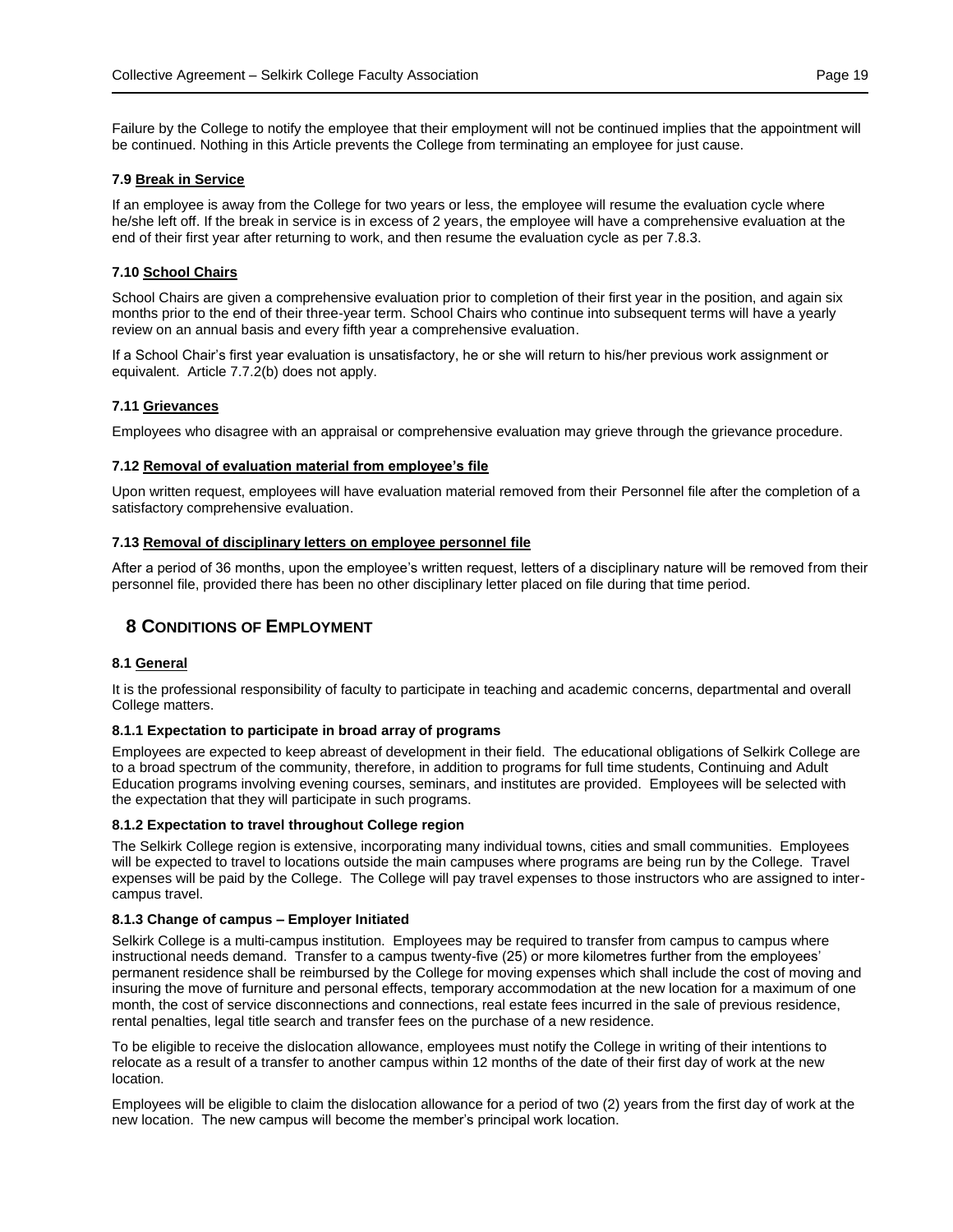Failure by the College to notify the employee that their employment will not be continued implies that the appointment will be continued. Nothing in this Article prevents the College from terminating an employee for just cause.

#### 7.9 Break in Service

If an employee is away from the College for two years or less, the employee will resume the evaluation cycle where he/she left off. If the break in service is in excess of 2 years, the employee will have a comprehensive evaluation at the end of their first year after returning to work, and then resume the evaluation cycle as per 7.8.3.

#### 7.10 School Chairs

School Chairs are given a comprehensive evaluation prior to completion of their first year in the position, and again six months prior to the end of their three-year term. School Chairs who continue into subsequent terms will have a yearly review on an annual basis and every fifth year a comprehensive evaluation.

If a School Chair's first year evaluation is unsatisfactory, he or she will return to his/her previous work assignment or equivalent. Article 7.7.2(b) does not apply.

#### 7.11 Grievances

Employees who disagree with an appraisal or comprehensive evaluation may grieve through the grievance procedure.

#### 7.12 Removal of evaluation material from employee's file

Upon written request, employees will have evaluation material removed from their Personnel file after the completion of a satisfactory comprehensive evaluation.

#### 7.13 Removal of disciplinary letters on employee personnel file

After a period of 36 months, upon the employee's written request, letters of a disciplinary nature will be removed from their personnel file, provided there has been no other disciplinary letter placed on file during that time period.

## 8 Conditions of Employment

#### 8.1 General

It is the professional responsibility of faculty to participate in teaching and academic concerns, departmental and overall College matters.

**8.1.1 Expectation to participate in broad array of programs**

Employees are expected to keep abreast of development in their field. The educational obligations of Selkirk College are to a broad spectrum of the community, therefore, in addition to programs for full time students, Continuing and Adult Education programs involving evening courses, seminars, and institutes are provided. Employees will be selected with the expectation that they will participate in such programs.

**8.1.2 Expectation to travel throughout College region**

The Selkirk College region is extensive, incorporating many individual towns, cities and small communities. Employees will be expected to travel to locations outside the main campuses where programs are being run by the College. Travel expenses will be paid by the College. The College will pay travel expenses to those instructors who are assigned to inter-campus travel.

**8.1.3 Change of campus – Employer Initiated**

Selkirk College is a multi-campus institution. Employees may be required to transfer from campus to campus where instructional needs demand. Transfer to a campus twenty-five (25) or more kilometres further from the employees' permanent residence shall be reimbursed by the College for moving expenses which shall include the cost of moving and insuring the move of furniture and personal effects, temporary accommodation at the new location for a maximum of one month, the cost of service disconnections and connections, real estate fees incurred in the sale of previous residence, rental penalties, legal title search and transfer fees on the purchase of a new residence.

To be eligible to receive the dislocation allowance, employees must notify the College in writing of their intentions to relocate as a result of a transfer to another campus within 12 months of the date of their first day of work at the new location.

Employees will be eligible to claim the dislocation allowance for a period of two (2) years from the first day of work at the new location. The new campus will become the member's principal work location.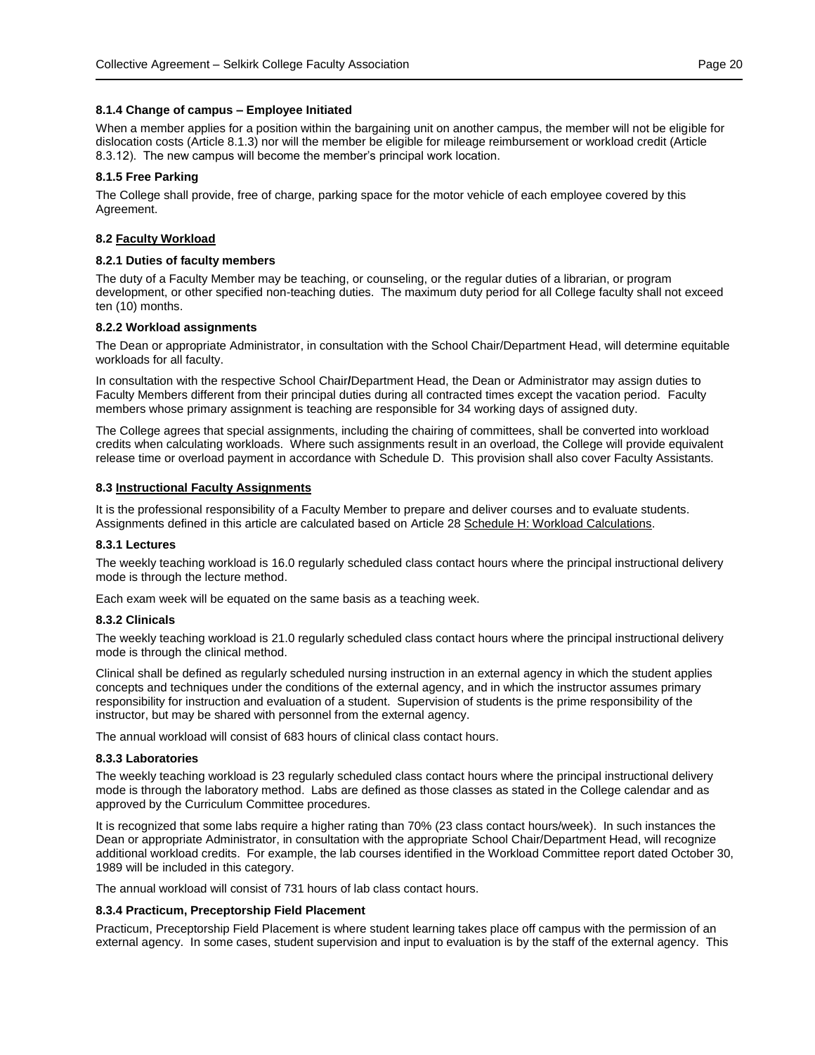#### 8.1.4 Change of campus – Employee Initiated

When a member applies for a position within the bargaining unit on another campus, the member will not be eligible for dislocation costs (Article 8.1.3) nor will the member be eligible for mileage reimbursement or workload credit (Article 8.3.12). The new campus will become the member's principal work location.

#### 8.1.5 Free Parking

The College shall provide, free of charge, parking space for the motor vehicle of each employee covered by this Agreement.

### 8.2 Faculty Workload

#### 8.2.1 Duties of faculty members

The duty of a Faculty Member may be teaching, or counseling, or the regular duties of a librarian, or program development, or other specified non-teaching duties. The maximum duty period for all College faculty shall not exceed ten (10) months.

#### 8.2.2 Workload assignments

The Dean or appropriate Administrator, in consultation with the School Chair/Department Head, will determine equitable workloads for all faculty.

In consultation with the respective School Chair/Department Head, the Dean or Administrator may assign duties to Faculty Members different from their principal duties during all contracted times except the vacation period. Faculty members whose primary assignment is teaching are responsible for 34 working days of assigned duty.

The College agrees that special assignments, including the chairing of committees, shall be converted into workload credits when calculating workloads. Where such assignments result in an overload, the College will provide equivalent release time or overload payment in accordance with Schedule D. This provision shall also cover Faculty Assistants.

### 8.3 Instructional Faculty Assignments

It is the professional responsibility of a Faculty Member to prepare and deliver courses and to evaluate students. Assignments defined in this article are calculated based on Article 28 Schedule H: Workload Calculations.

#### 8.3.1 Lectures

The weekly teaching workload is 16.0 regularly scheduled class contact hours where the principal instructional delivery mode is through the lecture method.

Each exam week will be equated on the same basis as a teaching week.

#### 8.3.2 Clinicals

The weekly teaching workload is 21.0 regularly scheduled class contact hours where the principal instructional delivery mode is through the clinical method.

Clinical shall be defined as regularly scheduled nursing instruction in an external agency in which the student applies concepts and techniques under the conditions of the external agency, and in which the instructor assumes primary responsibility for instruction and evaluation of a student. Supervision of students is the prime responsibility of the instructor, but may be shared with personnel from the external agency.

The annual workload will consist of 683 hours of clinical class contact hours.

#### 8.3.3 Laboratories

The weekly teaching workload is 23 regularly scheduled class contact hours where the principal instructional delivery mode is through the laboratory method. Labs are defined as those classes as stated in the College calendar and as approved by the Curriculum Committee procedures.

It is recognized that some labs require a higher rating than 70% (23 class contact hours/week). In such instances the Dean or appropriate Administrator, in consultation with the appropriate School Chair/Department Head, will recognize additional workload credits. For example, the lab courses identified in the Workload Committee report dated October 30, 1989 will be included in this category.

The annual workload will consist of 731 hours of lab class contact hours.

#### 8.3.4 Practicum, Preceptorship Field Placement

Practicum, Preceptorship Field Placement is where student learning takes place off campus with the permission of an external agency. In some cases, student supervision and input to evaluation is by the staff of the external agency. This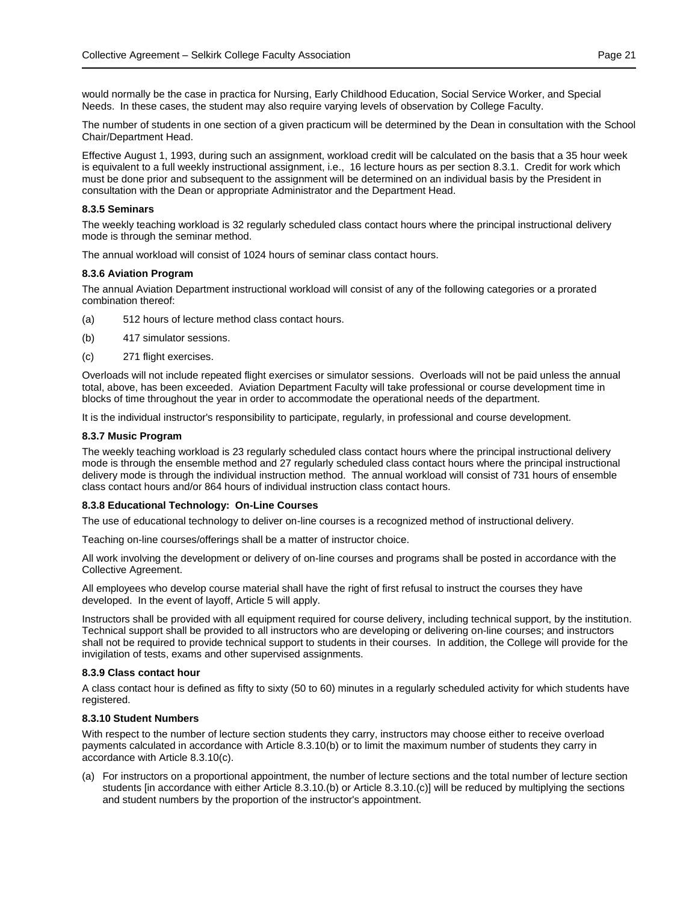would normally be the case in practica for Nursing, Early Childhood Education, Social Service Worker, and Special Needs. In these cases, the student may also require varying levels of observation by College Faculty.

The number of students in one section of a given practicum will be determined by the Dean in consultation with the School Chair/Department Head.

Effective August 1, 1993, during such an assignment, workload credit will be calculated on the basis that a 35 hour week is equivalent to a full weekly instructional assignment, i.e., 16 lecture hours as per section 8.3.1. Credit for work which must be done prior and subsequent to the assignment will be determined on an individual basis by the President in consultation with the Dean or appropriate Administrator and the Department Head.

#### 8.3.5 Seminars

The weekly teaching workload is 32 regularly scheduled class contact hours where the principal instructional delivery mode is through the seminar method.

The annual workload will consist of 1024 hours of seminar class contact hours.

#### 8.3.6 Aviation Program

The annual Aviation Department instructional workload will consist of any of the following categories or a prorated combination thereof:

(a) 512 hours of lecture method class contact hours.

(b) 417 simulator sessions.

(c) 271 flight exercises.

Overloads will not include repeated flight exercises or simulator sessions. Overloads will not be paid unless the annual total, above, has been exceeded. Aviation Department Faculty will take professional or course development time in blocks of time throughout the year in order to accommodate the operational needs of the department.

It is the individual instructor's responsibility to participate, regularly, in professional and course development.

#### 8.3.7 Music Program

The weekly teaching workload is 23 regularly scheduled class contact hours where the principal instructional delivery mode is through the ensemble method and 27 regularly scheduled class contact hours where the principal instructional delivery mode is through the individual instruction method. The annual workload will consist of 731 hours of ensemble class contact hours and/or 864 hours of individual instruction class contact hours.

#### 8.3.8 Educational Technology: On-Line Courses

The use of educational technology to deliver on-line courses is a recognized method of instructional delivery.

Teaching on-line courses/offerings shall be a matter of instructor choice.

All work involving the development or delivery of on-line courses and programs shall be posted in accordance with the Collective Agreement.

All employees who develop course material shall have the right of first refusal to instruct the courses they have developed. In the event of layoff, Article 5 will apply.

Instructors shall be provided with all equipment required for course delivery, including technical support, by the institution. Technical support shall be provided to all instructors who are developing or delivering on-line courses; and instructors shall not be required to provide technical support to students in their courses. In addition, the College will provide for the invigilation of tests, exams and other supervised assignments.

#### 8.3.9 Class contact hour

A class contact hour is defined as fifty to sixty (50 to 60) minutes in a regularly scheduled activity for which students have registered.

#### 8.3.10 Student Numbers

With respect to the number of lecture section students they carry, instructors may choose either to receive overload payments calculated in accordance with Article 8.3.10(b) or to limit the maximum number of students they carry in accordance with Article 8.3.10(c).

(a) For instructors on a proportional appointment, the number of lecture sections and the total number of lecture section students [in accordance with either Article 8.3.10.(b) or Article 8.3.10.(c)] will be reduced by multiplying the sections and student numbers by the proportion of the instructor's appointment.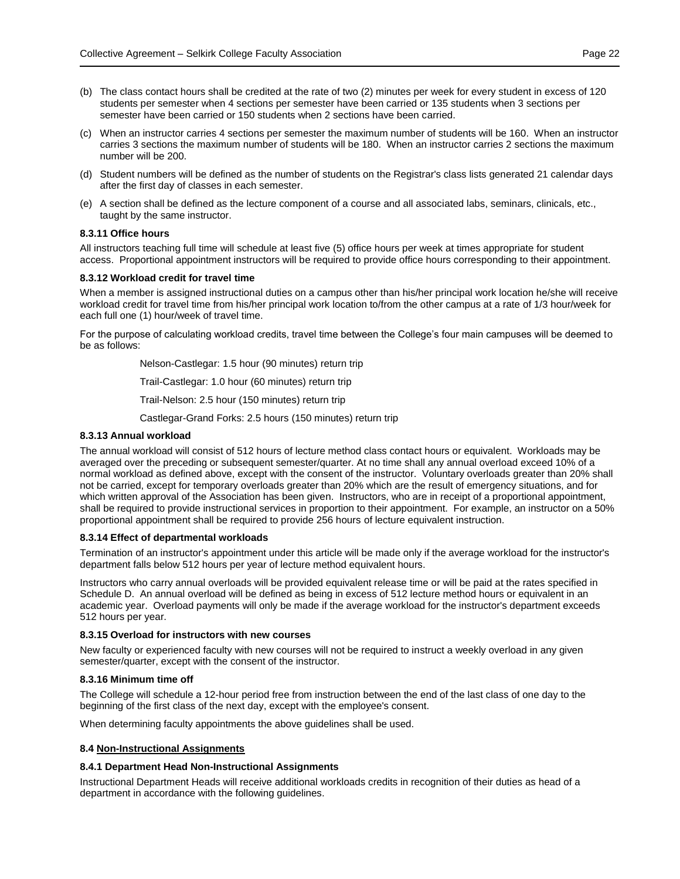(b) The class contact hours shall be credited at the rate of two (2) minutes per week for every student in excess of 120 students per semester when 4 sections per semester have been carried or 135 students when 3 sections per semester have been carried or 150 students when 2 sections have been carried.

(c) When an instructor carries 4 sections per semester the maximum number of students will be 160. When an instructor carries 3 sections the maximum number of students will be 180. When an instructor carries 2 sections the maximum number will be 200.

(d) Student numbers will be defined as the number of students on the Registrar's class lists generated 21 calendar days after the first day of classes in each semester.

(e) A section shall be defined as the lecture component of a course and all associated labs, seminars, clinicals, etc., taught by the same instructor.

#### 8.3.11 Office hours

All instructors teaching full time will schedule at least five (5) office hours per week at times appropriate for student access. Proportional appointment instructors will be required to provide office hours corresponding to their appointment.

#### 8.3.12 Workload credit for travel time

When a member is assigned instructional duties on a campus other than his/her principal work location he/she will receive workload credit for travel time from his/her principal work location to/from the other campus at a rate of 1/3 hour/week for each full one (1) hour/week of travel time.

For the purpose of calculating workload credits, travel time between the College's four main campuses will be deemed to be as follows:

Nelson-Castlegar: 1.5 hour (90 minutes) return trip

Trail-Castlegar: 1.0 hour (60 minutes) return trip

Trail-Nelson: 2.5 hour (150 minutes) return trip

Castlegar-Grand Forks: 2.5 hours (150 minutes) return trip

#### 8.3.13 Annual workload

The annual workload will consist of 512 hours of lecture method class contact hours or equivalent. Workloads may be averaged over the preceding or subsequent semester/quarter. At no time shall any annual overload exceed 10% of a normal workload as defined above, except with the consent of the instructor. Voluntary overloads greater than 20% shall not be carried, except for temporary overloads greater than 20% which are the result of emergency situations, and for which written approval of the Association has been given. Instructors, who are in receipt of a proportional appointment, shall be required to provide instructional services in proportion to their appointment. For example, an instructor on a 50% proportional appointment shall be required to provide 256 hours of lecture equivalent instruction.

#### 8.3.14 Effect of departmental workloads

Termination of an instructor's appointment under this article will be made only if the average workload for the instructor's department falls below 512 hours per year of lecture method equivalent hours.

Instructors who carry annual overloads will be provided equivalent release time or will be paid at the rates specified in Schedule D. An annual overload will be defined as being in excess of 512 lecture method hours or equivalent in an academic year. Overload payments will only be made if the average workload for the instructor's department exceeds 512 hours per year.

#### 8.3.15 Overload for instructors with new courses

New faculty or experienced faculty with new courses will not be required to instruct a weekly overload in any given semester/quarter, except with the consent of the instructor.

#### 8.3.16 Minimum time off

The College will schedule a 12-hour period free from instruction between the end of the last class of one day to the beginning of the first class of the next day, except with the employee's consent.

When determining faculty appointments the above guidelines shall be used.

### 8.4 Non-Instructional Assignments

#### 8.4.1 Department Head Non-Instructional Assignments

Instructional Department Heads will receive additional workloads credits in recognition of their duties as head of a department in accordance with the following guidelines.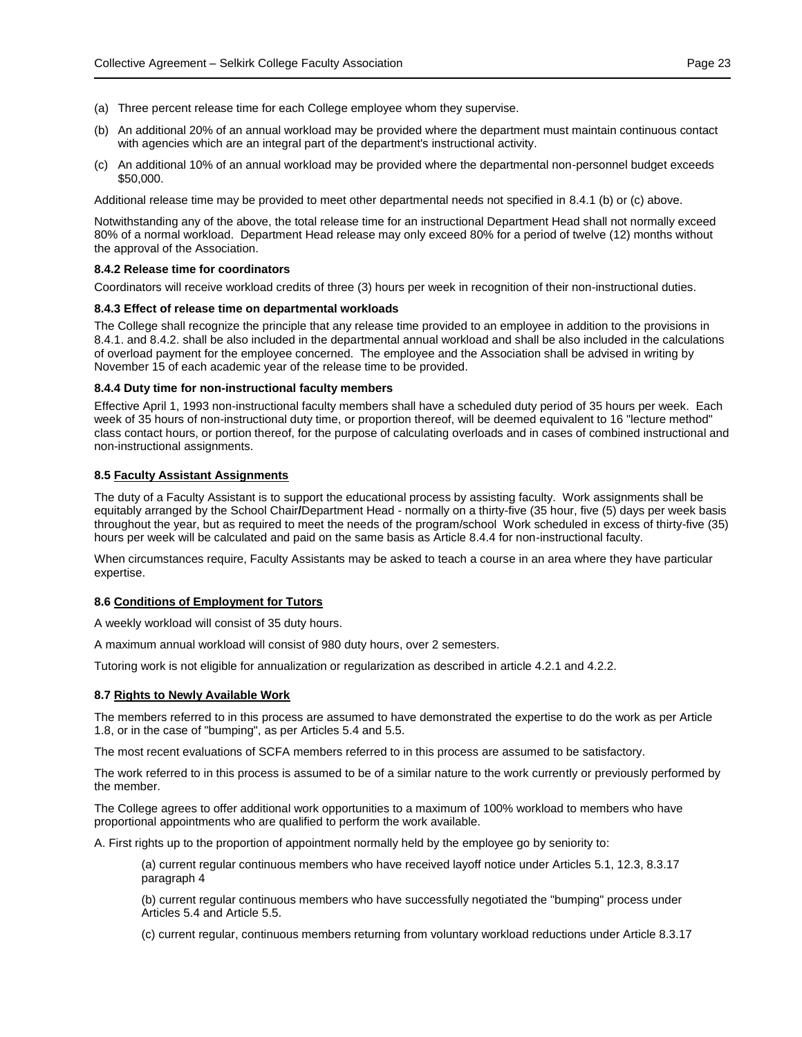(a) Three percent release time for each College employee whom they supervise.

(b) An additional 20% of an annual workload may be provided where the department must maintain continuous contact with agencies which are an integral part of the department's instructional activity.

(c) An additional 10% of an annual workload may be provided where the departmental non-personnel budget exceeds $50,000.

Additional release time may be provided to meet other departmental needs not specified in 8.4.1 (b) or (c) above.

Notwithstanding any of the above, the total release time for an instructional Department Head shall not normally exceed 80% of a normal workload. Department Head release may only exceed 80% for a period of twelve (12) months without the approval of the Association.

#### 8.4.2 Release time for coordinators

Coordinators will receive workload credits of three (3) hours per week in recognition of their non-instructional duties.

#### 8.4.3 Effect of release time on departmental workloads

The College shall recognize the principle that any release time provided to an employee in addition to the provisions in 8.4.1. and 8.4.2. shall be also included in the departmental annual workload and shall be also included in the calculations of overload payment for the employee concerned. The employee and the Association shall be advised in writing by November 15 of each academic year of the release time to be provided.

#### 8.4.4 Duty time for non-instructional faculty members

Effective April 1, 1993 non-instructional faculty members shall have a scheduled duty period of 35 hours per week. Each week of 35 hours of non-instructional duty time, or proportion thereof, will be deemed equivalent to 16 "lecture method" class contact hours, or portion thereof, for the purpose of calculating overloads and in cases of combined instructional and non-instructional assignments.

### 8.5 Faculty Assistant Assignments

The duty of a Faculty Assistant is to support the educational process by assisting faculty. Work assignments shall be equitably arranged by the School Chair/Department Head - normally on a thirty-five (35 hour, five (5) days per week basis throughout the year, but as required to meet the needs of the program/school Work scheduled in excess of thirty-five (35) hours per week will be calculated and paid on the same basis as Article 8.4.4 for non-instructional faculty.

When circumstances require, Faculty Assistants may be asked to teach a course in an area where they have particular expertise.

### 8.6 Conditions of Employment for Tutors

A weekly workload will consist of 35 duty hours.

A maximum annual workload will consist of 980 duty hours, over 2 semesters.

Tutoring work is not eligible for annualization or regularization as described in article 4.2.1 and 4.2.2.

### 8.7 Rights to Newly Available Work

The members referred to in this process are assumed to have demonstrated the expertise to do the work as per Article 1.8, or in the case of "bumping", as per Articles 5.4 and 5.5.

The most recent evaluations of SCFA members referred to in this process are assumed to be satisfactory.

The work referred to in this process is assumed to be of a similar nature to the work currently or previously performed by the member.

The College agrees to offer additional work opportunities to a maximum of 100% workload to members who have proportional appointments who are qualified to perform the work available.

A. First rights up to the proportion of appointment normally held by the employee go by seniority to:

> (a) current regular continuous members who have received layoff notice under Articles 5.1, 12.3, 8.3.17 paragraph 4
>
> (b) current regular continuous members who have successfully negotiated the "bumping" process under Articles 5.4 and Article 5.5.
>
> (c) current regular, continuous members returning from voluntary workload reductions under Article 8.3.17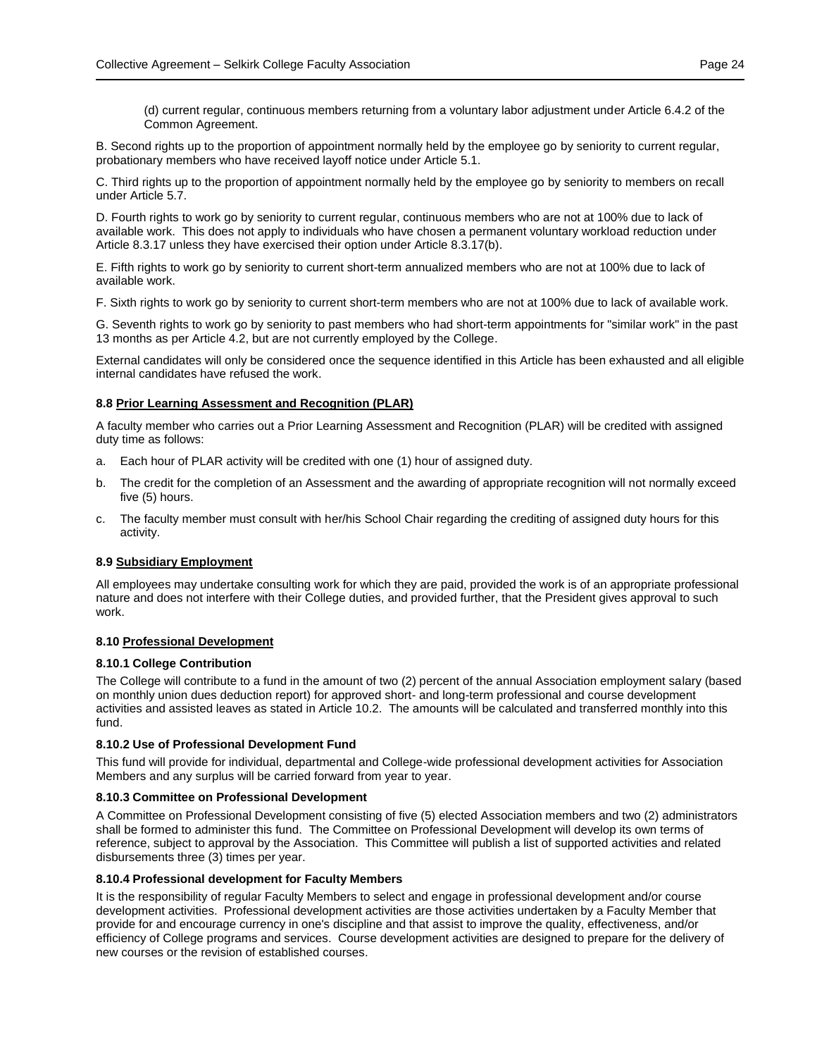(d) current regular, continuous members returning from a voluntary labor adjustment under Article 6.4.2 of the Common Agreement.

B. Second rights up to the proportion of appointment normally held by the employee go by seniority to current regular, probationary members who have received layoff notice under Article 5.1.

C. Third rights up to the proportion of appointment normally held by the employee go by seniority to members on recall under Article 5.7.

D. Fourth rights to work go by seniority to current regular, continuous members who are not at 100% due to lack of available work. This does not apply to individuals who have chosen a permanent voluntary workload reduction under Article 8.3.17 unless they have exercised their option under Article 8.3.17(b).

E. Fifth rights to work go by seniority to current short-term annualized members who are not at 100% due to lack of available work.

F. Sixth rights to work go by seniority to current short-term members who are not at 100% due to lack of available work.

G. Seventh rights to work go by seniority to past members who had short-term appointments for "similar work" in the past 13 months as per Article 4.2, but are not currently employed by the College.

External candidates will only be considered once the sequence identified in this Article has been exhausted and all eligible internal candidates have refused the work.

### 8.8 Prior Learning Assessment and Recognition (PLAR)

A faculty member who carries out a Prior Learning Assessment and Recognition (PLAR) will be credited with assigned duty time as follows:

a. Each hour of PLAR activity will be credited with one (1) hour of assigned duty.

b. The credit for the completion of an Assessment and the awarding of appropriate recognition will not normally exceed five (5) hours.

c. The faculty member must consult with her/his School Chair regarding the crediting of assigned duty hours for this activity.

### 8.9 Subsidiary Employment

All employees may undertake consulting work for which they are paid, provided the work is of an appropriate professional nature and does not interfere with their College duties, and provided further, that the President gives approval to such work.

### 8.10 Professional Development

#### 8.10.1 College Contribution

The College will contribute to a fund in the amount of two (2) percent of the annual Association employment salary (based on monthly union dues deduction report) for approved short- and long-term professional and course development activities and assisted leaves as stated in Article 10.2. The amounts will be calculated and transferred monthly into this fund.

#### 8.10.2 Use of Professional Development Fund

This fund will provide for individual, departmental and College-wide professional development activities for Association Members and any surplus will be carried forward from year to year.

#### 8.10.3 Committee on Professional Development

A Committee on Professional Development consisting of five (5) elected Association members and two (2) administrators shall be formed to administer this fund. The Committee on Professional Development will develop its own terms of reference, subject to approval by the Association. This Committee will publish a list of supported activities and related disbursements three (3) times per year.

#### 8.10.4 Professional development for Faculty Members

It is the responsibility of regular Faculty Members to select and engage in professional development and/or course development activities. Professional development activities are those activities undertaken by a Faculty Member that provide for and encourage currency in one's discipline and that assist to improve the quality, effectiveness, and/or efficiency of College programs and services. Course development activities are designed to prepare for the delivery of new courses or the revision of established courses.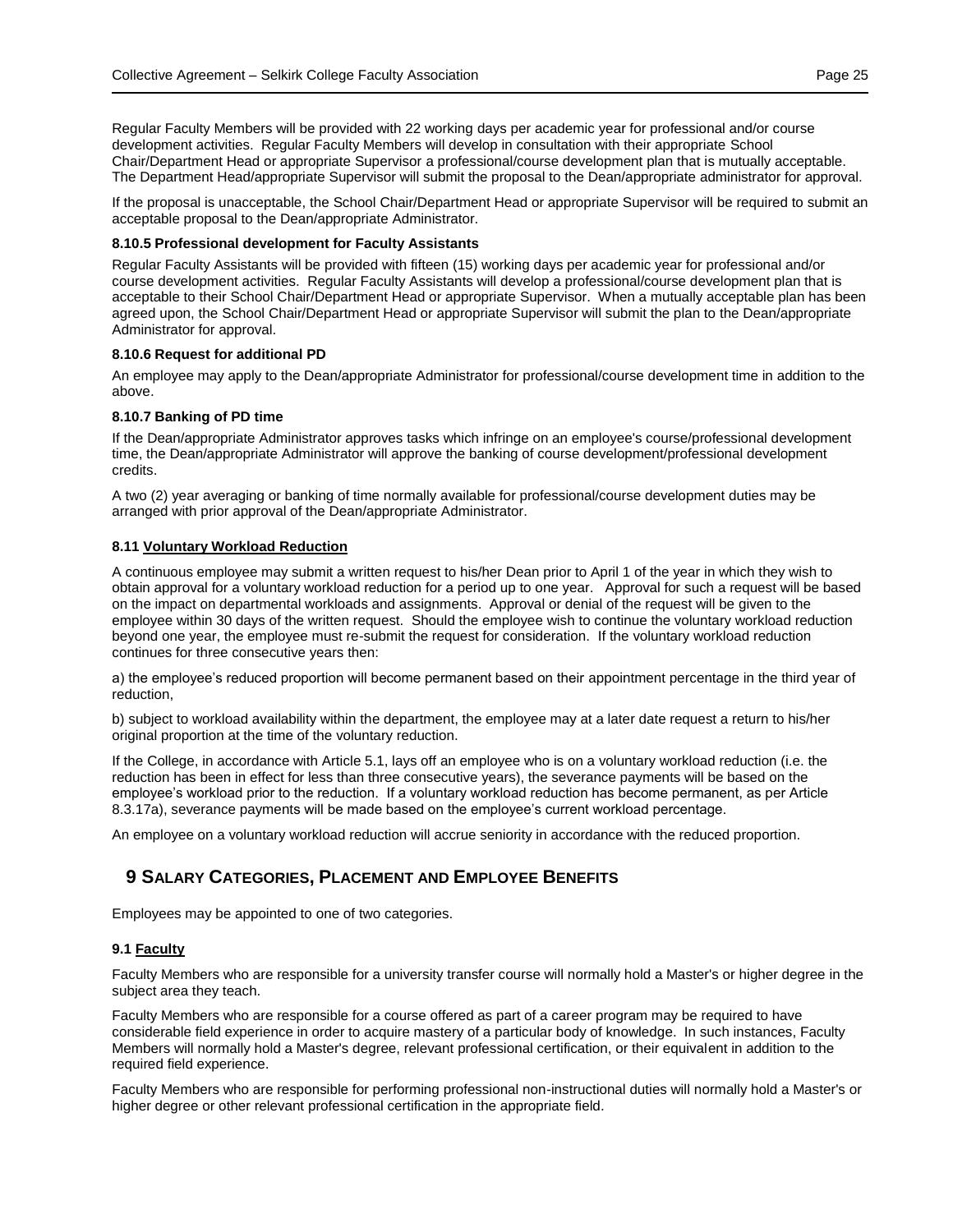Regular Faculty Members will be provided with 22 working days per academic year for professional and/or course development activities. Regular Faculty Members will develop in consultation with their appropriate School Chair/Department Head or appropriate Supervisor a professional/course development plan that is mutually acceptable. The Department Head/appropriate Supervisor will submit the proposal to the Dean/appropriate administrator for approval.

If the proposal is unacceptable, the School Chair/Department Head or appropriate Supervisor will be required to submit an acceptable proposal to the Dean/appropriate Administrator.

#### 8.10.5 Professional development for Faculty Assistants

Regular Faculty Assistants will be provided with fifteen (15) working days per academic year for professional and/or course development activities. Regular Faculty Assistants will develop a professional/course development plan that is acceptable to their School Chair/Department Head or appropriate Supervisor. When a mutually acceptable plan has been agreed upon, the School Chair/Department Head or appropriate Supervisor will submit the plan to the Dean/appropriate Administrator for approval.

#### 8.10.6 Request for additional PD

An employee may apply to the Dean/appropriate Administrator for professional/course development time in addition to the above.

#### 8.10.7 Banking of PD time

If the Dean/appropriate Administrator approves tasks which infringe on an employee's course/professional development time, the Dean/appropriate Administrator will approve the banking of course development/professional development credits.

A two (2) year averaging or banking of time normally available for professional/course development duties may be arranged with prior approval of the Dean/appropriate Administrator.

### 8.11 Voluntary Workload Reduction

A continuous employee may submit a written request to his/her Dean prior to April 1 of the year in which they wish to obtain approval for a voluntary workload reduction for a period up to one year. Approval for such a request will be based on the impact on departmental workloads and assignments. Approval or denial of the request will be given to the employee within 30 days of the written request. Should the employee wish to continue the voluntary workload reduction beyond one year, the employee must re-submit the request for consideration. If the voluntary workload reduction continues for three consecutive years then:

a) the employee's reduced proportion will become permanent based on their appointment percentage in the third year of reduction,

b) subject to workload availability within the department, the employee may at a later date request a return to his/her original proportion at the time of the voluntary reduction.

If the College, in accordance with Article 5.1, lays off an employee who is on a voluntary workload reduction (i.e. the reduction has been in effect for less than three consecutive years), the severance payments will be based on the employee's workload prior to the reduction. If a voluntary workload reduction has become permanent, as per Article 8.3.17a), severance payments will be made based on the employee's current workload percentage.

An employee on a voluntary workload reduction will accrue seniority in accordance with the reduced proportion.

## 9 Salary Categories, Placement and Employee Benefits

Employees may be appointed to one of two categories.

### 9.1 Faculty

Faculty Members who are responsible for a university transfer course will normally hold a Master's or higher degree in the subject area they teach.

Faculty Members who are responsible for a course offered as part of a career program may be required to have considerable field experience in order to acquire mastery of a particular body of knowledge. In such instances, Faculty Members will normally hold a Master's degree, relevant professional certification, or their equivalent in addition to the required field experience.

Faculty Members who are responsible for performing professional non-instructional duties will normally hold a Master's or higher degree or other relevant professional certification in the appropriate field.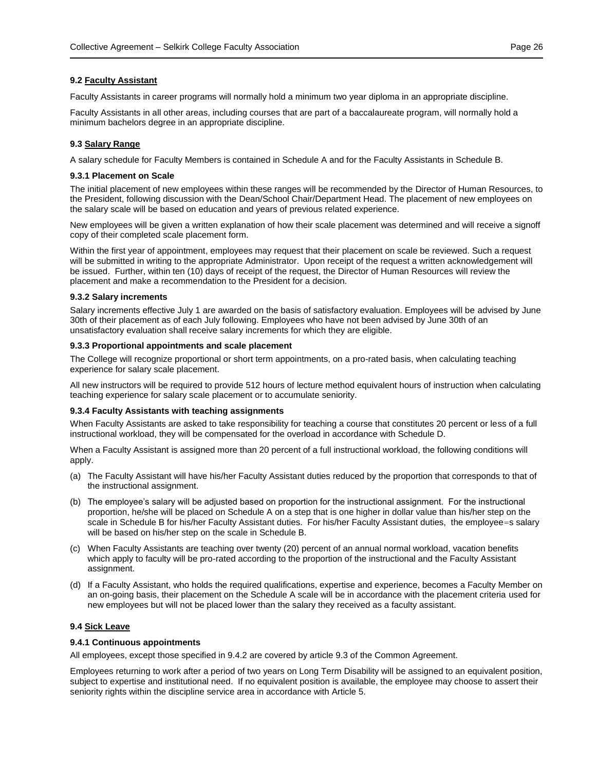### 9.2 Faculty Assistant

Faculty Assistants in career programs will normally hold a minimum two year diploma in an appropriate discipline.

Faculty Assistants in all other areas, including courses that are part of a baccalaureate program, will normally hold a minimum bachelors degree in an appropriate discipline.

### 9.3 Salary Range

A salary schedule for Faculty Members is contained in Schedule A and for the Faculty Assistants in Schedule B.

#### 9.3.1 Placement on Scale

The initial placement of new employees within these ranges will be recommended by the Director of Human Resources, to the President, following discussion with the Dean/School Chair/Department Head. The placement of new employees on the salary scale will be based on education and years of previous related experience.

New employees will be given a written explanation of how their scale placement was determined and will receive a signoff copy of their completed scale placement form.

Within the first year of appointment, employees may request that their placement on scale be reviewed. Such a request will be submitted in writing to the appropriate Administrator. Upon receipt of the request a written acknowledgement will be issued. Further, within ten (10) days of receipt of the request, the Director of Human Resources will review the placement and make a recommendation to the President for a decision.

#### 9.3.2 Salary increments

Salary increments effective July 1 are awarded on the basis of satisfactory evaluation. Employees will be advised by June 30th of their placement as of each July following. Employees who have not been advised by June 30th of an unsatisfactory evaluation shall receive salary increments for which they are eligible.

#### 9.3.3 Proportional appointments and scale placement

The College will recognize proportional or short term appointments, on a pro-rated basis, when calculating teaching experience for salary scale placement.

All new instructors will be required to provide 512 hours of lecture method equivalent hours of instruction when calculating teaching experience for salary scale placement or to accumulate seniority.

#### 9.3.4 Faculty Assistants with teaching assignments

When Faculty Assistants are asked to take responsibility for teaching a course that constitutes 20 percent or less of a full instructional workload, they will be compensated for the overload in accordance with Schedule D.

When a Faculty Assistant is assigned more than 20 percent of a full instructional workload, the following conditions will apply.

(a) The Faculty Assistant will have his/her Faculty Assistant duties reduced by the proportion that corresponds to that of the instructional assignment.

(b) The employee's salary will be adjusted based on proportion for the instructional assignment. For the instructional proportion, he/she will be placed on Schedule A on a step that is one higher in dollar value than his/her step on the scale in Schedule B for his/her Faculty Assistant duties. For his/her Faculty Assistant duties, the employee=s salary will be based on his/her step on the scale in Schedule B.

(c) When Faculty Assistants are teaching over twenty (20) percent of an annual normal workload, vacation benefits which apply to faculty will be pro-rated according to the proportion of the instructional and the Faculty Assistant assignment.

(d) If a Faculty Assistant, who holds the required qualifications, expertise and experience, becomes a Faculty Member on an on-going basis, their placement on the Schedule A scale will be in accordance with the placement criteria used for new employees but will not be placed lower than the salary they received as a faculty assistant.

### 9.4 Sick Leave

#### 9.4.1 Continuous appointments

All employees, except those specified in 9.4.2 are covered by article 9.3 of the Common Agreement.

Employees returning to work after a period of two years on Long Term Disability will be assigned to an equivalent position, subject to expertise and institutional need. If no equivalent position is available, the employee may choose to assert their seniority rights within the discipline service area in accordance with Article 5.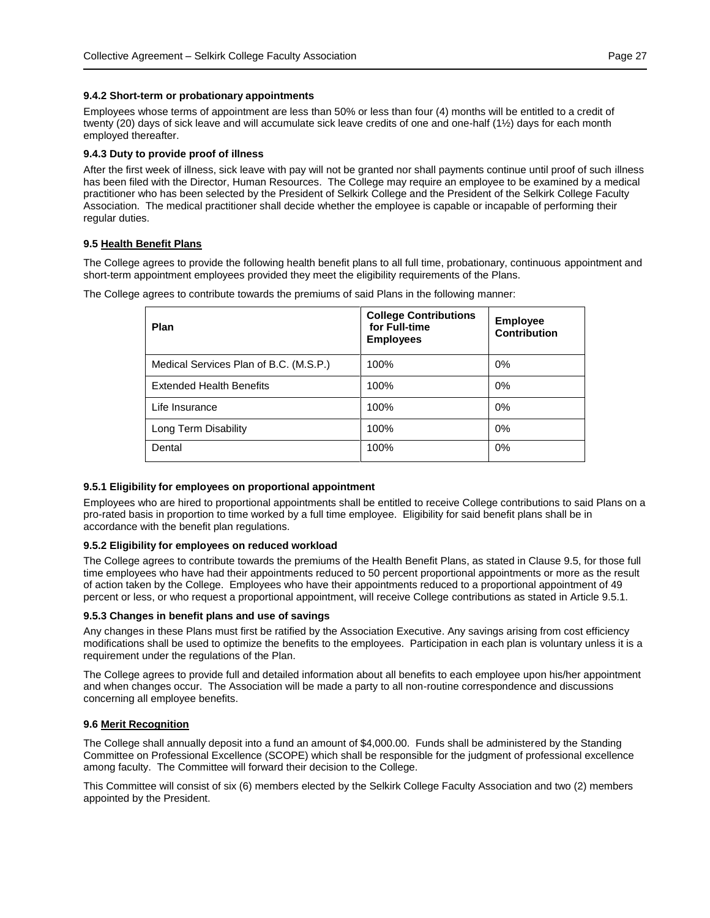#### 9.4.2 Short-term or probationary appointments

Employees whose terms of appointment are less than 50% or less than four (4) months will be entitled to a credit of twenty (20) days of sick leave and will accumulate sick leave credits of one and one-half (1½) days for each month employed thereafter.

#### 9.4.3 Duty to provide proof of illness

After the first week of illness, sick leave with pay will not be granted nor shall payments continue until proof of such illness has been filed with the Director, Human Resources. The College may require an employee to be examined by a medical practitioner who has been selected by the President of Selkirk College and the President of the Selkirk College Faculty Association. The medical practitioner shall decide whether the employee is capable or incapable of performing their regular duties.

### 9.5 Health Benefit Plans

The College agrees to provide the following health benefit plans to all full time, probationary, continuous appointment and short-term appointment employees provided they meet the eligibility requirements of the Plans.

The College agrees to contribute towards the premiums of said Plans in the following manner:

| Plan | College Contributions for Full-time Employees | Employee Contribution |
|---|---|---|
| Medical Services Plan of B.C. (M.S.P.) | 100% | 0% |
| Extended Health Benefits | 100% | 0% |
| Life Insurance | 100% | 0% |
| Long Term Disability | 100% | 0% |
| Dental | 100% | 0% |

#### 9.5.1 Eligibility for employees on proportional appointment

Employees who are hired to proportional appointments shall be entitled to receive College contributions to said Plans on a pro-rated basis in proportion to time worked by a full time employee. Eligibility for said benefit plans shall be in accordance with the benefit plan regulations.

#### 9.5.2 Eligibility for employees on reduced workload

The College agrees to contribute towards the premiums of the Health Benefit Plans, as stated in Clause 9.5, for those full time employees who have had their appointments reduced to 50 percent proportional appointments or more as the result of action taken by the College. Employees who have their appointments reduced to a proportional appointment of 49 percent or less, or who request a proportional appointment, will receive College contributions as stated in Article 9.5.1.

#### 9.5.3 Changes in benefit plans and use of savings

Any changes in these Plans must first be ratified by the Association Executive. Any savings arising from cost efficiency modifications shall be used to optimize the benefits to the employees. Participation in each plan is voluntary unless it is a requirement under the regulations of the Plan.

The College agrees to provide full and detailed information about all benefits to each employee upon his/her appointment and when changes occur. The Association will be made a party to all non-routine correspondence and discussions concerning all employee benefits.

### 9.6 Merit Recognition

The College shall annually deposit into a fund an amount of $4,000.00. Funds shall be administered by the Standing Committee on Professional Excellence (SCOPE) which shall be responsible for the judgment of professional excellence among faculty. The Committee will forward their decision to the College.

This Committee will consist of six (6) members elected by the Selkirk College Faculty Association and two (2) members appointed by the President.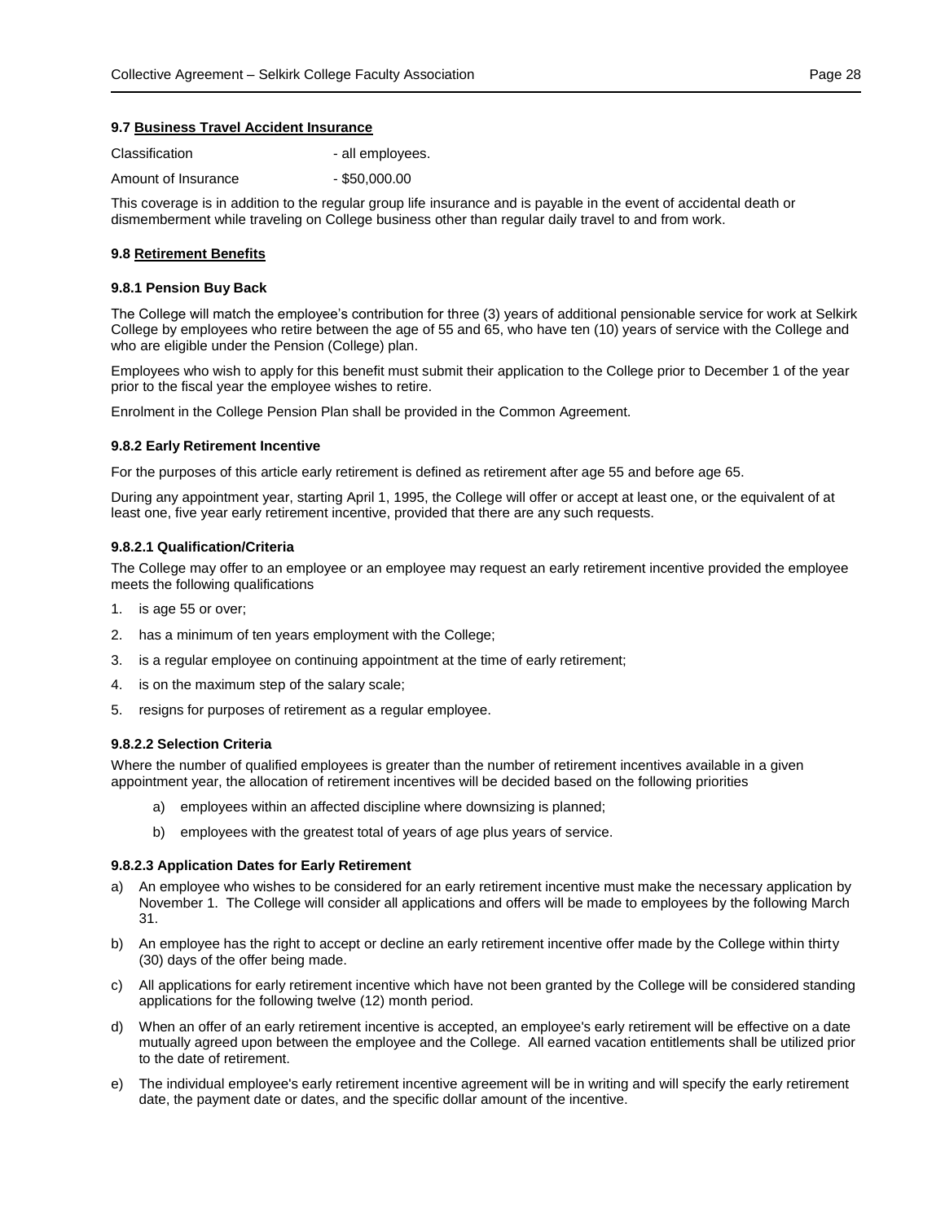### 9.7 Business Travel Accident Insurance

Classification - all employees.

Amount of Insurance - $50,000.00

This coverage is in addition to the regular group life insurance and is payable in the event of accidental death or dismemberment while traveling on College business other than regular daily travel to and from work.

### 9.8 Retirement Benefits

#### 9.8.1 Pension Buy Back

The College will match the employee's contribution for three (3) years of additional pensionable service for work at Selkirk College by employees who retire between the age of 55 and 65, who have ten (10) years of service with the College and who are eligible under the Pension (College) plan.

Employees who wish to apply for this benefit must submit their application to the College prior to December 1 of the year prior to the fiscal year the employee wishes to retire.

Enrolment in the College Pension Plan shall be provided in the Common Agreement.

#### 9.8.2 Early Retirement Incentive

For the purposes of this article early retirement is defined as retirement after age 55 and before age 65.

During any appointment year, starting April 1, 1995, the College will offer or accept at least one, or the equivalent of at least one, five year early retirement incentive, provided that there are any such requests.

##### 9.8.2.1 Qualification/Criteria

The College may offer to an employee or an employee may request an early retirement incentive provided the employee meets the following qualifications

1. is age 55 or over;
2. has a minimum of ten years employment with the College;
3. is a regular employee on continuing appointment at the time of early retirement;
4. is on the maximum step of the salary scale;
5. resigns for purposes of retirement as a regular employee.

##### 9.8.2.2 Selection Criteria

Where the number of qualified employees is greater than the number of retirement incentives available in a given appointment year, the allocation of retirement incentives will be decided based on the following priorities

a) employees within an affected discipline where downsizing is planned;

b) employees with the greatest total of years of age plus years of service.

##### 9.8.2.3 Application Dates for Early Retirement

a) An employee who wishes to be considered for an early retirement incentive must make the necessary application by November 1. The College will consider all applications and offers will be made to employees by the following March 31.

b) An employee has the right to accept or decline an early retirement incentive offer made by the College within thirty (30) days of the offer being made.

c) All applications for early retirement incentive which have not been granted by the College will be considered standing applications for the following twelve (12) month period.

d) When an offer of an early retirement incentive is accepted, an employee's early retirement will be effective on a date mutually agreed upon between the employee and the College. All earned vacation entitlements shall be utilized prior to the date of retirement.

e) The individual employee's early retirement incentive agreement will be in writing and will specify the early retirement date, the payment date or dates, and the specific dollar amount of the incentive.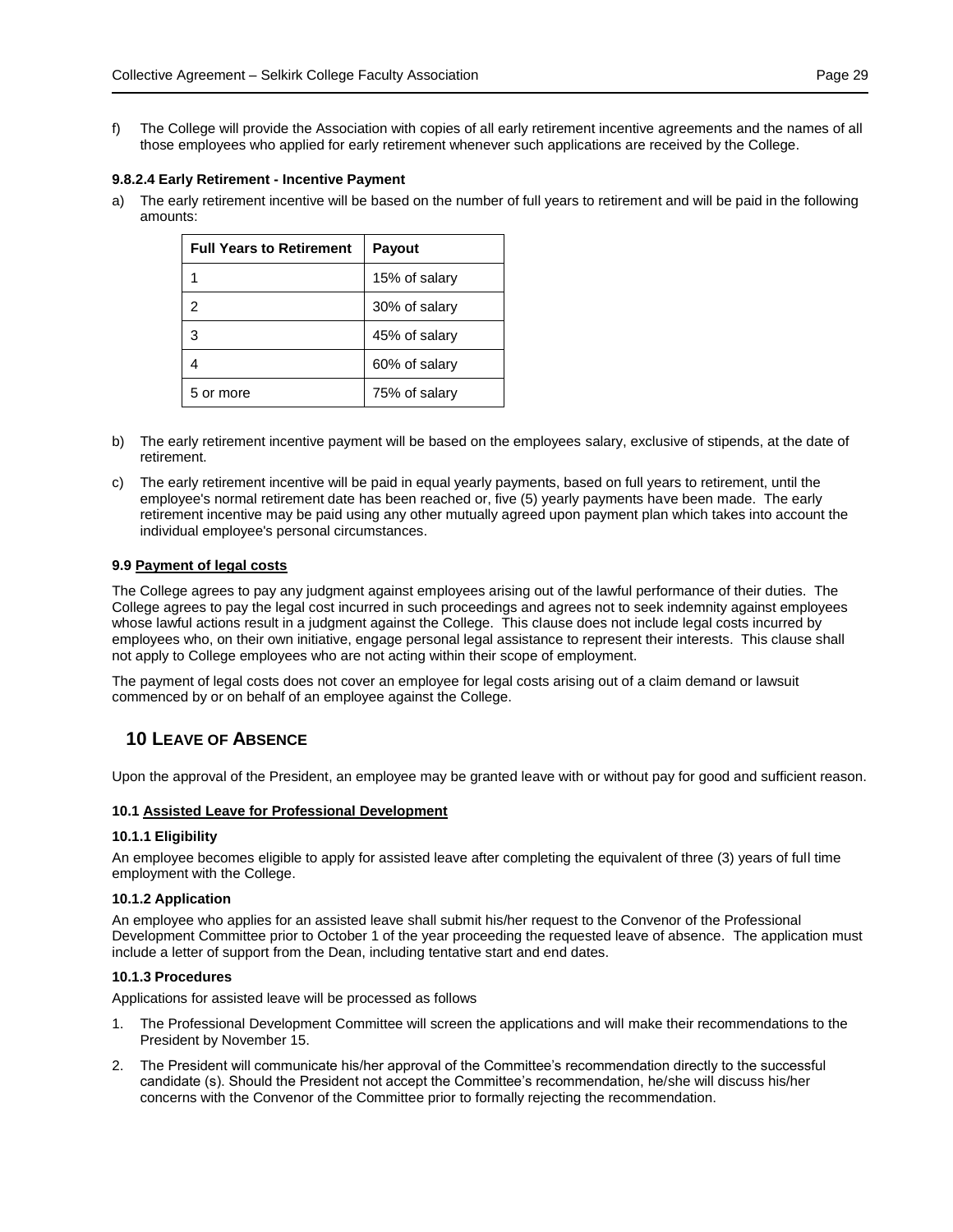f) The College will provide the Association with copies of all early retirement incentive agreements and the names of all those employees who applied for early retirement whenever such applications are received by the College.

#### 9.8.2.4 Early Retirement - Incentive Payment

a) The early retirement incentive will be based on the number of full years to retirement and will be paid in the following amounts:

| Full Years to Retirement | Payout |
|---|---|
| 1 | 15% of salary |
| 2 | 30% of salary |
| 3 | 45% of salary |
| 4 | 60% of salary |
| 5 or more | 75% of salary |

b) The early retirement incentive payment will be based on the employees salary, exclusive of stipends, at the date of retirement.

c) The early retirement incentive will be paid in equal yearly payments, based on full years to retirement, until the employee's normal retirement date has been reached or, five (5) yearly payments have been made. The early retirement incentive may be paid using any other mutually agreed upon payment plan which takes into account the individual employee's personal circumstances.

### 9.9 <u>Payment of legal costs</u>

The College agrees to pay any judgment against employees arising out of the lawful performance of their duties. The College agrees to pay the legal cost incurred in such proceedings and agrees not to seek indemnity against employees whose lawful actions result in a judgment against the College. This clause does not include legal costs incurred by employees who, on their own initiative, engage personal legal assistance to represent their interests. This clause shall not apply to College employees who are not acting within their scope of employment.

The payment of legal costs does not cover an employee for legal costs arising out of a claim demand or lawsuit commenced by or on behalf of an employee against the College.

## 10 LEAVE OF ABSENCE

Upon the approval of the President, an employee may be granted leave with or without pay for good and sufficient reason.

### 10.1 <u>Assisted Leave for Professional Development</u>

#### 10.1.1 Eligibility

An employee becomes eligible to apply for assisted leave after completing the equivalent of three (3) years of full time employment with the College.

#### 10.1.2 Application

An employee who applies for an assisted leave shall submit his/her request to the Convenor of the Professional Development Committee prior to October 1 of the year proceeding the requested leave of absence. The application must include a letter of support from the Dean, including tentative start and end dates.

#### 10.1.3 Procedures

Applications for assisted leave will be processed as follows

1. The Professional Development Committee will screen the applications and will make their recommendations to the President by November 15.
2. The President will communicate his/her approval of the Committee's recommendation directly to the successful candidate (s). Should the President not accept the Committee's recommendation, he/she will discuss his/her concerns with the Convenor of the Committee prior to formally rejecting the recommendation.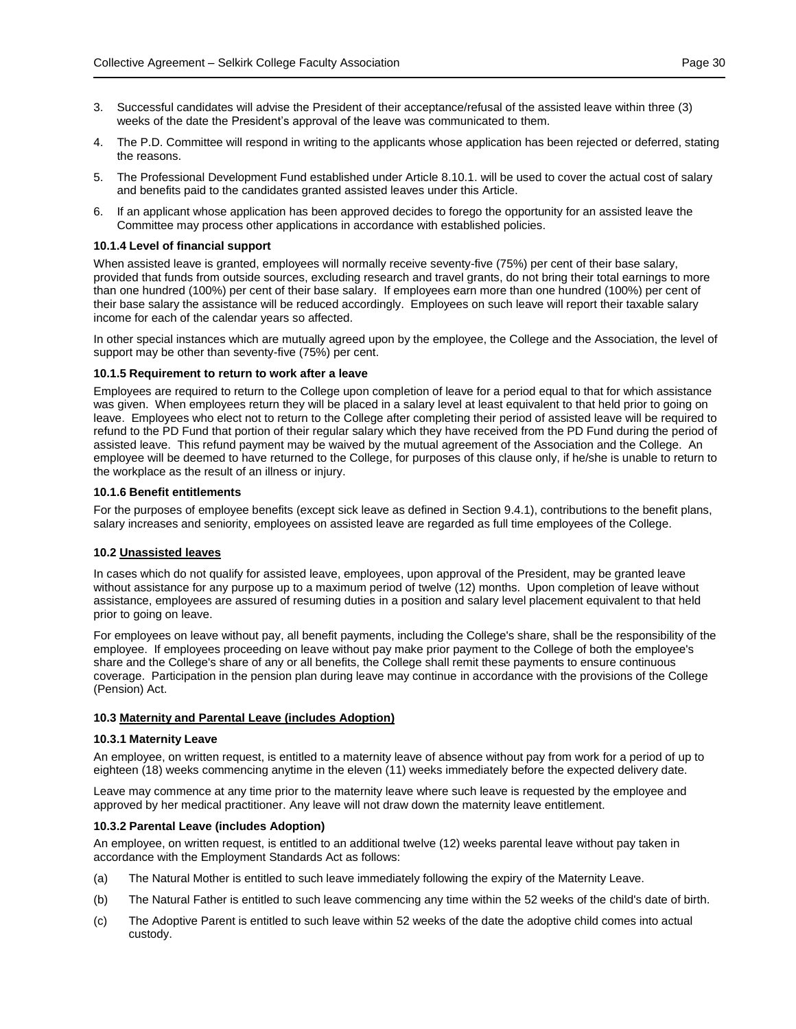3. Successful candidates will advise the President of their acceptance/refusal of the assisted leave within three (3) weeks of the date the President's approval of the leave was communicated to them.
4. The P.D. Committee will respond in writing to the applicants whose application has been rejected or deferred, stating the reasons.
5. The Professional Development Fund established under Article 8.10.1. will be used to cover the actual cost of salary and benefits paid to the candidates granted assisted leaves under this Article.
6. If an applicant whose application has been approved decides to forego the opportunity for an assisted leave the Committee may process other applications in accordance with established policies.

#### 10.1.4 Level of financial support

When assisted leave is granted, employees will normally receive seventy-five (75%) per cent of their base salary, provided that funds from outside sources, excluding research and travel grants, do not bring their total earnings to more than one hundred (100%) per cent of their base salary. If employees earn more than one hundred (100%) per cent of their base salary the assistance will be reduced accordingly. Employees on such leave will report their taxable salary income for each of the calendar years so affected.

In other special instances which are mutually agreed upon by the employee, the College and the Association, the level of support may be other than seventy-five (75%) per cent.

#### 10.1.5 Requirement to return to work after a leave

Employees are required to return to the College upon completion of leave for a period equal to that for which assistance was given. When employees return they will be placed in a salary level at least equivalent to that held prior to going on leave. Employees who elect not to return to the College after completing their period of assisted leave will be required to refund to the PD Fund that portion of their regular salary which they have received from the PD Fund during the period of assisted leave. This refund payment may be waived by the mutual agreement of the Association and the College. An employee will be deemed to have returned to the College, for purposes of this clause only, if he/she is unable to return to the workplace as the result of an illness or injury.

#### 10.1.6 Benefit entitlements

For the purposes of employee benefits (except sick leave as defined in Section 9.4.1), contributions to the benefit plans, salary increases and seniority, employees on assisted leave are regarded as full time employees of the College.

### 10.2 Unassisted leaves

In cases which do not qualify for assisted leave, employees, upon approval of the President, may be granted leave without assistance for any purpose up to a maximum period of twelve (12) months. Upon completion of leave without assistance, employees are assured of resuming duties in a position and salary level placement equivalent to that held prior to going on leave.

For employees on leave without pay, all benefit payments, including the College's share, shall be the responsibility of the employee. If employees proceeding on leave without pay make prior payment to the College of both the employee's share and the College's share of any or all benefits, the College shall remit these payments to ensure continuous coverage. Participation in the pension plan during leave may continue in accordance with the provisions of the College (Pension) Act.

### 10.3 Maternity and Parental Leave (includes Adoption)

#### 10.3.1 Maternity Leave

An employee, on written request, is entitled to a maternity leave of absence without pay from work for a period of up to eighteen (18) weeks commencing anytime in the eleven (11) weeks immediately before the expected delivery date.

Leave may commence at any time prior to the maternity leave where such leave is requested by the employee and approved by her medical practitioner. Any leave will not draw down the maternity leave entitlement.

#### 10.3.2 Parental Leave (includes Adoption)

An employee, on written request, is entitled to an additional twelve (12) weeks parental leave without pay taken in accordance with the Employment Standards Act as follows:

(a) The Natural Mother is entitled to such leave immediately following the expiry of the Maternity Leave.

(b) The Natural Father is entitled to such leave commencing any time within the 52 weeks of the child's date of birth.

(c) The Adoptive Parent is entitled to such leave within 52 weeks of the date the adoptive child comes into actual custody.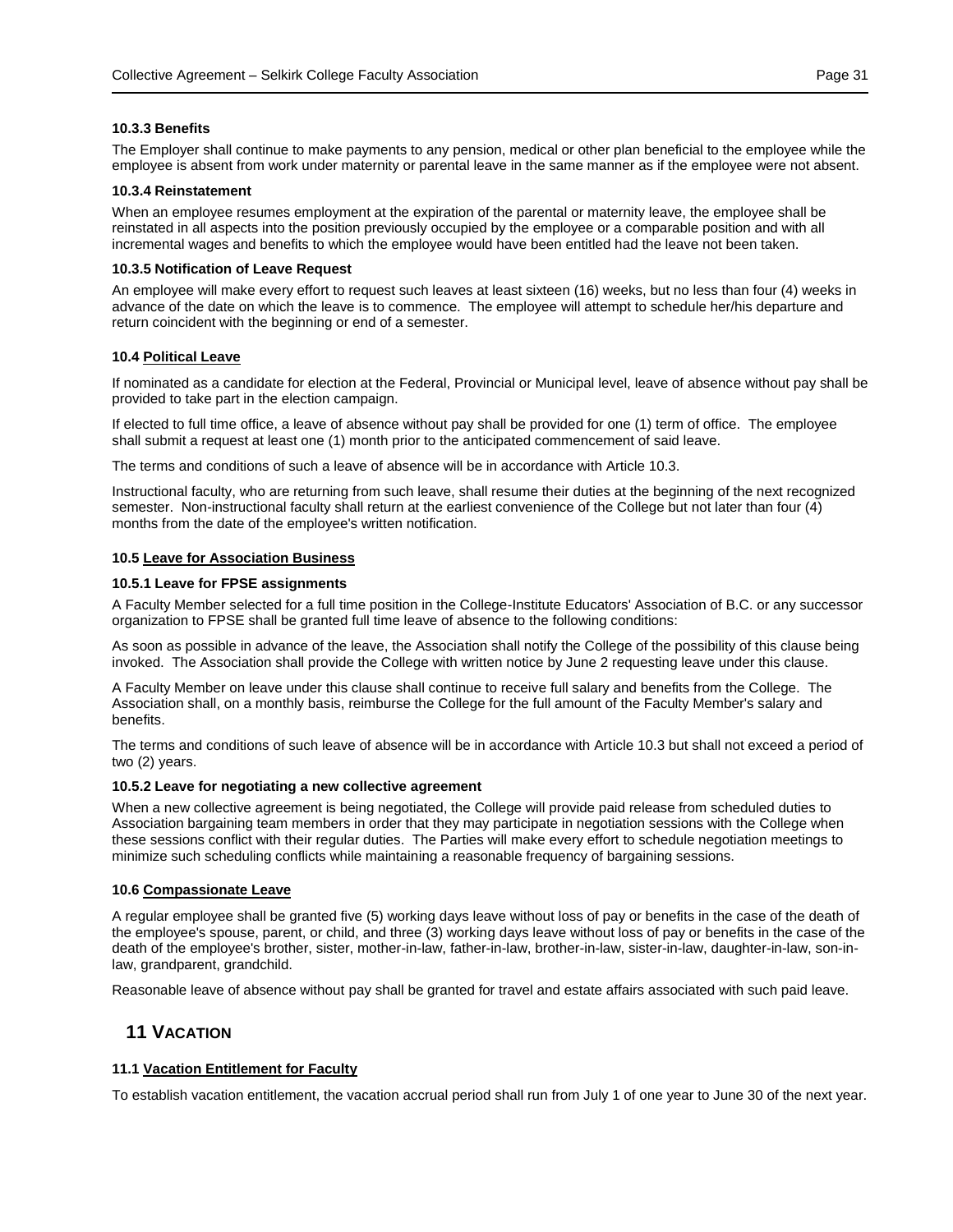#### 10.3.3 Benefits

The Employer shall continue to make payments to any pension, medical or other plan beneficial to the employee while the employee is absent from work under maternity or parental leave in the same manner as if the employee were not absent.

#### 10.3.4 Reinstatement

When an employee resumes employment at the expiration of the parental or maternity leave, the employee shall be reinstated in all aspects into the position previously occupied by the employee or a comparable position and with all incremental wages and benefits to which the employee would have been entitled had the leave not been taken.

#### 10.3.5 Notification of Leave Request

An employee will make every effort to request such leaves at least sixteen (16) weeks, but no less than four (4) weeks in advance of the date on which the leave is to commence. The employee will attempt to schedule her/his departure and return coincident with the beginning or end of a semester.

### 10.4 Political Leave

If nominated as a candidate for election at the Federal, Provincial or Municipal level, leave of absence without pay shall be provided to take part in the election campaign.

If elected to full time office, a leave of absence without pay shall be provided for one (1) term of office. The employee shall submit a request at least one (1) month prior to the anticipated commencement of said leave.

The terms and conditions of such a leave of absence will be in accordance with Article 10.3.

Instructional faculty, who are returning from such leave, shall resume their duties at the beginning of the next recognized semester. Non-instructional faculty shall return at the earliest convenience of the College but not later than four (4) months from the date of the employee's written notification.

### 10.5 Leave for Association Business

#### 10.5.1 Leave for FPSE assignments

A Faculty Member selected for a full time position in the College-Institute Educators' Association of B.C. or any successor organization to FPSE shall be granted full time leave of absence to the following conditions:

As soon as possible in advance of the leave, the Association shall notify the College of the possibility of this clause being invoked. The Association shall provide the College with written notice by June 2 requesting leave under this clause.

A Faculty Member on leave under this clause shall continue to receive full salary and benefits from the College. The Association shall, on a monthly basis, reimburse the College for the full amount of the Faculty Member's salary and benefits.

The terms and conditions of such leave of absence will be in accordance with Article 10.3 but shall not exceed a period of two (2) years.

#### 10.5.2 Leave for negotiating a new collective agreement

When a new collective agreement is being negotiated, the College will provide paid release from scheduled duties to Association bargaining team members in order that they may participate in negotiation sessions with the College when these sessions conflict with their regular duties. The Parties will make every effort to schedule negotiation meetings to minimize such scheduling conflicts while maintaining a reasonable frequency of bargaining sessions.

### 10.6 Compassionate Leave

A regular employee shall be granted five (5) working days leave without loss of pay or benefits in the case of the death of the employee's spouse, parent, or child, and three (3) working days leave without loss of pay or benefits in the case of the death of the employee's brother, sister, mother-in-law, father-in-law, brother-in-law, sister-in-law, daughter-in-law, son-in-law, grandparent, grandchild.

Reasonable leave of absence without pay shall be granted for travel and estate affairs associated with such paid leave.

## 11 VACATION

### 11.1 Vacation Entitlement for Faculty

To establish vacation entitlement, the vacation accrual period shall run from July 1 of one year to June 30 of the next year.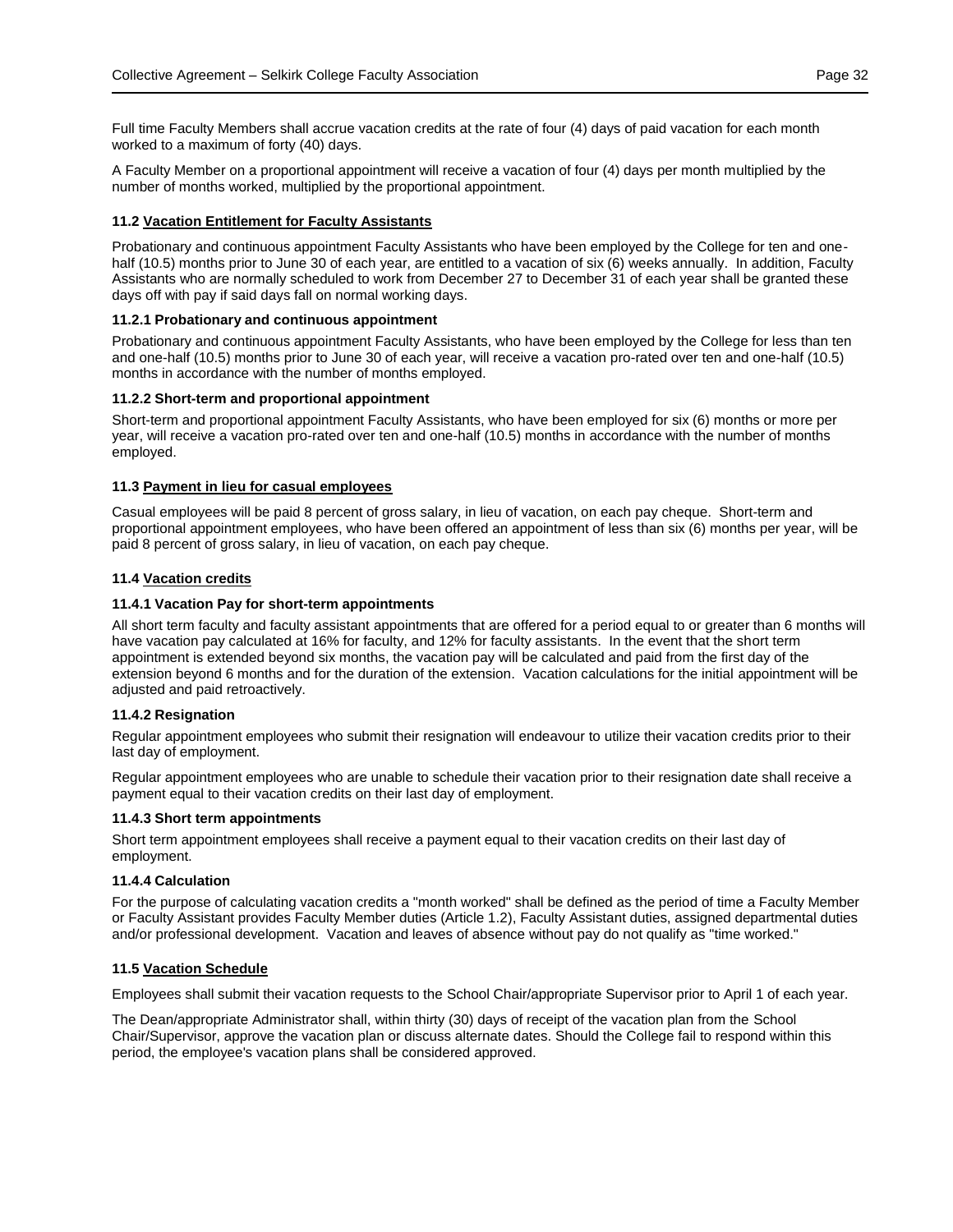Full time Faculty Members shall accrue vacation credits at the rate of four (4) days of paid vacation for each month worked to a maximum of forty (40) days.

A Faculty Member on a proportional appointment will receive a vacation of four (4) days per month multiplied by the number of months worked, multiplied by the proportional appointment.

### 11.2 <u>Vacation Entitlement for Faculty Assistants</u>

Probationary and continuous appointment Faculty Assistants who have been employed by the College for ten and one-half (10.5) months prior to June 30 of each year, are entitled to a vacation of six (6) weeks annually. In addition, Faculty Assistants who are normally scheduled to work from December 27 to December 31 of each year shall be granted these days off with pay if said days fall on normal working days.

#### 11.2.1 Probationary and continuous appointment

Probationary and continuous appointment Faculty Assistants, who have been employed by the College for less than ten and one-half (10.5) months prior to June 30 of each year, will receive a vacation pro-rated over ten and one-half (10.5) months in accordance with the number of months employed.

#### 11.2.2 Short-term and proportional appointment

Short-term and proportional appointment Faculty Assistants, who have been employed for six (6) months or more per year, will receive a vacation pro-rated over ten and one-half (10.5) months in accordance with the number of months employed.

### 11.3 <u>Payment in lieu for casual employees</u>

Casual employees will be paid 8 percent of gross salary, in lieu of vacation, on each pay cheque. Short-term and proportional appointment employees, who have been offered an appointment of less than six (6) months per year, will be paid 8 percent of gross salary, in lieu of vacation, on each pay cheque.

### 11.4 <u>Vacation credits</u>

#### 11.4.1 Vacation Pay for short-term appointments

All short term faculty and faculty assistant appointments that are offered for a period equal to or greater than 6 months will have vacation pay calculated at 16% for faculty, and 12% for faculty assistants. In the event that the short term appointment is extended beyond six months, the vacation pay will be calculated and paid from the first day of the extension beyond 6 months and for the duration of the extension. Vacation calculations for the initial appointment will be adjusted and paid retroactively.

#### 11.4.2 Resignation

Regular appointment employees who submit their resignation will endeavour to utilize their vacation credits prior to their last day of employment.

Regular appointment employees who are unable to schedule their vacation prior to their resignation date shall receive a payment equal to their vacation credits on their last day of employment.

#### 11.4.3 Short term appointments

Short term appointment employees shall receive a payment equal to their vacation credits on their last day of employment.

#### 11.4.4 Calculation

For the purpose of calculating vacation credits a "month worked" shall be defined as the period of time a Faculty Member or Faculty Assistant provides Faculty Member duties (Article 1.2), Faculty Assistant duties, assigned departmental duties and/or professional development. Vacation and leaves of absence without pay do not qualify as "time worked."

### 11.5 <u>Vacation Schedule</u>

Employees shall submit their vacation requests to the School Chair/appropriate Supervisor prior to April 1 of each year.

The Dean/appropriate Administrator shall, within thirty (30) days of receipt of the vacation plan from the School Chair/Supervisor, approve the vacation plan or discuss alternate dates. Should the College fail to respond within this period, the employee's vacation plans shall be considered approved.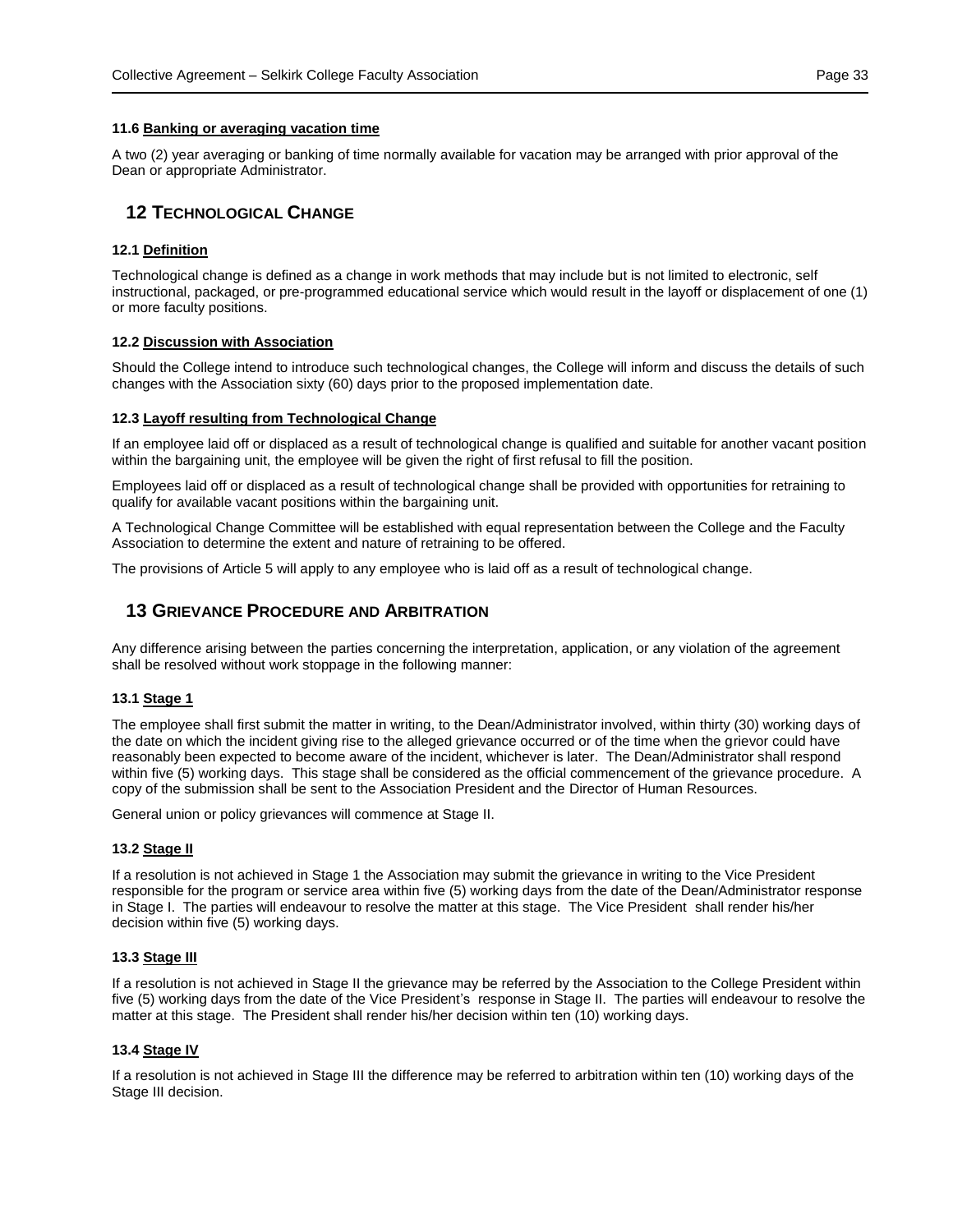#### 11.6 Banking or averaging vacation time

A two (2) year averaging or banking of time normally available for vacation may be arranged with prior approval of the Dean or appropriate Administrator.

## 12 TECHNOLOGICAL CHANGE

#### 12.1 Definition

Technological change is defined as a change in work methods that may include but is not limited to electronic, self instructional, packaged, or pre-programmed educational service which would result in the layoff or displacement of one (1) or more faculty positions.

#### 12.2 Discussion with Association

Should the College intend to introduce such technological changes, the College will inform and discuss the details of such changes with the Association sixty (60) days prior to the proposed implementation date.

#### 12.3 Layoff resulting from Technological Change

If an employee laid off or displaced as a result of technological change is qualified and suitable for another vacant position within the bargaining unit, the employee will be given the right of first refusal to fill the position.

Employees laid off or displaced as a result of technological change shall be provided with opportunities for retraining to qualify for available vacant positions within the bargaining unit.

A Technological Change Committee will be established with equal representation between the College and the Faculty Association to determine the extent and nature of retraining to be offered.

The provisions of Article 5 will apply to any employee who is laid off as a result of technological change.

## 13 GRIEVANCE PROCEDURE AND ARBITRATION

Any difference arising between the parties concerning the interpretation, application, or any violation of the agreement shall be resolved without work stoppage in the following manner:

#### 13.1 Stage 1

The employee shall first submit the matter in writing, to the Dean/Administrator involved, within thirty (30) working days of the date on which the incident giving rise to the alleged grievance occurred or of the time when the grievor could have reasonably been expected to become aware of the incident, whichever is later. The Dean/Administrator shall respond within five (5) working days. This stage shall be considered as the official commencement of the grievance procedure. A copy of the submission shall be sent to the Association President and the Director of Human Resources.

General union or policy grievances will commence at Stage II.

#### 13.2 Stage II

If a resolution is not achieved in Stage 1 the Association may submit the grievance in writing to the Vice President responsible for the program or service area within five (5) working days from the date of the Dean/Administrator response in Stage I. The parties will endeavour to resolve the matter at this stage. The Vice President shall render his/her decision within five (5) working days.

#### 13.3 Stage III

If a resolution is not achieved in Stage II the grievance may be referred by the Association to the College President within five (5) working days from the date of the Vice President's response in Stage II. The parties will endeavour to resolve the matter at this stage. The President shall render his/her decision within ten (10) working days.

#### 13.4 Stage IV

If a resolution is not achieved in Stage III the difference may be referred to arbitration within ten (10) working days of the Stage III decision.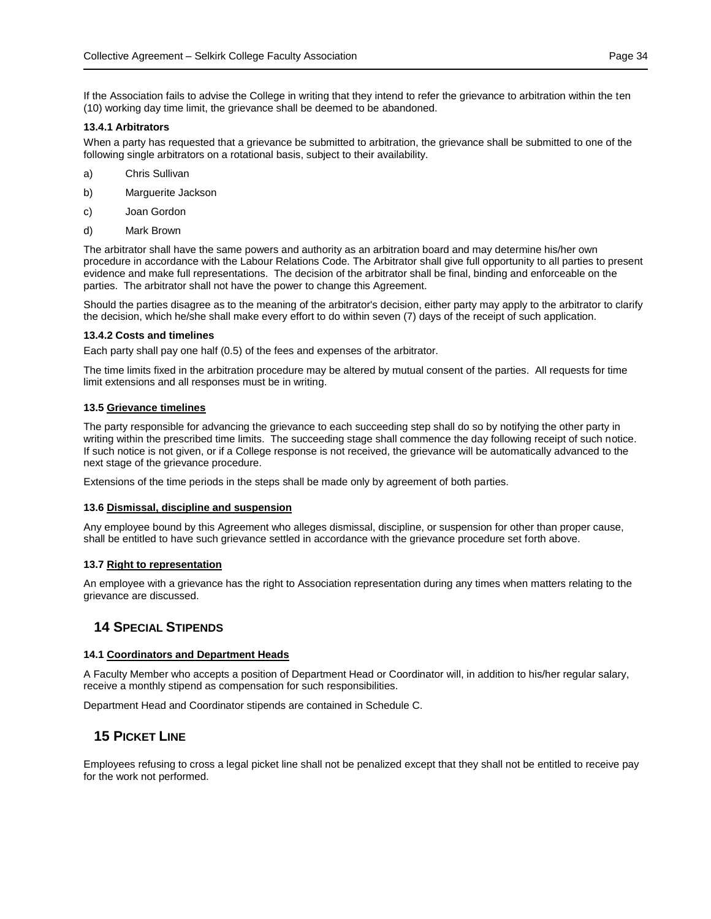If the Association fails to advise the College in writing that they intend to refer the grievance to arbitration within the ten (10) working day time limit, the grievance shall be deemed to be abandoned.

#### 13.4.1 Arbitrators

When a party has requested that a grievance be submitted to arbitration, the grievance shall be submitted to one of the following single arbitrators on a rotational basis, subject to their availability.

a) Chris Sullivan

b) Marguerite Jackson

c) Joan Gordon

d) Mark Brown

The arbitrator shall have the same powers and authority as an arbitration board and may determine his/her own procedure in accordance with the Labour Relations Code. The Arbitrator shall give full opportunity to all parties to present evidence and make full representations. The decision of the arbitrator shall be final, binding and enforceable on the parties. The arbitrator shall not have the power to change this Agreement.

Should the parties disagree as to the meaning of the arbitrator's decision, either party may apply to the arbitrator to clarify the decision, which he/she shall make every effort to do within seven (7) days of the receipt of such application.

#### 13.4.2 Costs and timelines

Each party shall pay one half (0.5) of the fees and expenses of the arbitrator.

The time limits fixed in the arbitration procedure may be altered by mutual consent of the parties. All requests for time limit extensions and all responses must be in writing.

### 13.5 Grievance timelines

The party responsible for advancing the grievance to each succeeding step shall do so by notifying the other party in writing within the prescribed time limits. The succeeding stage shall commence the day following receipt of such notice. If such notice is not given, or if a College response is not received, the grievance will be automatically advanced to the next stage of the grievance procedure.

Extensions of the time periods in the steps shall be made only by agreement of both parties.

### 13.6 Dismissal, discipline and suspension

Any employee bound by this Agreement who alleges dismissal, discipline, or suspension for other than proper cause, shall be entitled to have such grievance settled in accordance with the grievance procedure set forth above.

### 13.7 Right to representation

An employee with a grievance has the right to Association representation during any times when matters relating to the grievance are discussed.

## 14 Special Stipends

### 14.1 Coordinators and Department Heads

A Faculty Member who accepts a position of Department Head or Coordinator will, in addition to his/her regular salary, receive a monthly stipend as compensation for such responsibilities.

Department Head and Coordinator stipends are contained in Schedule C.

## 15 Picket Line

Employees refusing to cross a legal picket line shall not be penalized except that they shall not be entitled to receive pay for the work not performed.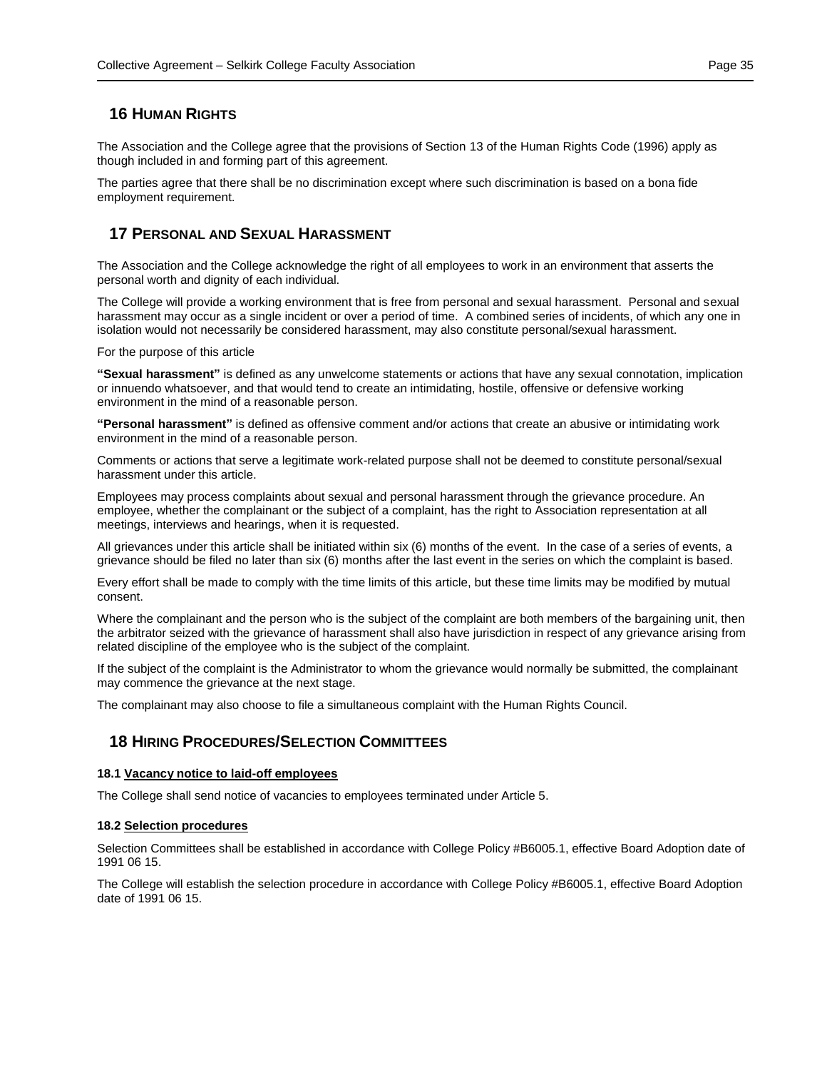## 16 Human Rights

The Association and the College agree that the provisions of Section 13 of the Human Rights Code (1996) apply as though included in and forming part of this agreement.

The parties agree that there shall be no discrimination except where such discrimination is based on a bona fide employment requirement.

## 17 Personal and Sexual Harassment

The Association and the College acknowledge the right of all employees to work in an environment that asserts the personal worth and dignity of each individual.

The College will provide a working environment that is free from personal and sexual harassment. Personal and sexual harassment may occur as a single incident or over a period of time. A combined series of incidents, of which any one in isolation would not necessarily be considered harassment, may also constitute personal/sexual harassment.

For the purpose of this article

**"Sexual harassment"** is defined as any unwelcome statements or actions that have any sexual connotation, implication or innuendo whatsoever, and that would tend to create an intimidating, hostile, offensive or defensive working environment in the mind of a reasonable person.

**"Personal harassment"** is defined as offensive comment and/or actions that create an abusive or intimidating work environment in the mind of a reasonable person.

Comments or actions that serve a legitimate work-related purpose shall not be deemed to constitute personal/sexual harassment under this article.

Employees may process complaints about sexual and personal harassment through the grievance procedure. An employee, whether the complainant or the subject of a complaint, has the right to Association representation at all meetings, interviews and hearings, when it is requested.

All grievances under this article shall be initiated within six (6) months of the event. In the case of a series of events, a grievance should be filed no later than six (6) months after the last event in the series on which the complaint is based.

Every effort shall be made to comply with the time limits of this article, but these time limits may be modified by mutual consent.

Where the complainant and the person who is the subject of the complaint are both members of the bargaining unit, then the arbitrator seized with the grievance of harassment shall also have jurisdiction in respect of any grievance arising from related discipline of the employee who is the subject of the complaint.

If the subject of the complaint is the Administrator to whom the grievance would normally be submitted, the complainant may commence the grievance at the next stage.

The complainant may also choose to file a simultaneous complaint with the Human Rights Council.

## 18 Hiring Procedures/Selection Committees

#### 18.1 Vacancy notice to laid-off employees

The College shall send notice of vacancies to employees terminated under Article 5.

#### 18.2 Selection procedures

Selection Committees shall be established in accordance with College Policy #B6005.1, effective Board Adoption date of 1991 06 15.

The College will establish the selection procedure in accordance with College Policy #B6005.1, effective Board Adoption date of 1991 06 15.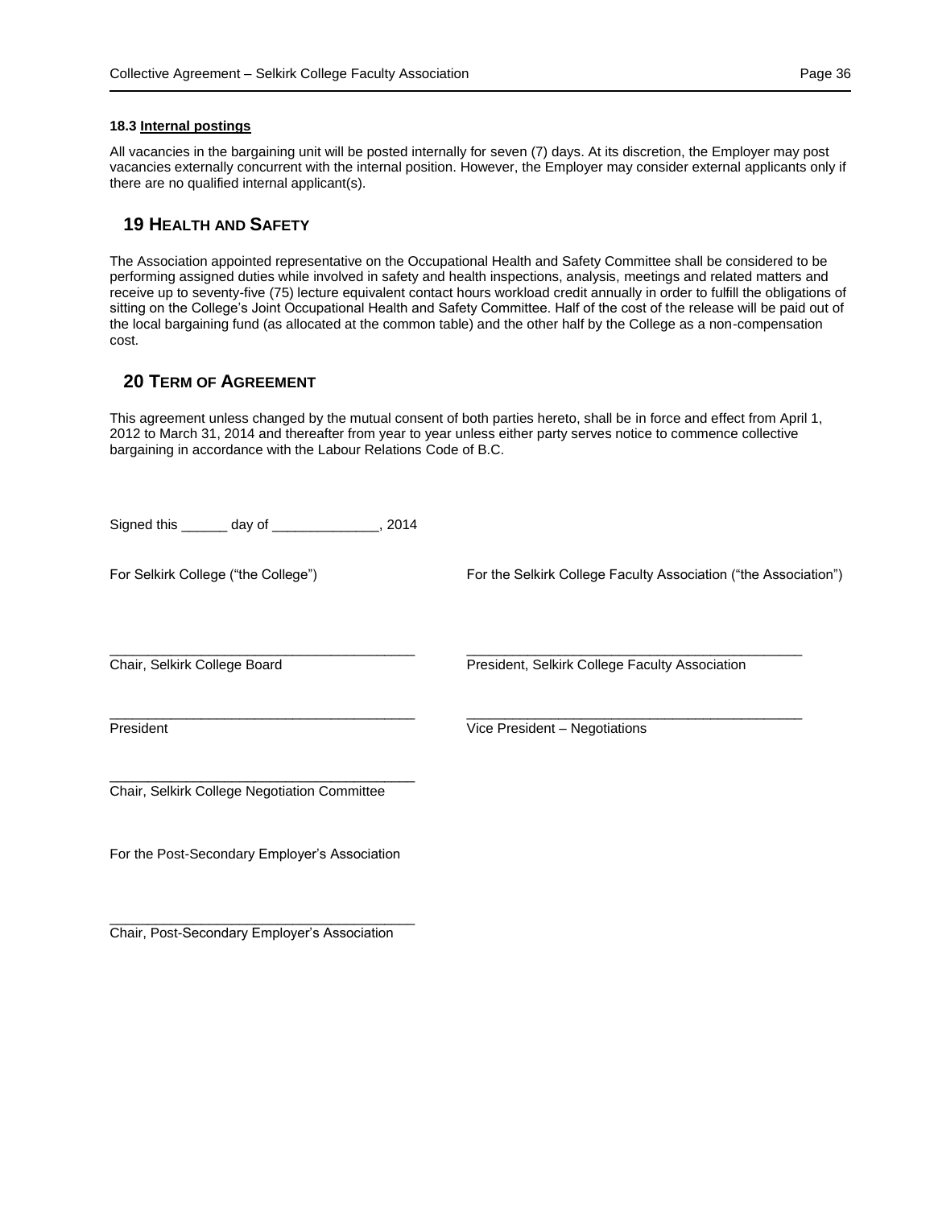**18.3 Internal postings**

All vacancies in the bargaining unit will be posted internally for seven (7) days. At its discretion, the Employer may post vacancies externally concurrent with the internal position. However, the Employer may consider external applicants only if there are no qualified internal applicant(s).

## 19 HEALTH AND SAFETY

The Association appointed representative on the Occupational Health and Safety Committee shall be considered to be performing assigned duties while involved in safety and health inspections, analysis, meetings and related matters and receive up to seventy-five (75) lecture equivalent contact hours workload credit annually in order to fulfill the obligations of sitting on the College's Joint Occupational Health and Safety Committee. Half of the cost of the release will be paid out of the local bargaining fund (as allocated at the common table) and the other half by the College as a non-compensation cost.

## 20 TERM OF AGREEMENT

This agreement unless changed by the mutual consent of both parties hereto, shall be in force and effect from April 1, 2012 to March 31, 2014 and thereafter from year to year unless either party serves notice to commence collective bargaining in accordance with the Labour Relations Code of B.C.

Signed this ______ day of ______________, 2014

For Selkirk College ("the College")

_________________________________________
Chair, Selkirk College Board

_________________________________________
President

_________________________________________
Chair, Selkirk College Negotiation Committee

For the Selkirk College Faculty Association ("the Association")

_________________________________________
President, Selkirk College Faculty Association

_________________________________________
Vice President – Negotiations

For the Post-Secondary Employer's Association

_________________________________________
Chair, Post-Secondary Employer's Association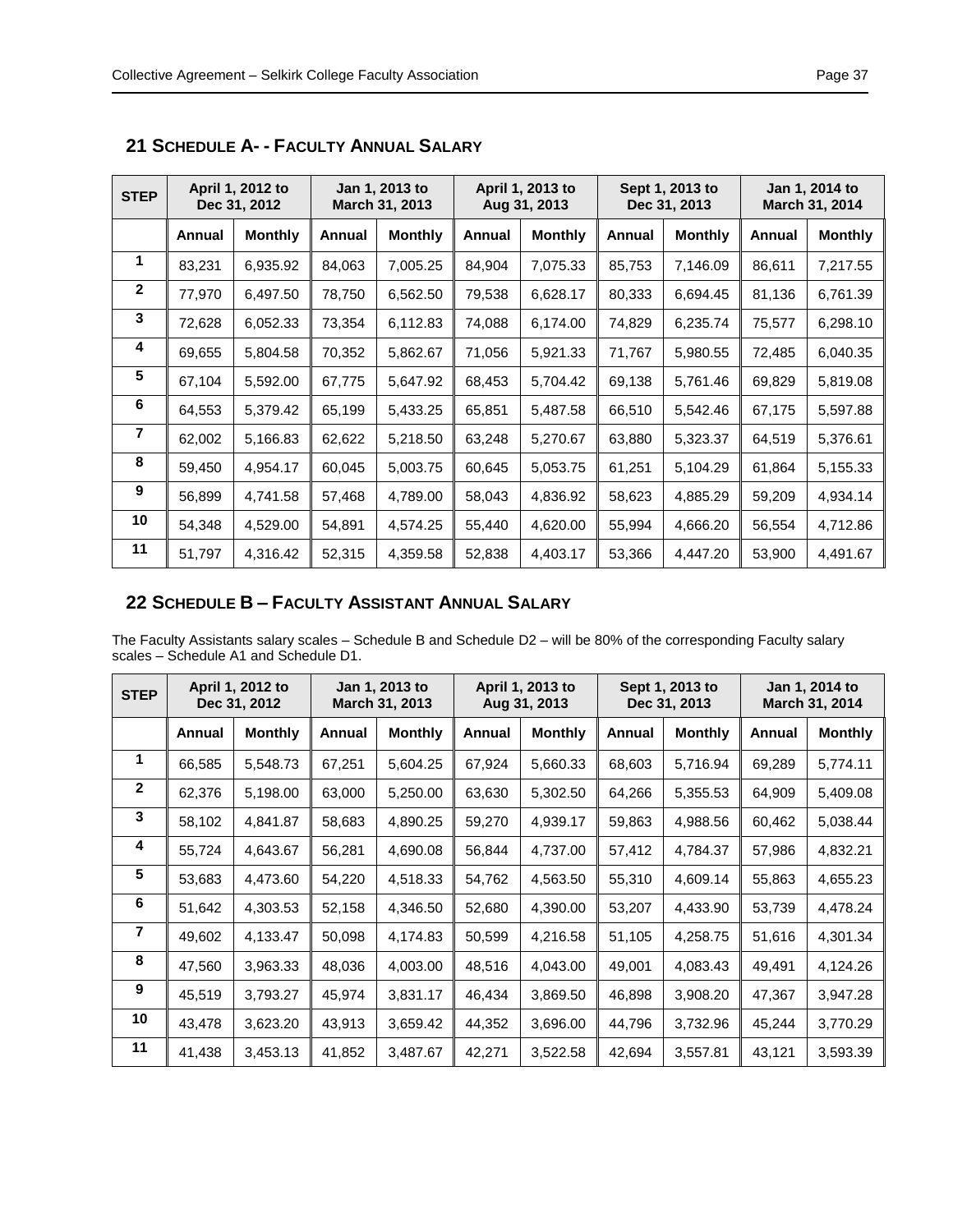## 21 Schedule A- - Faculty Annual Salary

| STEP | April 1, 2012 to Dec 31, 2012 | | Jan 1, 2013 to March 31, 2013 | | April 1, 2013 to Aug 31, 2013 | | Sept 1, 2013 to Dec 31, 2013 | | Jan 1, 2014 to March 31, 2014 | |
|---|---|---|---|---|---|---|---|---|---|---|
| | **Annual** | **Monthly** | **Annual** | **Monthly** | **Annual** | **Monthly** | **Annual** | **Monthly** | **Annual** | **Monthly** |
| **1** | 83,231 | 6,935.92 | 84,063 | 7,005.25 | 84,904 | 7,075.33 | 85,753 | 7,146.09 | 86,611 | 7,217.55 |
| **2** | 77,970 | 6,497.50 | 78,750 | 6,562.50 | 79,538 | 6,628.17 | 80,333 | 6,694.45 | 81,136 | 6,761.39 |
| **3** | 72,628 | 6,052.33 | 73,354 | 6,112.83 | 74,088 | 6,174.00 | 74,829 | 6,235.74 | 75,577 | 6,298.10 |
| **4** | 69,655 | 5,804.58 | 70,352 | 5,862.67 | 71,056 | 5,921.33 | 71,767 | 5,980.55 | 72,485 | 6,040.35 |
| **5** | 67,104 | 5,592.00 | 67,775 | 5,647.92 | 68,453 | 5,704.42 | 69,138 | 5,761.46 | 69,829 | 5,819.08 |
| **6** | 64,553 | 5,379.42 | 65,199 | 5,433.25 | 65,851 | 5,487.58 | 66,510 | 5,542.46 | 67,175 | 5,597.88 |
| **7** | 62,002 | 5,166.83 | 62,622 | 5,218.50 | 63,248 | 5,270.67 | 63,880 | 5,323.37 | 64,519 | 5,376.61 |
| **8** | 59,450 | 4,954.17 | 60,045 | 5,003.75 | 60,645 | 5,053.75 | 61,251 | 5,104.29 | 61,864 | 5,155.33 |
| **9** | 56,899 | 4,741.58 | 57,468 | 4,789.00 | 58,043 | 4,836.92 | 58,623 | 4,885.29 | 59,209 | 4,934.14 |
| **10** | 54,348 | 4,529.00 | 54,891 | 4,574.25 | 55,440 | 4,620.00 | 55,994 | 4,666.20 | 56,554 | 4,712.86 |
| **11** | 51,797 | 4,316.42 | 52,315 | 4,359.58 | 52,838 | 4,403.17 | 53,366 | 4,447.20 | 53,900 | 4,491.67 |

## 22 Schedule B – Faculty Assistant Annual Salary

The Faculty Assistants salary scales – Schedule B and Schedule D2 – will be 80% of the corresponding Faculty salary scales – Schedule A1 and Schedule D1.

| STEP | April 1, 2012 to Dec 31, 2012 | | Jan 1, 2013 to March 31, 2013 | | April 1, 2013 to Aug 31, 2013 | | Sept 1, 2013 to Dec 31, 2013 | | Jan 1, 2014 to March 31, 2014 | |
|---|---|---|---|---|---|---|---|---|---|---|
| | **Annual** | **Monthly** | **Annual** | **Monthly** | **Annual** | **Monthly** | **Annual** | **Monthly** | **Annual** | **Monthly** |
| **1** | 66,585 | 5,548.73 | 67,251 | 5,604.25 | 67,924 | 5,660.33 | 68,603 | 5,716.94 | 69,289 | 5,774.11 |
| **2** | 62,376 | 5,198.00 | 63,000 | 5,250.00 | 63,630 | 5,302.50 | 64,266 | 5,355.53 | 64,909 | 5,409.08 |
| **3** | 58,102 | 4,841.87 | 58,683 | 4,890.25 | 59,270 | 4,939.17 | 59,863 | 4,988.56 | 60,462 | 5,038.44 |
| **4** | 55,724 | 4,643.67 | 56,281 | 4,690.08 | 56,844 | 4,737.00 | 57,412 | 4,784.37 | 57,986 | 4,832.21 |
| **5** | 53,683 | 4,473.60 | 54,220 | 4,518.33 | 54,762 | 4,563.50 | 55,310 | 4,609.14 | 55,863 | 4,655.23 |
| **6** | 51,642 | 4,303.53 | 52,158 | 4,346.50 | 52,680 | 4,390.00 | 53,207 | 4,433.90 | 53,739 | 4,478.24 |
| **7** | 49,602 | 4,133.47 | 50,098 | 4,174.83 | 50,599 | 4,216.58 | 51,105 | 4,258.75 | 51,616 | 4,301.34 |
| **8** | 47,560 | 3,963.33 | 48,036 | 4,003.00 | 48,516 | 4,043.00 | 49,001 | 4,083.43 | 49,491 | 4,124.26 |
| **9** | 45,519 | 3,793.27 | 45,974 | 3,831.17 | 46,434 | 3,869.50 | 46,898 | 3,908.20 | 47,367 | 3,947.28 |
| **10** | 43,478 | 3,623.20 | 43,913 | 3,659.42 | 44,352 | 3,696.00 | 44,796 | 3,732.96 | 45,244 | 3,770.29 |
| **11** | 41,438 | 3,453.13 | 41,852 | 3,487.67 | 42,271 | 3,522.58 | 42,694 | 3,557.81 | 43,121 | 3,593.39 |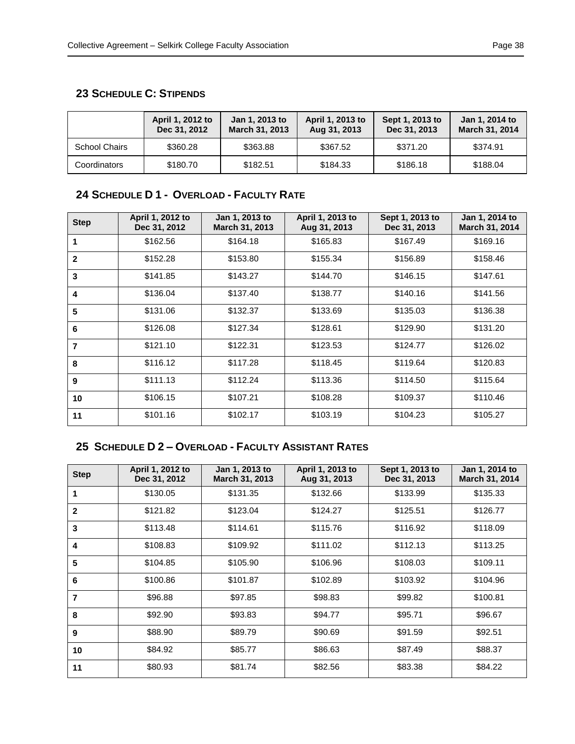## 23 Schedule C: Stipends

| | April 1, 2012 to Dec 31, 2012 | Jan 1, 2013 to March 31, 2013 | April 1, 2013 to Aug 31, 2013 | Sept 1, 2013 to Dec 31, 2013 | Jan 1, 2014 to March 31, 2014 |
|---|---|---|---|---|---|
| School Chairs | $360.28 | $363.88 | $367.52 | $371.20 | $374.91 |
| Coordinators | $180.70 | $182.51 | $184.33 | $186.18 | $188.04 |

## 24 Schedule D 1 - Overload - Faculty Rate

| Step | April 1, 2012 to Dec 31, 2012 | Jan 1, 2013 to March 31, 2013 | April 1, 2013 to Aug 31, 2013 | Sept 1, 2013 to Dec 31, 2013 | Jan 1, 2014 to March 31, 2014 |
|---|---|---|---|---|---|
| **1** | $162.56 | $164.18 | $165.83 | $167.49 | $169.16 |
| **2** | $152.28 | $153.80 | $155.34 | $156.89 | $158.46 |
| **3** | $141.85 | $143.27 | $144.70 | $146.15 | $147.61 |
| **4** | $136.04 | $137.40 | $138.77 | $140.16 | $141.56 |
| **5** | $131.06 | $132.37 | $133.69 | $135.03 | $136.38 |
| **6** | $126.08 | $127.34 | $128.61 | $129.90 | $131.20 |
| **7** | $121.10 | $122.31 | $123.53 | $124.77 | $126.02 |
| **8** | $116.12 | $117.28 | $118.45 | $119.64 | $120.83 |
| **9** | $111.13 | $112.24 | $113.36 | $114.50 | $115.64 |
| **10** | $106.15 | $107.21 | $108.28 | $109.37 | $110.46 |
| **11** | $101.16 | $102.17 | $103.19 | $104.23 | $105.27 |

## 25 Schedule D 2 – Overload - Faculty Assistant Rates

| Step | April 1, 2012 to Dec 31, 2012 | Jan 1, 2013 to March 31, 2013 | April 1, 2013 to Aug 31, 2013 | Sept 1, 2013 to Dec 31, 2013 | Jan 1, 2014 to March 31, 2014 |
|---|---|---|---|---|---|
| **1** | $130.05 | $131.35 | $132.66 | $133.99 | $135.33 |
| **2** | $121.82 | $123.04 | $124.27 | $125.51 | $126.77 |
| **3** | $113.48 | $114.61 | $115.76 | $116.92 | $118.09 |
| **4** | $108.83 | $109.92 | $111.02 | $112.13 | $113.25 |
| **5** | $104.85 | $105.90 | $106.96 | $108.03 | $109.11 |
| **6** | $100.86 | $101.87 | $102.89 | $103.92 | $104.96 |
| **7** | $96.88 | $97.85 | $98.83 | $99.82 | $100.81 |
| **8** | $92.90 | $93.83 | $94.77 | $95.71 | $96.67 |
| **9** | $88.90 | $89.79 | $90.69 | $91.59 | $92.51 |
| **10** | $84.92 | $85.77 | $86.63 | $87.49 | $88.37 |
| **11** | $80.93 | $81.74 | $82.56 | $83.38 | $84.22 |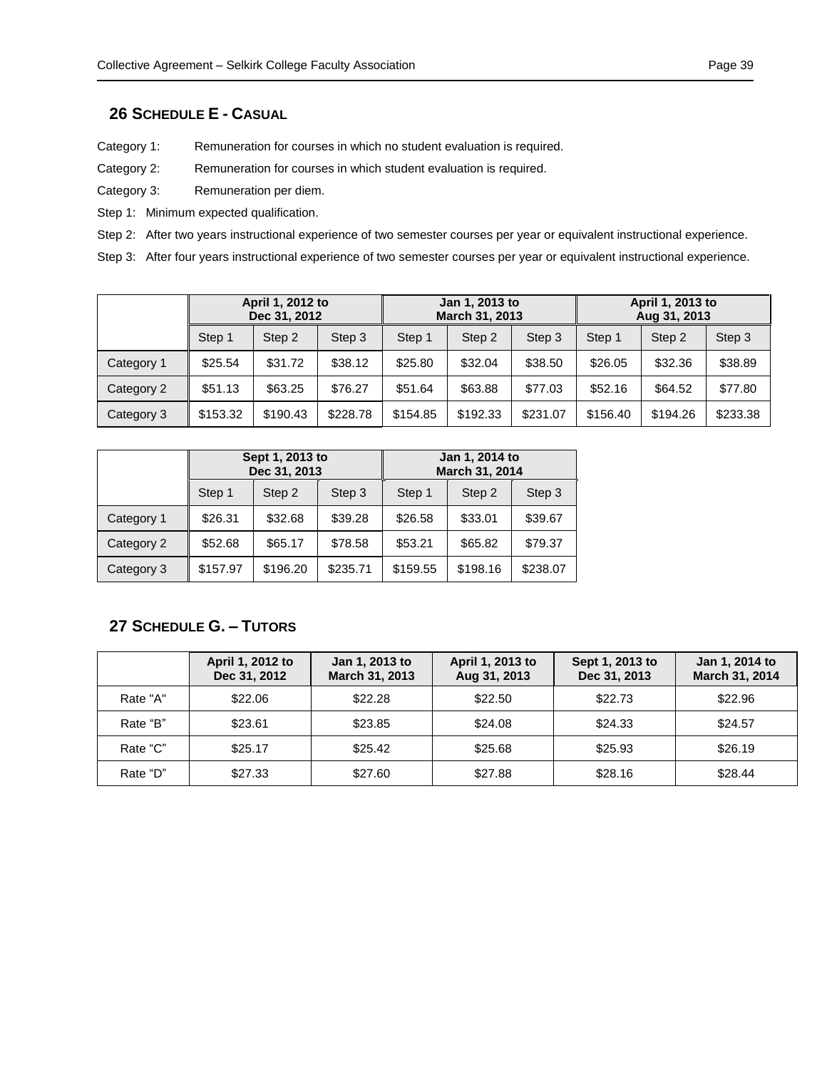## 26 SCHEDULE E - CASUAL

Category 1: Remuneration for courses in which no student evaluation is required.

Category 2: Remuneration for courses in which student evaluation is required.

Category 3: Remuneration per diem.

Step 1: Minimum expected qualification.

Step 2: After two years instructional experience of two semester courses per year or equivalent instructional experience.

Step 3: After four years instructional experience of two semester courses per year or equivalent instructional experience.

| | April 1, 2012 to Dec 31, 2012 | | | Jan 1, 2013 to March 31, 2013 | | | April 1, 2013 to Aug 31, 2013 | | |
|---|---|---|---|---|---|---|---|---|---|
| | Step 1 | Step 2 | Step 3 | Step 1 | Step 2 | Step 3 | Step 1 | Step 2 | Step 3 |
| Category 1 | $25.54 | $31.72 | $38.12 | $25.80 | $32.04 | $38.50 | $26.05 | $32.36 | $38.89 |
| Category 2 | $51.13 | $63.25 | $76.27 | $51.64 | $63.88 | $77.03 | $52.16 | $64.52 | $77.80 |
| Category 3 | $153.32 | $190.43 | $228.78 | $154.85 | $192.33 | $231.07 | $156.40 | $194.26 | $233.38 |

| | Sept 1, 2013 to Dec 31, 2013 | | | Jan 1, 2014 to March 31, 2014 | | |
|---|---|---|---|---|---|---|
| | Step 1 | Step 2 | Step 3 | Step 1 | Step 2 | Step 3 |
| Category 1 | $26.31 | $32.68 | $39.28 | $26.58 | $33.01 | $39.67 |
| Category 2 | $52.68 | $65.17 | $78.58 | $53.21 | $65.82 | $79.37 |
| Category 3 | $157.97 | $196.20 | $235.71 | $159.55 | $198.16 | $238.07 |

## 27 SCHEDULE G. – TUTORS

| | April 1, 2012 to Dec 31, 2012 | Jan 1, 2013 to March 31, 2013 | April 1, 2013 to Aug 31, 2013 | Sept 1, 2013 to Dec 31, 2013 | Jan 1, 2014 to March 31, 2014 |
|---|---|---|---|---|---|
| Rate "A" | $22.06 | $22.28 | $22.50 | $22.73 | $22.96 |
| Rate "B" | $23.61 | $23.85 | $24.08 | $24.33 | $24.57 |
| Rate "C" | $25.17 | $25.42 | $25.68 | $25.93 | $26.19 |
| Rate "D" | $27.33 | $27.60 | $27.88 | $28.16 | $28.44 |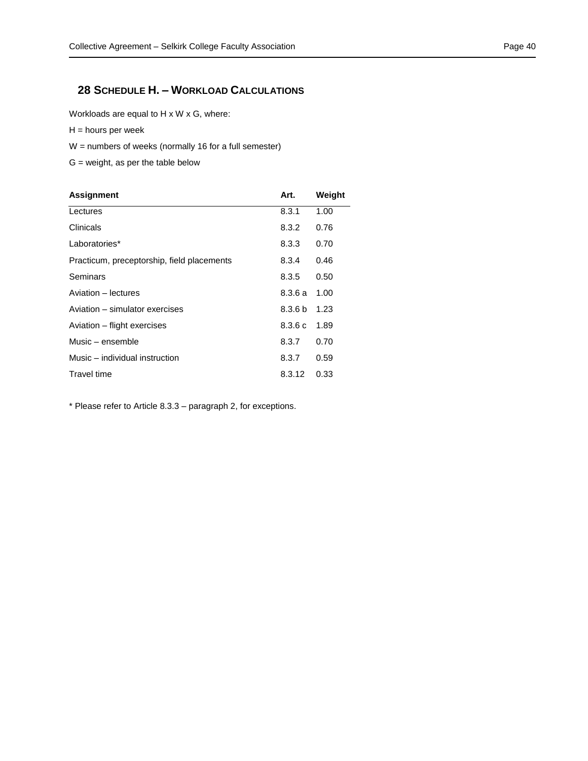## 28 Schedule H. – Workload Calculations

Workloads are equal to H x W x G, where:

H = hours per week

W = numbers of weeks (normally 16 for a full semester)

G = weight, as per the table below

| Assignment | Art. | Weight |
|---|---|---|
| Lectures | 8.3.1 | 1.00 |
| Clinicals | 8.3.2 | 0.76 |
| Laboratories* | 8.3.3 | 0.70 |
| Practicum, preceptorship, field placements | 8.3.4 | 0.46 |
| Seminars | 8.3.5 | 0.50 |
| Aviation – lectures | 8.3.6 a | 1.00 |
| Aviation – simulator exercises | 8.3.6 b | 1.23 |
| Aviation – flight exercises | 8.3.6 c | 1.89 |
| Music – ensemble | 8.3.7 | 0.70 |
| Music – individual instruction | 8.3.7 | 0.59 |
| Travel time | 8.3.12 | 0.33 |

* Please refer to Article 8.3.3 – paragraph 2, for exceptions.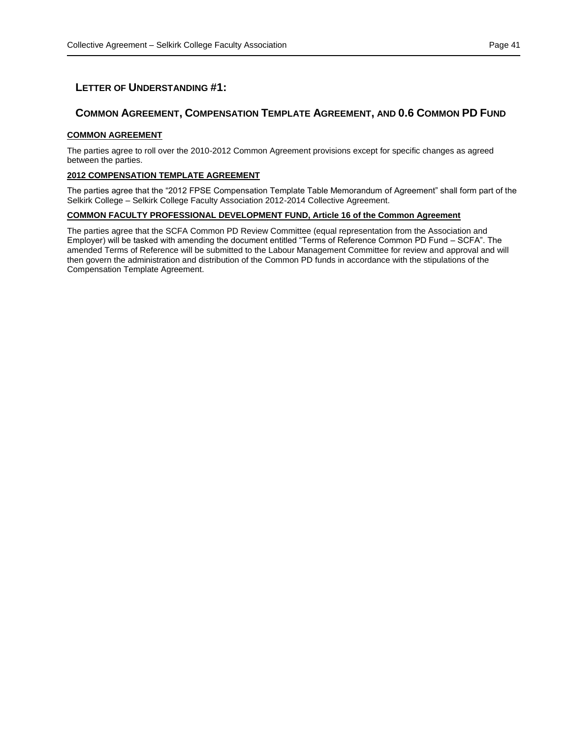## LETTER OF UNDERSTANDING #1:

## COMMON AGREEMENT, COMPENSATION TEMPLATE AGREEMENT, AND 0.6 COMMON PD FUND

**COMMON AGREEMENT**

The parties agree to roll over the 2010-2012 Common Agreement provisions except for specific changes as agreed between the parties.

**2012 COMPENSATION TEMPLATE AGREEMENT**

The parties agree that the "2012 FPSE Compensation Template Table Memorandum of Agreement" shall form part of the Selkirk College – Selkirk College Faculty Association 2012-2014 Collective Agreement.

**COMMON FACULTY PROFESSIONAL DEVELOPMENT FUND, Article 16 of the Common Agreement**

The parties agree that the SCFA Common PD Review Committee (equal representation from the Association and Employer) will be tasked with amending the document entitled "Terms of Reference Common PD Fund – SCFA". The amended Terms of Reference will be submitted to the Labour Management Committee for review and approval and will then govern the administration and distribution of the Common PD funds in accordance with the stipulations of the Compensation Template Agreement.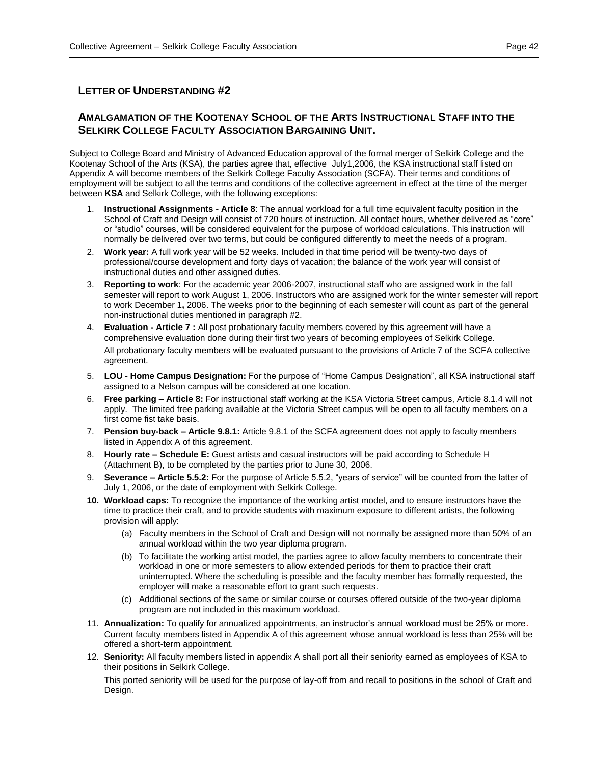## LETTER OF UNDERSTANDING #2

## AMALGAMATION OF THE KOOTENAY SCHOOL OF THE ARTS INSTRUCTIONAL STAFF INTO THE SELKIRK COLLEGE FACULTY ASSOCIATION BARGAINING UNIT.

Subject to College Board and Ministry of Advanced Education approval of the formal merger of Selkirk College and the Kootenay School of the Arts (KSA), the parties agree that, effective July1,2006, the KSA instructional staff listed on Appendix A will become members of the Selkirk College Faculty Association (SCFA). Their terms and conditions of employment will be subject to all the terms and conditions of the collective agreement in effect at the time of the merger between **KSA** and Selkirk College, with the following exceptions:

1. **Instructional Assignments - Article 8**: The annual workload for a full time equivalent faculty position in the School of Craft and Design will consist of 720 hours of instruction. All contact hours, whether delivered as "core" or "studio" courses, will be considered equivalent for the purpose of workload calculations. This instruction will normally be delivered over two terms, but could be configured differently to meet the needs of a program.
2. **Work year:** A full work year will be 52 weeks. Included in that time period will be twenty-two days of professional/course development and forty days of vacation; the balance of the work year will consist of instructional duties and other assigned duties.
3. **Reporting to work**: For the academic year 2006-2007, instructional staff who are assigned work in the fall semester will report to work August 1, 2006. Instructors who are assigned work for the winter semester will report to work December 1**,** 2006. The weeks prior to the beginning of each semester will count as part of the general non-instructional duties mentioned in paragraph #2.
4. **Evaluation - Article 7 :** All post probationary faculty members covered by this agreement will have a comprehensive evaluation done during their first two years of becoming employees of Selkirk College.

   All probationary faculty members will be evaluated pursuant to the provisions of Article 7 of the SCFA collective agreement.
5. **LOU - Home Campus Designation:** For the purpose of "Home Campus Designation", all KSA instructional staff assigned to a Nelson campus will be considered at one location.
6. **Free parking – Article 8:** For instructional staff working at the KSA Victoria Street campus, Article 8.1.4 will not apply. The limited free parking available at the Victoria Street campus will be open to all faculty members on a first come fist take basis.
7. **Pension buy-back – Article 9.8.1:** Article 9.8.1 of the SCFA agreement does not apply to faculty members listed in Appendix A of this agreement.
8. **Hourly rate – Schedule E:** Guest artists and casual instructors will be paid according to Schedule H (Attachment B), to be completed by the parties prior to June 30, 2006.
9. **Severance – Article 5.5.2:** For the purpose of Article 5.5.2, "years of service" will be counted from the latter of July 1, 2006, or the date of employment with Selkirk College.
10. **Workload caps:** To recognize the importance of the working artist model, and to ensure instructors have the time to practice their craft, and to provide students with maximum exposure to different artists, the following provision will apply:
    (a) Faculty members in the School of Craft and Design will not normally be assigned more than 50% of an annual workload within the two year diploma program.
    (b) To facilitate the working artist model, the parties agree to allow faculty members to concentrate their workload in one or more semesters to allow extended periods for them to practice their craft uninterrupted. Where the scheduling is possible and the faculty member has formally requested, the employer will make a reasonable effort to grant such requests.
    (c) Additional sections of the same or similar course or courses offered outside of the two-year diploma program are not included in this maximum workload.
11. **Annualization:** To qualify for annualized appointments, an instructor's annual workload must be 25% or more. Current faculty members listed in Appendix A of this agreement whose annual workload is less than 25% will be offered a short-term appointment.
12. **Seniority:** All faculty members listed in appendix A shall port all their seniority earned as employees of KSA to their positions in Selkirk College.

    This ported seniority will be used for the purpose of lay-off from and recall to positions in the school of Craft and Design.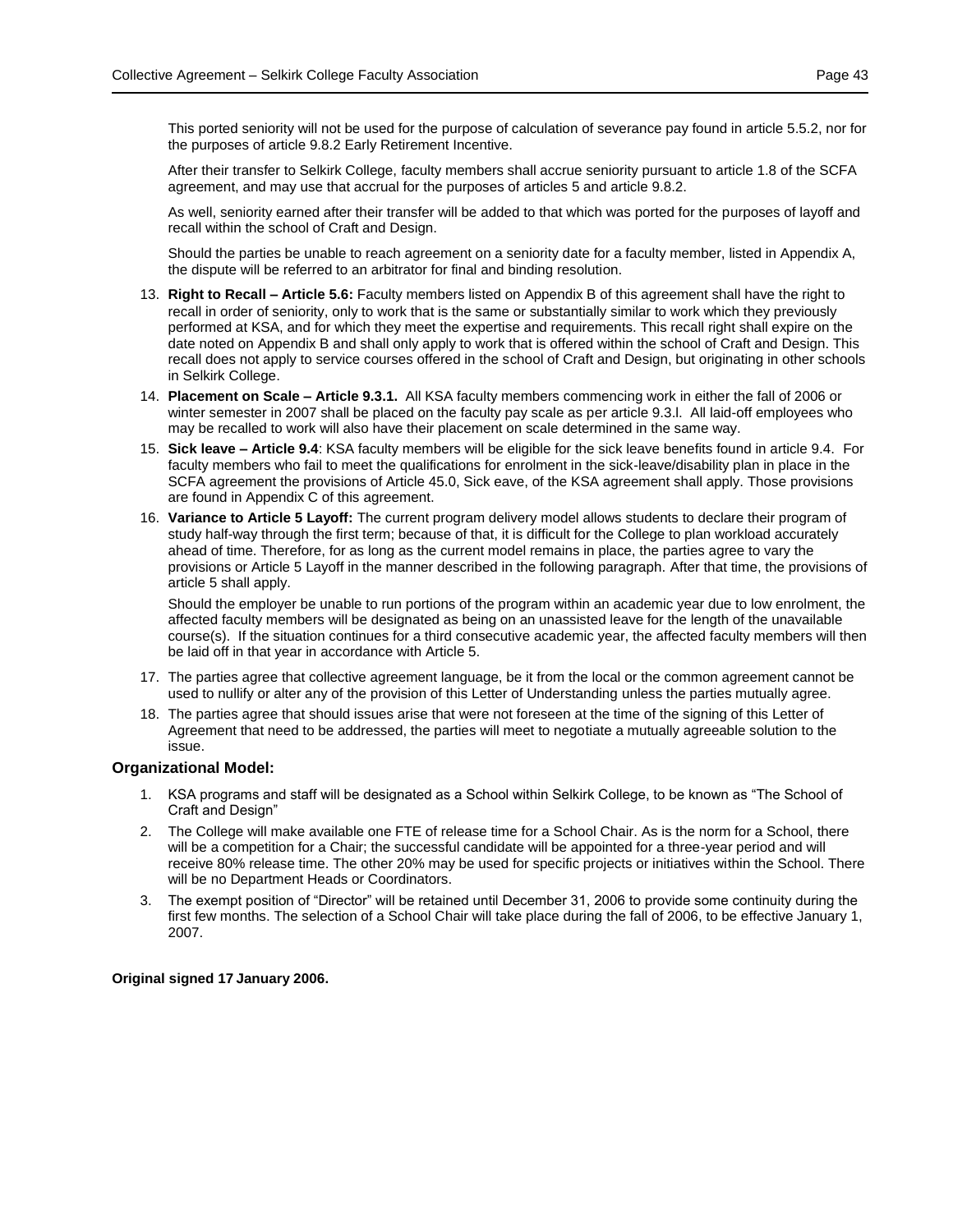This ported seniority will not be used for the purpose of calculation of severance pay found in article 5.5.2, nor for the purposes of article 9.8.2 Early Retirement Incentive.

After their transfer to Selkirk College, faculty members shall accrue seniority pursuant to article 1.8 of the SCFA agreement, and may use that accrual for the purposes of articles 5 and article 9.8.2.

As well, seniority earned after their transfer will be added to that which was ported for the purposes of layoff and recall within the school of Craft and Design.

Should the parties be unable to reach agreement on a seniority date for a faculty member, listed in Appendix A, the dispute will be referred to an arbitrator for final and binding resolution.

13. **Right to Recall – Article 5.6:** Faculty members listed on Appendix B of this agreement shall have the right to recall in order of seniority, only to work that is the same or substantially similar to work which they previously performed at KSA, and for which they meet the expertise and requirements. This recall right shall expire on the date noted on Appendix B and shall only apply to work that is offered within the school of Craft and Design. This recall does not apply to service courses offered in the school of Craft and Design, but originating in other schools in Selkirk College.
14. **Placement on Scale – Article 9.3.1.** All KSA faculty members commencing work in either the fall of 2006 or winter semester in 2007 shall be placed on the faculty pay scale as per article 9.3.l. All laid-off employees who may be recalled to work will also have their placement on scale determined in the same way.
15. **Sick leave – Article 9.4**: KSA faculty members will be eligible for the sick leave benefits found in article 9.4. For faculty members who fail to meet the qualifications for enrolment in the sick-leave/disability plan in place in the SCFA agreement the provisions of Article 45.0, Sick eave, of the KSA agreement shall apply. Those provisions are found in Appendix C of this agreement.
16. **Variance to Article 5 Layoff:** The current program delivery model allows students to declare their program of study half-way through the first term; because of that, it is difficult for the College to plan workload accurately ahead of time. Therefore, for as long as the current model remains in place, the parties agree to vary the provisions or Article 5 Layoff in the manner described in the following paragraph. After that time, the provisions of article 5 shall apply.

    Should the employer be unable to run portions of the program within an academic year due to low enrolment, the affected faculty members will be designated as being on an unassisted leave for the length of the unavailable course(s). If the situation continues for a third consecutive academic year, the affected faculty members will then be laid off in that year in accordance with Article 5.
17. The parties agree that collective agreement language, be it from the local or the common agreement cannot be used to nullify or alter any of the provision of this Letter of Understanding unless the parties mutually agree.
18. The parties agree that should issues arise that were not foreseen at the time of the signing of this Letter of Agreement that need to be addressed, the parties will meet to negotiate a mutually agreeable solution to the issue.

### Organizational Model:

1. KSA programs and staff will be designated as a School within Selkirk College, to be known as "The School of Craft and Design"
2. The College will make available one FTE of release time for a School Chair. As is the norm for a School, there will be a competition for a Chair; the successful candidate will be appointed for a three-year period and will receive 80% release time. The other 20% may be used for specific projects or initiatives within the School. There will be no Department Heads or Coordinators.
3. The exempt position of "Director" will be retained until December 31, 2006 to provide some continuity during the first few months. The selection of a School Chair will take place during the fall of 2006, to be effective January 1, 2007.

**Original signed 17 January 2006.**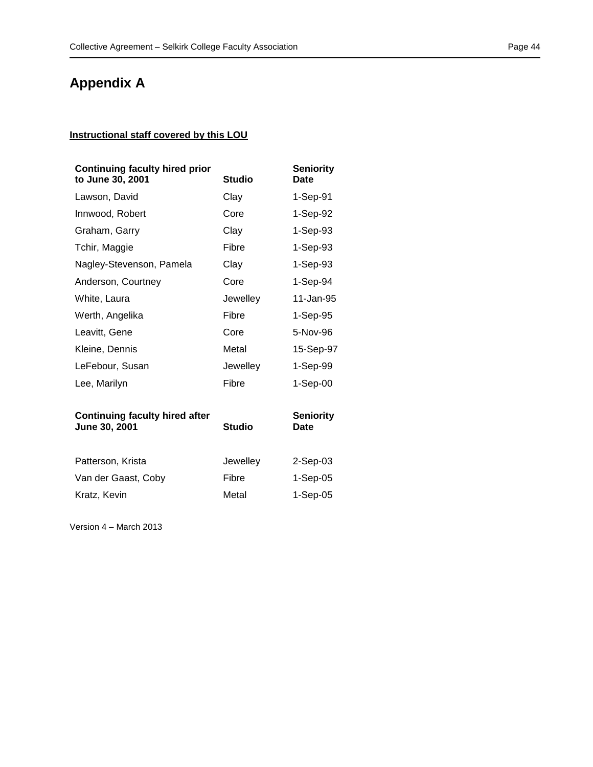# Appendix A

**Instructional staff covered by this LOU**

| Continuing faculty hired prior to June 30, 2001 | Studio | Seniority Date |
|---|---|---|
| Lawson, David | Clay | 1-Sep-91 |
| Innwood, Robert | Core | 1-Sep-92 |
| Graham, Garry | Clay | 1-Sep-93 |
| Tchir, Maggie | Fibre | 1-Sep-93 |
| Nagley-Stevenson, Pamela | Clay | 1-Sep-93 |
| Anderson, Courtney | Core | 1-Sep-94 |
| White, Laura | Jewelley | 11-Jan-95 |
| Werth, Angelika | Fibre | 1-Sep-95 |
| Leavitt, Gene | Core | 5-Nov-96 |
| Kleine, Dennis | Metal | 15-Sep-97 |
| LeFebour, Susan | Jewelley | 1-Sep-99 |
| Lee, Marilyn | Fibre | 1-Sep-00 |

| Continuing faculty hired after June 30, 2001 | Studio | Seniority Date |
|---|---|---|
| Patterson, Krista | Jewelley | 2-Sep-03 |
| Van der Gaast, Coby | Fibre | 1-Sep-05 |
| Kratz, Kevin | Metal | 1-Sep-05 |

Version 4 – March 2013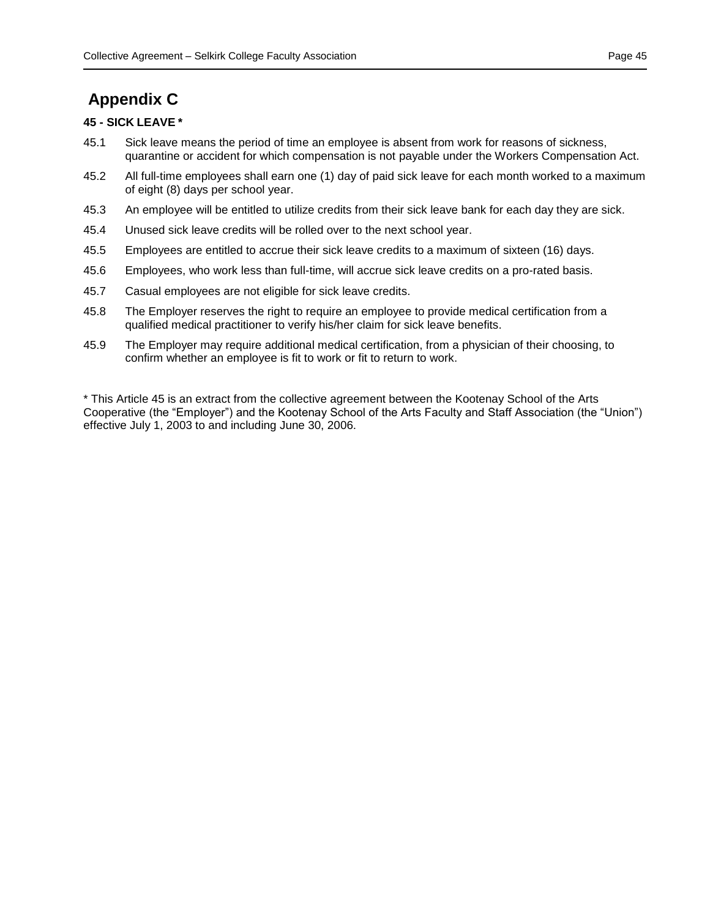# Appendix C

**45 - SICK LEAVE ***

45.1 Sick leave means the period of time an employee is absent from work for reasons of sickness, quarantine or accident for which compensation is not payable under the Workers Compensation Act.

45.2 All full-time employees shall earn one (1) day of paid sick leave for each month worked to a maximum of eight (8) days per school year.

45.3 An employee will be entitled to utilize credits from their sick leave bank for each day they are sick.

45.4 Unused sick leave credits will be rolled over to the next school year.

45.5 Employees are entitled to accrue their sick leave credits to a maximum of sixteen (16) days.

45.6 Employees, who work less than full-time, will accrue sick leave credits on a pro-rated basis.

45.7 Casual employees are not eligible for sick leave credits.

45.8 The Employer reserves the right to require an employee to provide medical certification from a qualified medical practitioner to verify his/her claim for sick leave benefits.

45.9 The Employer may require additional medical certification, from a physician of their choosing, to confirm whether an employee is fit to work or fit to return to work.

* This Article 45 is an extract from the collective agreement between the Kootenay School of the Arts Cooperative (the "Employer") and the Kootenay School of the Arts Faculty and Staff Association (the "Union") effective July 1, 2003 to and including June 30, 2006.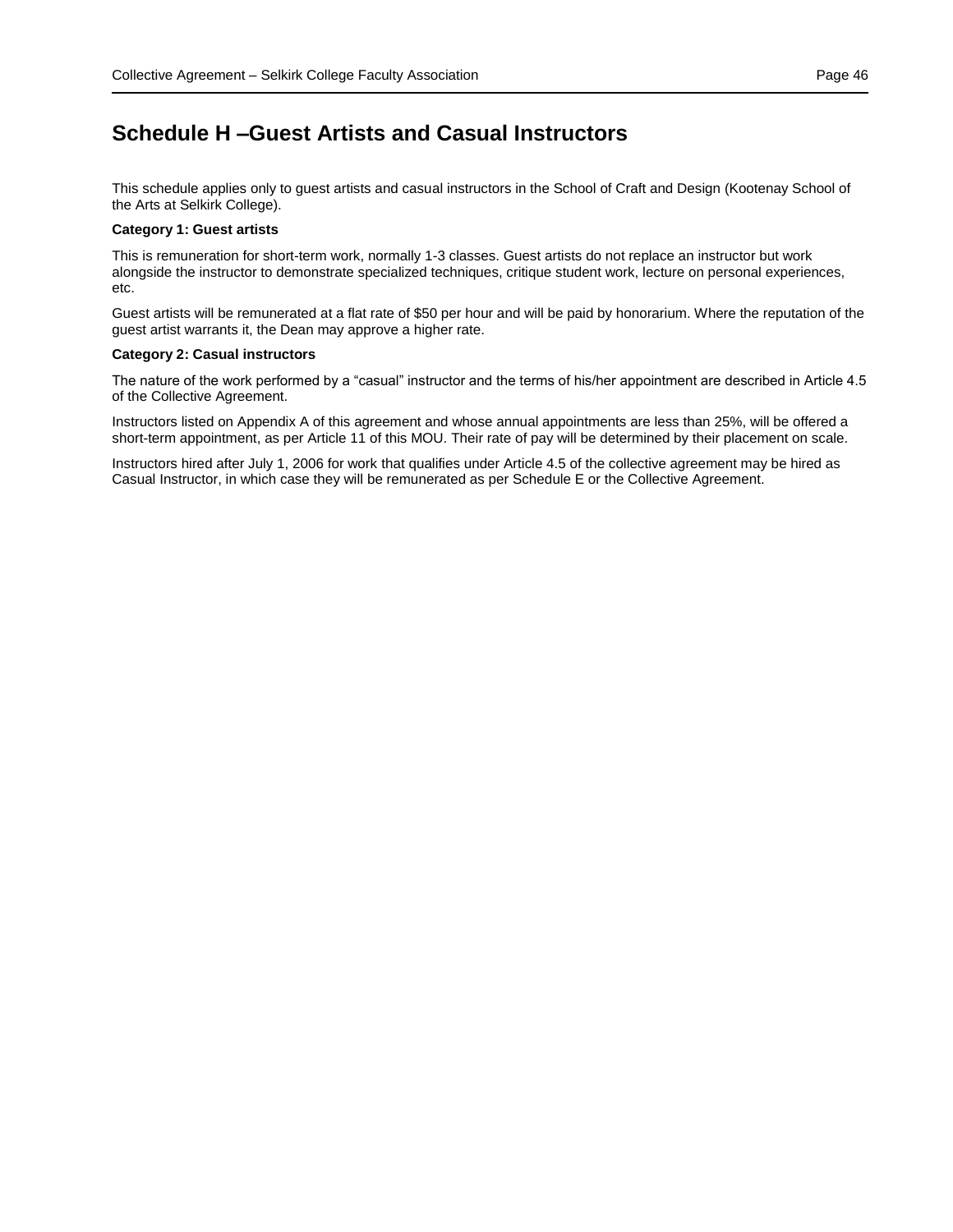# Schedule H –Guest Artists and Casual Instructors

This schedule applies only to guest artists and casual instructors in the School of Craft and Design (Kootenay School of the Arts at Selkirk College).

**Category 1: Guest artists**

This is remuneration for short-term work, normally 1-3 classes. Guest artists do not replace an instructor but work alongside the instructor to demonstrate specialized techniques, critique student work, lecture on personal experiences, etc.

Guest artists will be remunerated at a flat rate of $50 per hour and will be paid by honorarium. Where the reputation of the guest artist warrants it, the Dean may approve a higher rate.

**Category 2: Casual instructors**

The nature of the work performed by a "casual" instructor and the terms of his/her appointment are described in Article 4.5 of the Collective Agreement.

Instructors listed on Appendix A of this agreement and whose annual appointments are less than 25%, will be offered a short-term appointment, as per Article 11 of this MOU. Their rate of pay will be determined by their placement on scale.

Instructors hired after July 1, 2006 for work that qualifies under Article 4.5 of the collective agreement may be hired as Casual Instructor, in which case they will be remunerated as per Schedule E or the Collective Agreement.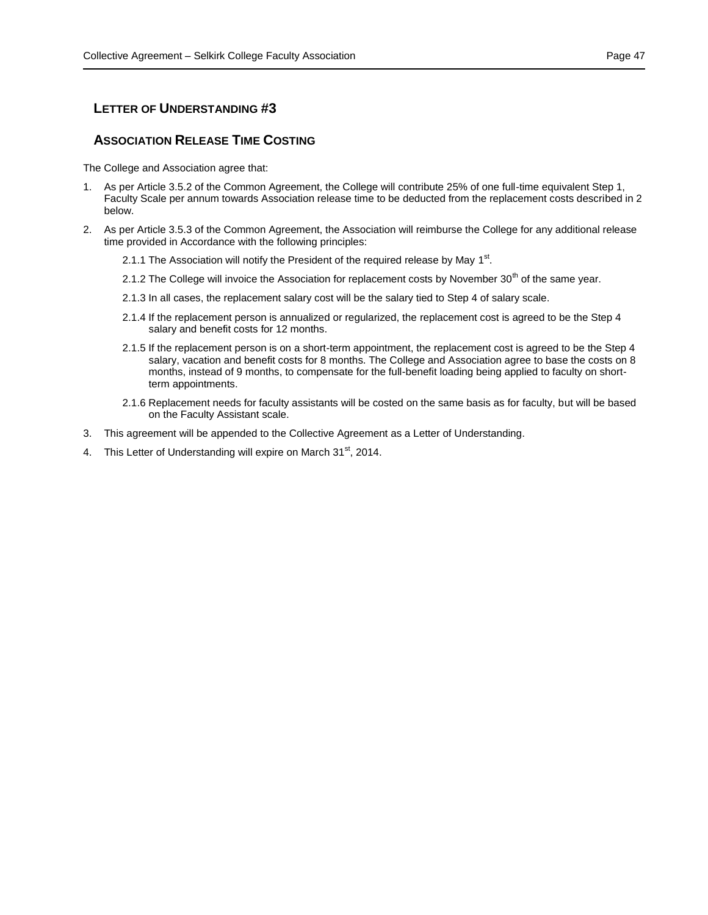## LETTER OF UNDERSTANDING #3

## ASSOCIATION RELEASE TIME COSTING

The College and Association agree that:

1. As per Article 3.5.2 of the Common Agreement, the College will contribute 25% of one full-time equivalent Step 1, Faculty Scale per annum towards Association release time to be deducted from the replacement costs described in 2 below.

2. As per Article 3.5.3 of the Common Agreement, the Association will reimburse the College for any additional release time provided in Accordance with the following principles:

   2.1.1 The Association will notify the President of the required release by May 1st.

   2.1.2 The College will invoice the Association for replacement costs by November 30th of the same year.

   2.1.3 In all cases, the replacement salary cost will be the salary tied to Step 4 of salary scale.

   2.1.4 If the replacement person is annualized or regularized, the replacement cost is agreed to be the Step 4 salary and benefit costs for 12 months.

   2.1.5 If the replacement person is on a short-term appointment, the replacement cost is agreed to be the Step 4 salary, vacation and benefit costs for 8 months. The College and Association agree to base the costs on 8 months, instead of 9 months, to compensate for the full-benefit loading being applied to faculty on short-term appointments.

   2.1.6 Replacement needs for faculty assistants will be costed on the same basis as for faculty, but will be based on the Faculty Assistant scale.

3. This agreement will be appended to the Collective Agreement as a Letter of Understanding.

4. This Letter of Understanding will expire on March 31st, 2014.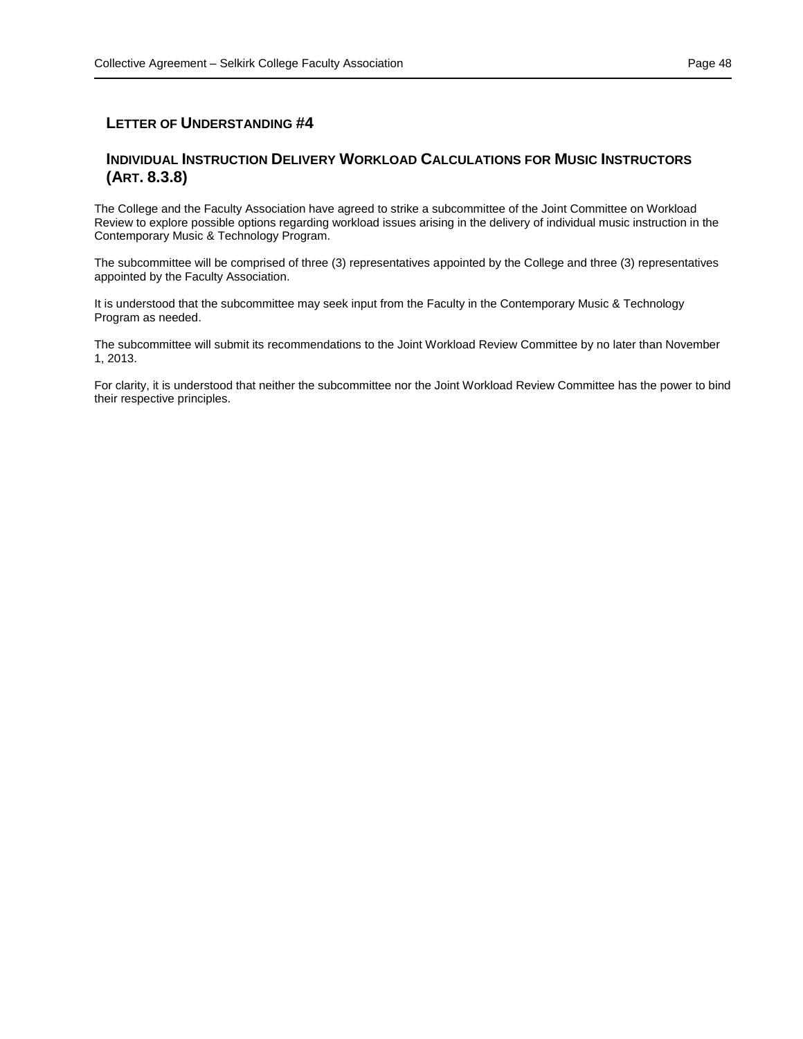## LETTER OF UNDERSTANDING #4

## INDIVIDUAL INSTRUCTION DELIVERY WORKLOAD CALCULATIONS FOR MUSIC INSTRUCTORS (ART. 8.3.8)

The College and the Faculty Association have agreed to strike a subcommittee of the Joint Committee on Workload Review to explore possible options regarding workload issues arising in the delivery of individual music instruction in the Contemporary Music & Technology Program.

The subcommittee will be comprised of three (3) representatives appointed by the College and three (3) representatives appointed by the Faculty Association.

It is understood that the subcommittee may seek input from the Faculty in the Contemporary Music & Technology Program as needed.

The subcommittee will submit its recommendations to the Joint Workload Review Committee by no later than November 1, 2013.

For clarity, it is understood that neither the subcommittee nor the Joint Workload Review Committee has the power to bind their respective principles.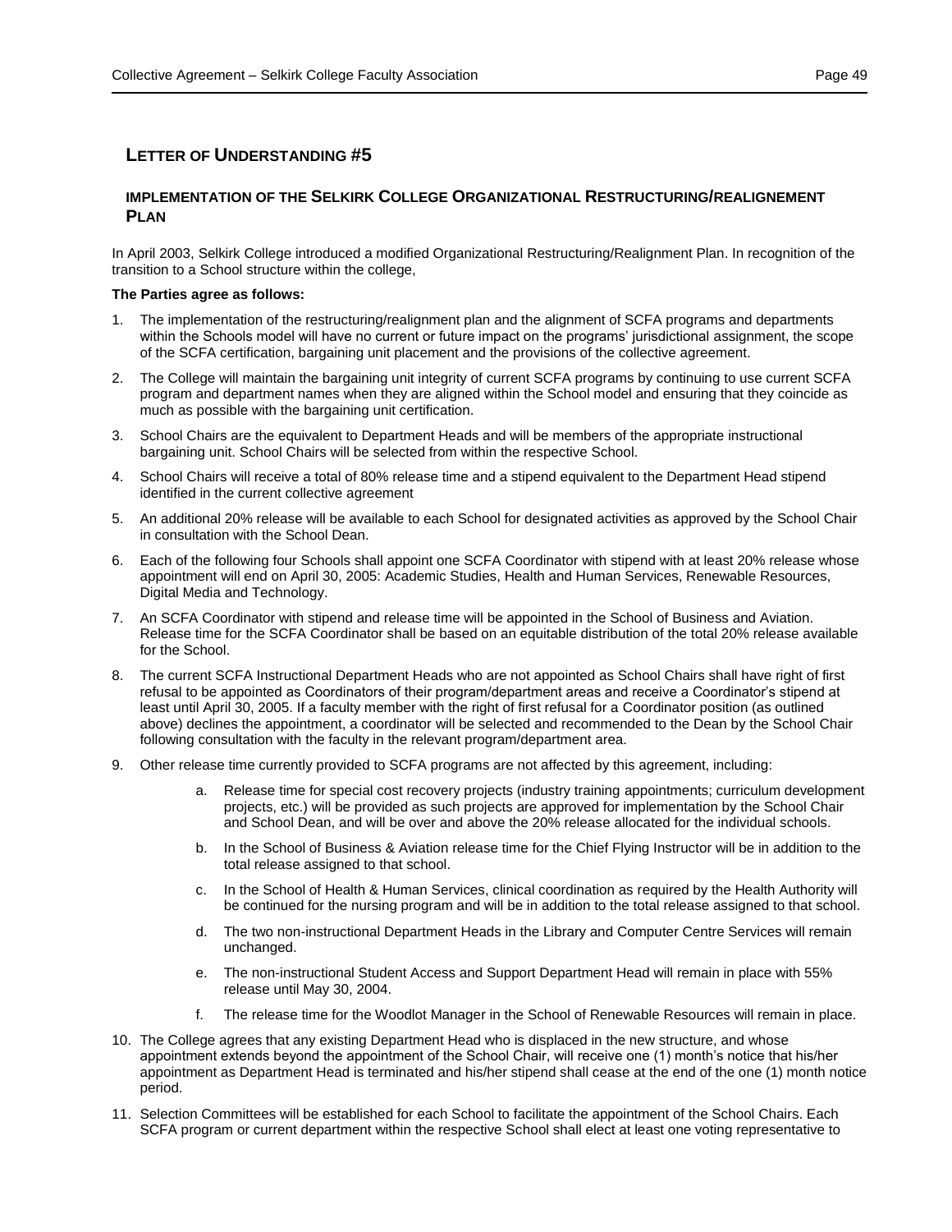## LETTER OF UNDERSTANDING #5

### IMPLEMENTATION OF THE SELKIRK COLLEGE ORGANIZATIONAL RESTRUCTURING/REALIGNEMENT PLAN

In April 2003, Selkirk College introduced a modified Organizational Restructuring/Realignment Plan. In recognition of the transition to a School structure within the college,

**The Parties agree as follows:**

1. The implementation of the restructuring/realignment plan and the alignment of SCFA programs and departments within the Schools model will have no current or future impact on the programs' jurisdictional assignment, the scope of the SCFA certification, bargaining unit placement and the provisions of the collective agreement.
2. The College will maintain the bargaining unit integrity of current SCFA programs by continuing to use current SCFA program and department names when they are aligned within the School model and ensuring that they coincide as much as possible with the bargaining unit certification.
3. School Chairs are the equivalent to Department Heads and will be members of the appropriate instructional bargaining unit. School Chairs will be selected from within the respective School.
4. School Chairs will receive a total of 80% release time and a stipend equivalent to the Department Head stipend identified in the current collective agreement
5. An additional 20% release will be available to each School for designated activities as approved by the School Chair in consultation with the School Dean.
6. Each of the following four Schools shall appoint one SCFA Coordinator with stipend with at least 20% release whose appointment will end on April 30, 2005: Academic Studies, Health and Human Services, Renewable Resources, Digital Media and Technology.
7. An SCFA Coordinator with stipend and release time will be appointed in the School of Business and Aviation. Release time for the SCFA Coordinator shall be based on an equitable distribution of the total 20% release available for the School.
8. The current SCFA Instructional Department Heads who are not appointed as School Chairs shall have right of first refusal to be appointed as Coordinators of their program/department areas and receive a Coordinator's stipend at least until April 30, 2005. If a faculty member with the right of first refusal for a Coordinator position (as outlined above) declines the appointment, a coordinator will be selected and recommended to the Dean by the School Chair following consultation with the faculty in the relevant program/department area.
9. Other release time currently provided to SCFA programs are not affected by this agreement, including:
   a. Release time for special cost recovery projects (industry training appointments; curriculum development projects, etc.) will be provided as such projects are approved for implementation by the School Chair and School Dean, and will be over and above the 20% release allocated for the individual schools.
   b. In the School of Business & Aviation release time for the Chief Flying Instructor will be in addition to the total release assigned to that school.
   c. In the School of Health & Human Services, clinical coordination as required by the Health Authority will be continued for the nursing program and will be in addition to the total release assigned to that school.
   d. The two non-instructional Department Heads in the Library and Computer Centre Services will remain unchanged.
   e. The non-instructional Student Access and Support Department Head will remain in place with 55% release until May 30, 2004.
   f. The release time for the Woodlot Manager in the School of Renewable Resources will remain in place.
10. The College agrees that any existing Department Head who is displaced in the new structure, and whose appointment extends beyond the appointment of the School Chair, will receive one (1) month's notice that his/her appointment as Department Head is terminated and his/her stipend shall cease at the end of the one (1) month notice period.
11. Selection Committees will be established for each School to facilitate the appointment of the School Chairs. Each SCFA program or current department within the respective School shall elect at least one voting representative to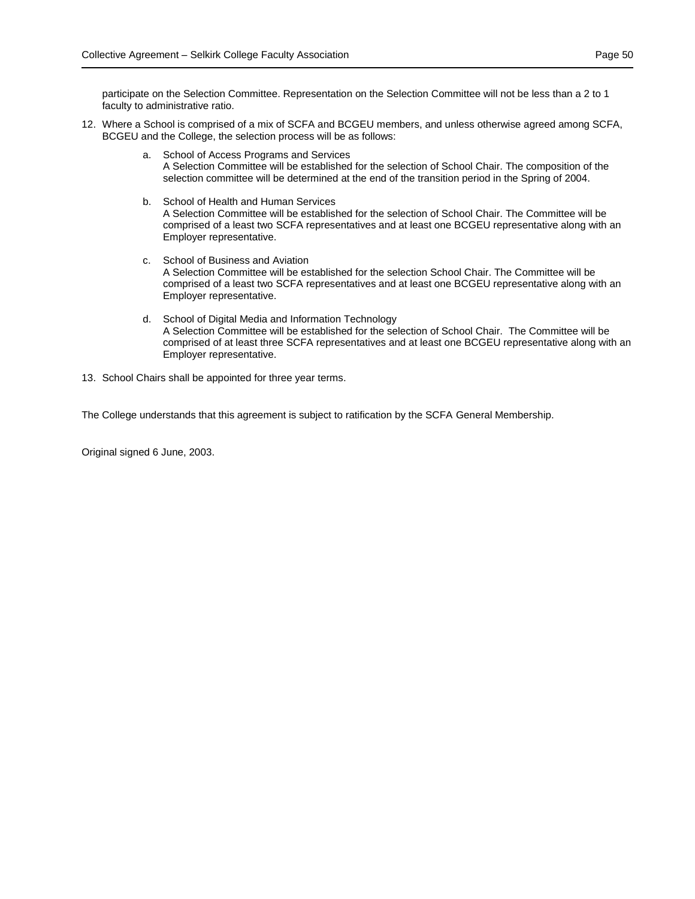participate on the Selection Committee. Representation on the Selection Committee will not be less than a 2 to 1 faculty to administrative ratio.

12. Where a School is comprised of a mix of SCFA and BCGEU members, and unless otherwise agreed among SCFA, BCGEU and the College, the selection process will be as follows:

    a. School of Access Programs and Services
    A Selection Committee will be established for the selection of School Chair. The composition of the selection committee will be determined at the end of the transition period in the Spring of 2004.

    b. School of Health and Human Services
    A Selection Committee will be established for the selection of School Chair. The Committee will be comprised of a least two SCFA representatives and at least one BCGEU representative along with an Employer representative.

    c. School of Business and Aviation
    A Selection Committee will be established for the selection School Chair. The Committee will be comprised of a least two SCFA representatives and at least one BCGEU representative along with an Employer representative.

    d. School of Digital Media and Information Technology
    A Selection Committee will be established for the selection of School Chair. The Committee will be comprised of at least three SCFA representatives and at least one BCGEU representative along with an Employer representative.

13. School Chairs shall be appointed for three year terms.

The College understands that this agreement is subject to ratification by the SCFA General Membership.

Original signed 6 June, 2003.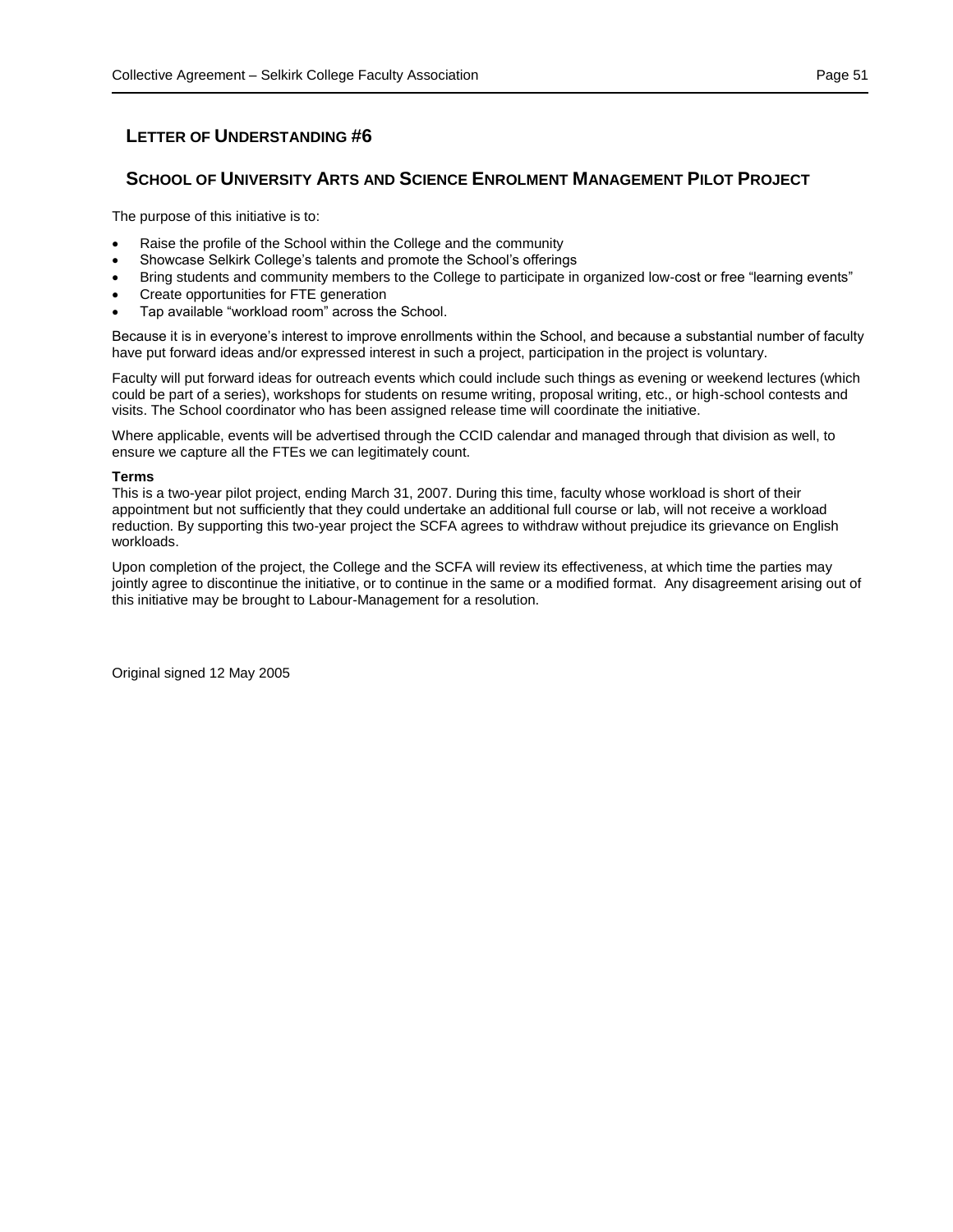## LETTER OF UNDERSTANDING #6

## SCHOOL OF UNIVERSITY ARTS AND SCIENCE ENROLMENT MANAGEMENT PILOT PROJECT

The purpose of this initiative is to:

- Raise the profile of the School within the College and the community
- Showcase Selkirk College's talents and promote the School's offerings
- Bring students and community members to the College to participate in organized low-cost or free "learning events"
- Create opportunities for FTE generation
- Tap available "workload room" across the School.

Because it is in everyone's interest to improve enrollments within the School, and because a substantial number of faculty have put forward ideas and/or expressed interest in such a project, participation in the project is voluntary.

Faculty will put forward ideas for outreach events which could include such things as evening or weekend lectures (which could be part of a series), workshops for students on resume writing, proposal writing, etc., or high-school contests and visits. The School coordinator who has been assigned release time will coordinate the initiative.

Where applicable, events will be advertised through the CCID calendar and managed through that division as well, to ensure we capture all the FTEs we can legitimately count.

**Terms**
This is a two-year pilot project, ending March 31, 2007. During this time, faculty whose workload is short of their appointment but not sufficiently that they could undertake an additional full course or lab, will not receive a workload reduction. By supporting this two-year project the SCFA agrees to withdraw without prejudice its grievance on English workloads.

Upon completion of the project, the College and the SCFA will review its effectiveness, at which time the parties may jointly agree to discontinue the initiative, or to continue in the same or a modified format. Any disagreement arising out of this initiative may be brought to Labour-Management for a resolution.

Original signed 12 May 2005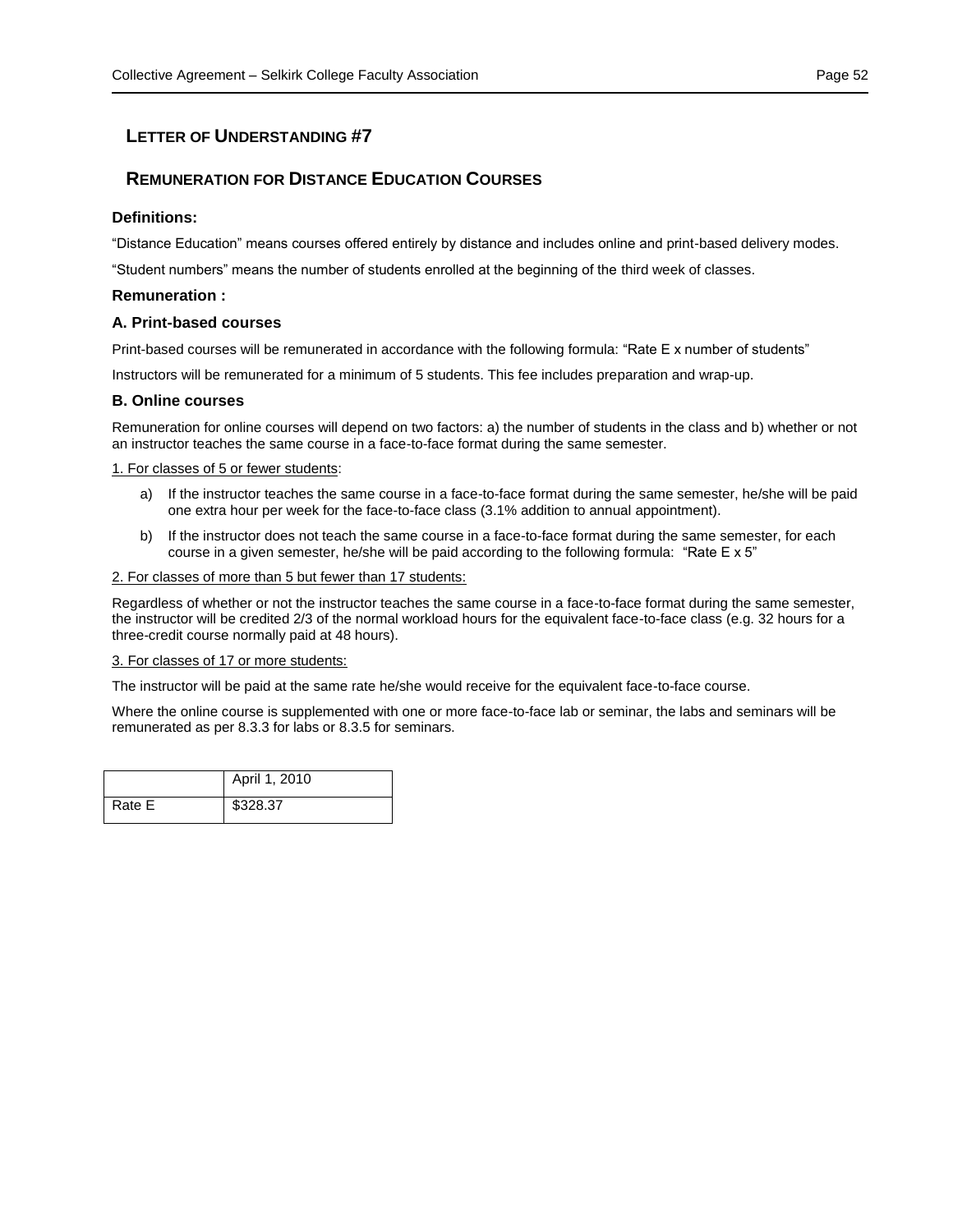## LETTER OF UNDERSTANDING #7

## REMUNERATION FOR DISTANCE EDUCATION COURSES

### Definitions:

"Distance Education" means courses offered entirely by distance and includes online and print-based delivery modes.

"Student numbers" means the number of students enrolled at the beginning of the third week of classes.

### Remuneration :

### A. Print-based courses

Print-based courses will be remunerated in accordance with the following formula: "Rate E x number of students"

Instructors will be remunerated for a minimum of 5 students. This fee includes preparation and wrap-up.

### B. Online courses

Remuneration for online courses will depend on two factors: a) the number of students in the class and b) whether or not an instructor teaches the same course in a face-to-face format during the same semester.

<u>1. For classes of 5 or fewer students</u>:

a) If the instructor teaches the same course in a face-to-face format during the same semester, he/she will be paid one extra hour per week for the face-to-face class (3.1% addition to annual appointment).

b) If the instructor does not teach the same course in a face-to-face format during the same semester, for each course in a given semester, he/she will be paid according to the following formula: "Rate E x 5"

<u>2. For classes of more than 5 but fewer than 17 students:</u>

Regardless of whether or not the instructor teaches the same course in a face-to-face format during the same semester, the instructor will be credited 2/3 of the normal workload hours for the equivalent face-to-face class (e.g. 32 hours for a three-credit course normally paid at 48 hours).

<u>3. For classes of 17 or more students:</u>

The instructor will be paid at the same rate he/she would receive for the equivalent face-to-face course.

Where the online course is supplemented with one or more face-to-face lab or seminar, the labs and seminars will be remunerated as per 8.3.3 for labs or 8.3.5 for seminars.

| | April 1, 2010 |
|---|---|
| Rate E | $328.37 |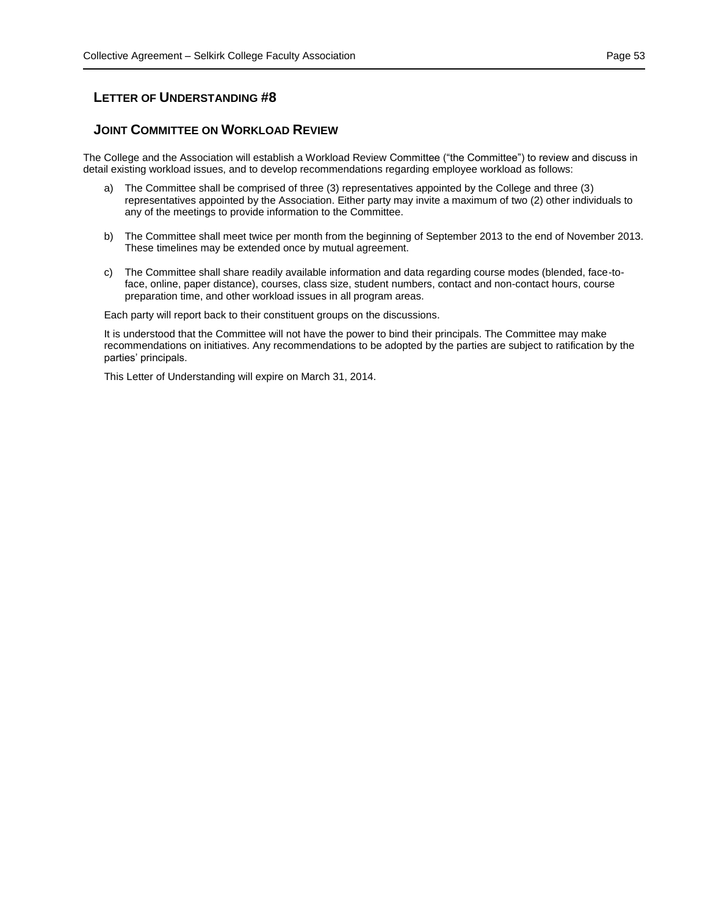## Letter of Understanding #8

## Joint Committee on Workload Review

The College and the Association will establish a Workload Review Committee ("the Committee") to review and discuss in detail existing workload issues, and to develop recommendations regarding employee workload as follows:

a) The Committee shall be comprised of three (3) representatives appointed by the College and three (3) representatives appointed by the Association. Either party may invite a maximum of two (2) other individuals to any of the meetings to provide information to the Committee.

b) The Committee shall meet twice per month from the beginning of September 2013 to the end of November 2013. These timelines may be extended once by mutual agreement.

c) The Committee shall share readily available information and data regarding course modes (blended, face-to-face, online, paper distance), courses, class size, student numbers, contact and non-contact hours, course preparation time, and other workload issues in all program areas.

Each party will report back to their constituent groups on the discussions.

It is understood that the Committee will not have the power to bind their principals. The Committee may make recommendations on initiatives. Any recommendations to be adopted by the parties are subject to ratification by the parties' principals.

This Letter of Understanding will expire on March 31, 2014.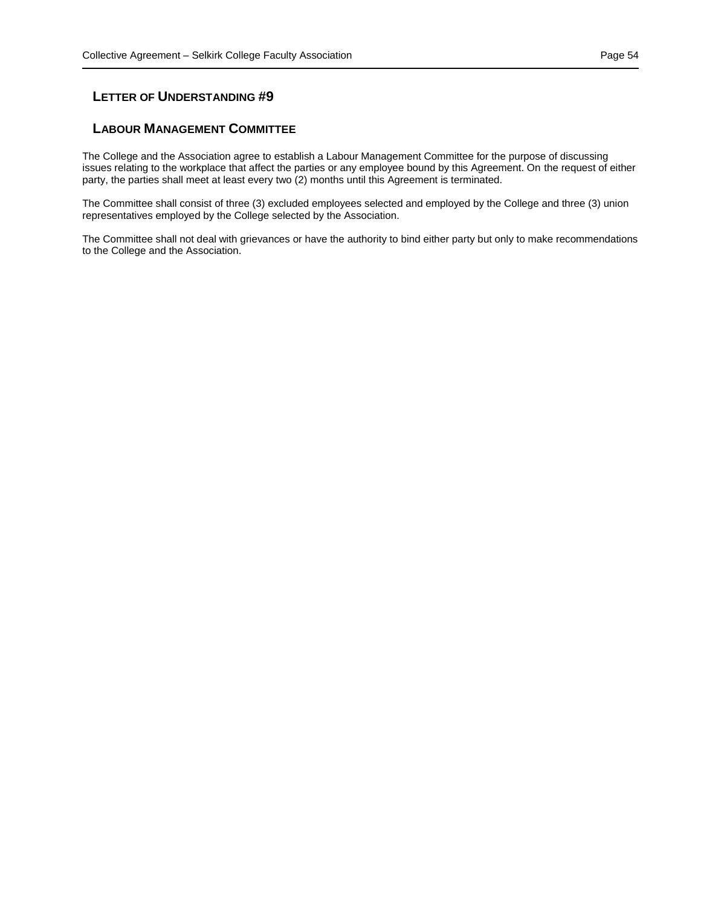## LETTER OF UNDERSTANDING #9

## LABOUR MANAGEMENT COMMITTEE

The College and the Association agree to establish a Labour Management Committee for the purpose of discussing issues relating to the workplace that affect the parties or any employee bound by this Agreement. On the request of either party, the parties shall meet at least every two (2) months until this Agreement is terminated.

The Committee shall consist of three (3) excluded employees selected and employed by the College and three (3) union representatives employed by the College selected by the Association.

The Committee shall not deal with grievances or have the authority to bind either party but only to make recommendations to the College and the Association.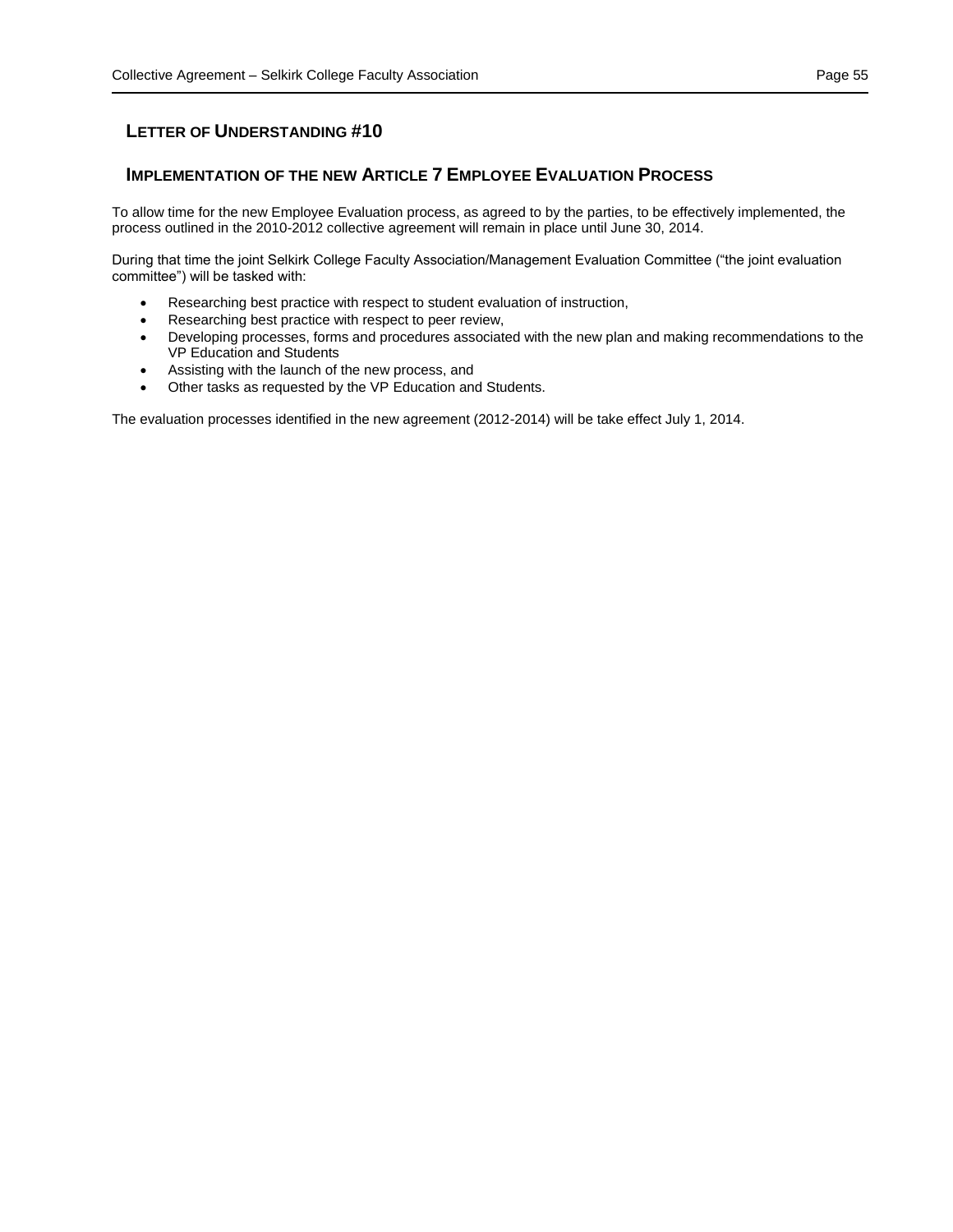## LETTER OF UNDERSTANDING #10

### IMPLEMENTATION OF THE NEW ARTICLE 7 EMPLOYEE EVALUATION PROCESS

To allow time for the new Employee Evaluation process, as agreed to by the parties, to be effectively implemented, the process outlined in the 2010-2012 collective agreement will remain in place until June 30, 2014.

During that time the joint Selkirk College Faculty Association/Management Evaluation Committee ("the joint evaluation committee") will be tasked with:

- Researching best practice with respect to student evaluation of instruction,
- Researching best practice with respect to peer review,
- Developing processes, forms and procedures associated with the new plan and making recommendations to the VP Education and Students
- Assisting with the launch of the new process, and
- Other tasks as requested by the VP Education and Students.

The evaluation processes identified in the new agreement (2012-2014) will be take effect July 1, 2014.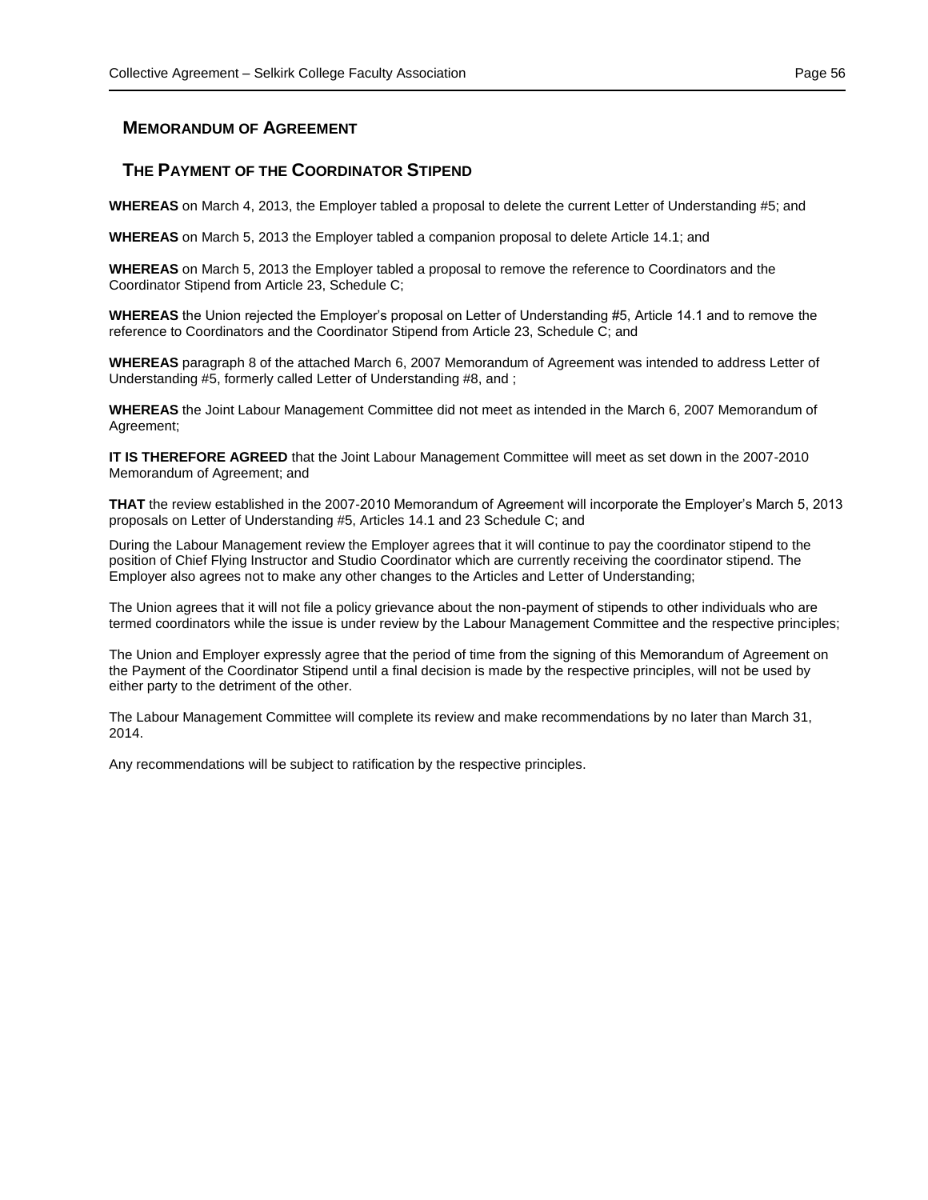## MEMORANDUM OF AGREEMENT

## THE PAYMENT OF THE COORDINATOR STIPEND

**WHEREAS** on March 4, 2013, the Employer tabled a proposal to delete the current Letter of Understanding #5; and

**WHEREAS** on March 5, 2013 the Employer tabled a companion proposal to delete Article 14.1; and

**WHEREAS** on March 5, 2013 the Employer tabled a proposal to remove the reference to Coordinators and the Coordinator Stipend from Article 23, Schedule C;

**WHEREAS** the Union rejected the Employer's proposal on Letter of Understanding #5, Article 14.1 and to remove the reference to Coordinators and the Coordinator Stipend from Article 23, Schedule C; and

**WHEREAS** paragraph 8 of the attached March 6, 2007 Memorandum of Agreement was intended to address Letter of Understanding #5, formerly called Letter of Understanding #8, and ;

**WHEREAS** the Joint Labour Management Committee did not meet as intended in the March 6, 2007 Memorandum of Agreement;

**IT IS THEREFORE AGREED** that the Joint Labour Management Committee will meet as set down in the 2007-2010 Memorandum of Agreement; and

**THAT** the review established in the 2007-2010 Memorandum of Agreement will incorporate the Employer's March 5, 2013 proposals on Letter of Understanding #5, Articles 14.1 and 23 Schedule C; and

During the Labour Management review the Employer agrees that it will continue to pay the coordinator stipend to the position of Chief Flying Instructor and Studio Coordinator which are currently receiving the coordinator stipend. The Employer also agrees not to make any other changes to the Articles and Letter of Understanding;

The Union agrees that it will not file a policy grievance about the non-payment of stipends to other individuals who are termed coordinators while the issue is under review by the Labour Management Committee and the respective principles;

The Union and Employer expressly agree that the period of time from the signing of this Memorandum of Agreement on the Payment of the Coordinator Stipend until a final decision is made by the respective principles, will not be used by either party to the detriment of the other.

The Labour Management Committee will complete its review and make recommendations by no later than March 31, 2014.

Any recommendations will be subject to ratification by the respective principles.